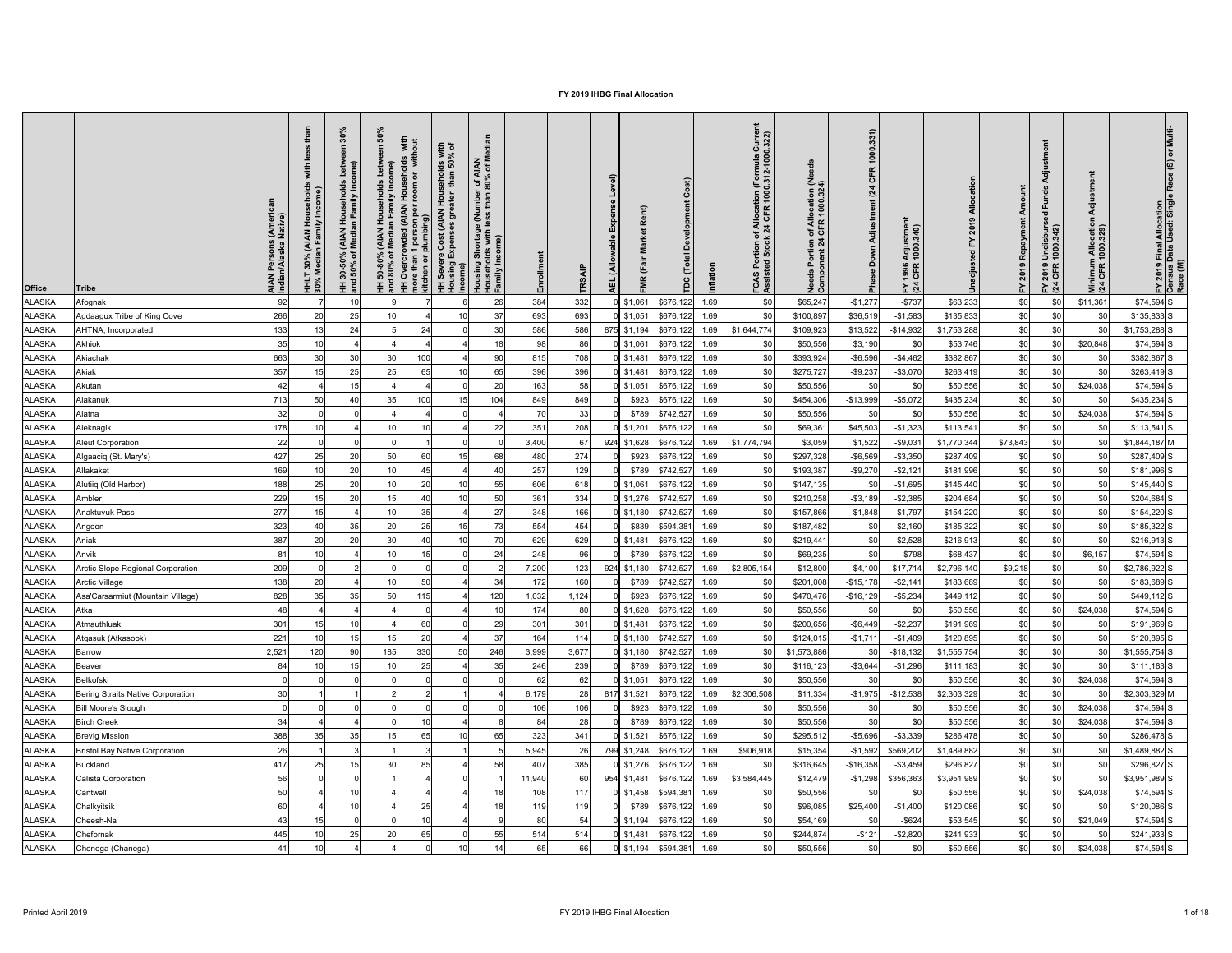# FY 2019 IHBG Final Allocation

| Office | Tribe | AIAN Persons (American Indian/Alaska Native) | HHLT 30% (AIAN Households with less than 30% Median Family Income) | HH 30-50% (AIAN Households between 30% and 50% of Median Family Income) | HH 50-80% (AIAN Households between 50% and 80% of Median Family Income) | HH Overcrowded (AIAN Households with more than 1 person per room or without kitchen or plumbing) | HH Severe Cost (AIAN Households with Housing Expenses greater than 50% of Income) | Housing Shortage (Number of AIAN Households with less than 80% of Median Family Income) | Enrollment | TRSAIP | AEL (Allowable Expense Level) | FMR (Fair Market Rent) | TDC (Total Development Cost) | Inflation | FCAS Portion of Allocation (Formula Current Assisted Stock 24 CFR 1000.312-1000.322) | Needs Portion of Allocation (Needs Component 24 CFR 1000.324) | Phase Down Adjustment (24 CFR 1000.331) | FY 1996 Adjustment (24 CFR 1000.340) | Unadjusted FY 2019 Allocation | FY 2019 Repayment Amount | FY 2019 Undisbursed Funds Adjustment (24 CFR 1000.342) | Minimum Allocation Adjustment (24 CFR 1000.329) | FY 2019 Final Allocation | Census Data Used: Single Race (S) or Multi-Race (M) |
|---|---|---|---|---|---|---|---|---|---|---|---|---|---|---|---|---|---|---|---|---|---|---|---|---|
| ALASKA | Afognak | 92 | 7 | 10 | 9 | 7 | 6 | 26 | 384 | 332 | 0 | $1,061 | $676,122 | 1.69 | $0 | $65,247 | -$1,277 | -$737 | $63,233 | $0 | $0 | $11,361 | $74,594 | S |
| ALASKA | Agdaagux Tribe of King Cove | 266 | 20 | 25 | 10 | 4 | 10 | 37 | 693 | 693 | 0 | $1,051 | $676,122 | 1.69 | $0 | $100,897 | $36,519 | -$1,583 | $135,833 | $0 | $0 | $0 | $135,833 | S |
| ALASKA | AHTNA, Incorporated | 133 | 13 | 24 | 5 | 24 | 0 | 30 | 586 | 586 | 875 | $1,194 | $676,122 | 1.69 | $1,644,774 | $109,923 | $13,522 | -$14,932 | $1,753,288 | $0 | $0 | $0 | $1,753,288 | S |
| ALASKA | Akhiok | 35 | 10 | 4 | 4 | 4 | 4 | 18 | 98 | 86 | 0 | $1,061 | $676,122 | 1.69 | $0 | $50,556 | $3,190 | $0 | $53,746 | $0 | $0 | $20,848 | $74,594 | S |
| ALASKA | Akiachak | 663 | 30 | 30 | 30 | 100 | 4 | 90 | 815 | 708 | 0 | $1,481 | $676,122 | 1.69 | $0 | $393,924 | -$6,596 | -$4,462 | $382,867 | $0 | $0 | $0 | $382,867 | S |
| ALASKA | Akiak | 357 | 15 | 25 | 25 | 65 | 10 | 65 | 396 | 396 | 0 | $1,481 | $676,122 | 1.69 | $0 | $275,727 | -$9,237 | -$3,070 | $263,419 | $0 | $0 | $0 | $263,419 | S |
| ALASKA | Akutan | 42 | 4 | 15 | 4 | 4 | 0 | 20 | 163 | 58 | 0 | $1,051 | $676,122 | 1.69 | $0 | $50,556 | $0 | $0 | $50,556 | $0 | $0 | $24,038 | $74,594 | S |
| ALASKA | Alakanuk | 713 | 50 | 40 | 35 | 100 | 15 | 104 | 849 | 849 | 0 | $923 | $676,122 | 1.69 | $0 | $454,306 | -$13,999 | -$5,072 | $435,234 | $0 | $0 | $0 | $435,234 | S |
| ALASKA | Alatna | 32 | 0 | 0 | 4 | 4 | 0 | 4 | 70 | 33 | 0 | $789 | $742,527 | 1.69 | $0 | $50,556 | $0 | $0 | $50,556 | $0 | $0 | $24,038 | $74,594 | S |
| ALASKA | Aleknagik | 178 | 10 | 4 | 10 | 10 | 4 | 22 | 351 | 208 | 0 | $1,201 | $676,122 | 1.69 | $0 | $69,361 | $45,503 | -$1,323 | $113,541 | $0 | $0 | $0 | $113,541 | S |
| ALASKA | Aleut Corporation | 22 | 0 | 0 | 0 | 1 | 0 | 0 | 3,400 | 67 | 924 | $1,628 | $676,122 | 1.69 | $1,774,794 | $3,059 | $1,522 | -$9,031 | $1,770,344 | $73,843 | $0 | $0 | $1,844,187 | M |
| ALASKA | Algaaciq (St. Mary's) | 427 | 25 | 20 | 50 | 60 | 15 | 68 | 480 | 274 | 0 | $923 | $676,122 | 1.69 | $0 | $297,328 | -$6,569 | -$3,350 | $287,409 | $0 | $0 | $0 | $287,409 | S |
| ALASKA | Allakaket | 169 | 10 | 20 | 10 | 45 | 4 | 40 | 257 | 129 | 0 | $789 | $742,527 | 1.69 | $0 | $193,387 | -$9,270 | -$2,121 | $181,996 | $0 | $0 | $0 | $181,996 | S |
| ALASKA | Alutiiq (Old Harbor) | 188 | 25 | 20 | 10 | 20 | 10 | 55 | 606 | 618 | 0 | $1,061 | $676,122 | 1.69 | $0 | $147,135 | $0 | -$1,695 | $145,440 | $0 | $0 | $0 | $145,440 | S |
| ALASKA | Ambler | 229 | 15 | 20 | 15 | 40 | 10 | 50 | 361 | 334 | 0 | $1,276 | $742,527 | 1.69 | $0 | $210,258 | -$3,189 | -$2,385 | $204,684 | $0 | $0 | $0 | $204,684 | S |
| ALASKA | Anaktuvuk Pass | 277 | 15 | 4 | 10 | 35 | 4 | 27 | 348 | 166 | 0 | $1,180 | $742,527 | 1.69 | $0 | $157,866 | -$1,848 | -$1,797 | $154,220 | $0 | $0 | $0 | $154,220 | S |
| ALASKA | Angoon | 323 | 40 | 35 | 20 | 25 | 15 | 73 | 554 | 454 | 0 | $839 | $594,381 | 1.69 | $0 | $187,482 | $0 | -$2,160 | $185,322 | $0 | $0 | $0 | $185,322 | S |
| ALASKA | Aniak | 387 | 20 | 20 | 30 | 40 | 10 | 70 | 629 | 629 | 0 | $1,481 | $676,122 | 1.69 | $0 | $219,441 | $0 | -$2,528 | $216,913 | $0 | $0 | $0 | $216,913 | S |
| ALASKA | Anvik | 81 | 10 | 4 | 10 | 15 | 0 | 24 | 248 | 96 | 0 | $789 | $676,122 | 1.69 | $0 | $69,235 | $0 | -$798 | $68,437 | $0 | $0 | $6,157 | $74,594 | S |
| ALASKA | Arctic Slope Regional Corporation | 209 | 0 | 2 | 0 | 0 | 0 | 2 | 7,200 | 123 | 924 | $1,180 | $742,527 | 1.69 | $2,805,154 | $12,800 | -$4,100 | -$17,714 | $2,796,140 | -$9,218 | $0 | $0 | $2,786,922 | S |
| ALASKA | Arctic Village | 138 | 20 | 4 | 10 | 50 | 4 | 34 | 172 | 160 | 0 | $789 | $742,527 | 1.69 | $0 | $201,008 | -$15,178 | -$2,141 | $183,689 | $0 | $0 | $0 | $183,689 | S |
| ALASKA | Asa'Carsarmiut (Mountain Village) | 828 | 35 | 35 | 50 | 115 | 4 | 120 | 1,032 | 1,124 | 0 | $923 | $676,122 | 1.69 | $0 | $470,476 | -$16,129 | -$5,234 | $449,112 | $0 | $0 | $0 | $449,112 | S |
| ALASKA | Atka | 48 | 4 | 4 | 4 | 0 | 4 | 10 | 174 | 80 | 0 | $1,628 | $676,122 | 1.69 | $0 | $50,556 | $0 | $0 | $50,556 | $0 | $0 | $24,038 | $74,594 | S |
| ALASKA | Atmauthluak | 301 | 15 | 10 | 4 | 60 | 0 | 29 | 301 | 301 | 0 | $1,481 | $676,122 | 1.69 | $0 | $200,656 | -$6,449 | -$2,237 | $191,969 | $0 | $0 | $0 | $191,969 | S |
| ALASKA | Atqasuk (Atkasook) | 221 | 10 | 15 | 15 | 20 | 4 | 37 | 164 | 114 | 0 | $1,180 | $742,527 | 1.69 | $0 | $124,015 | -$1,711 | -$1,409 | $120,895 | $0 | $0 | $0 | $120,895 | S |
| ALASKA | Barrow | 2,521 | 120 | 90 | 185 | 330 | 50 | 246 | 3,999 | 3,677 | 0 | $1,180 | $742,527 | 1.69 | $0 | $1,573,886 | $0 | -$18,132 | $1,555,754 | $0 | $0 | $0 | $1,555,754 | S |
| ALASKA | Beaver | 84 | 10 | 15 | 10 | 25 | 4 | 35 | 246 | 239 | 0 | $789 | $676,122 | 1.69 | $0 | $116,123 | -$3,644 | -$1,296 | $111,183 | $0 | $0 | $0 | $111,183 | S |
| ALASKA | Belkofski | 0 | 0 | 0 | 0 | 0 | 0 | 0 | 62 | 62 | 0 | $1,051 | $676,122 | 1.69 | $0 | $50,556 | $0 | $0 | $50,556 | $0 | $0 | $24,038 | $74,594 | S |
| ALASKA | Bering Straits Native Corporation | 30 | 1 | 1 | 2 | 2 | 1 | 4 | 6,179 | 28 | 817 | $1,521 | $676,122 | 1.69 | $2,306,508 | $11,334 | -$1,975 | -$12,538 | $2,303,329 | $0 | $0 | $0 | $2,303,329 | M |
| ALASKA | Bill Moore's Slough | 0 | 0 | 0 | 0 | 0 | 0 | 0 | 106 | 106 | 0 | $923 | $676,122 | 1.69 | $0 | $50,556 | $0 | $0 | $50,556 | $0 | $0 | $24,038 | $74,594 | S |
| ALASKA | Birch Creek | 34 | 4 | 4 | 0 | 10 | 4 | 8 | 84 | 28 | 0 | $789 | $676,122 | 1.69 | $0 | $50,556 | $0 | $0 | $50,556 | $0 | $0 | $24,038 | $74,594 | S |
| ALASKA | Brevig Mission | 388 | 35 | 35 | 15 | 65 | 10 | 65 | 323 | 341 | 0 | $1,521 | $676,122 | 1.69 | $0 | $295,512 | -$5,696 | -$3,339 | $286,478 | $0 | $0 | $0 | $286,478 | S |
| ALASKA | Bristol Bay Native Corporation | 26 | 1 | 3 | 1 | 3 | 1 | 5 | 5,945 | 26 | 799 | $1,248 | $676,122 | 1.69 | $906,918 | $15,354 | -$1,592 | $569,202 | $1,489,882 | $0 | $0 | $0 | $1,489,882 | S |
| ALASKA | Buckland | 417 | 25 | 15 | 30 | 85 | 4 | 58 | 407 | 385 | 0 | $1,276 | $742,527 | 1.69 | $0 | $316,645 | -$16,358 | -$3,459 | $296,827 | $0 | $0 | $0 | $296,827 | S |
| ALASKA | Calista Corporation | 56 | 0 | 0 | 1 | 4 | 0 | 1 | 11,940 | 60 | 954 | $1,481 | $676,122 | 1.69 | $3,584,445 | $12,479 | -$1,298 | $356,363 | $3,951,989 | $0 | $0 | $0 | $3,951,989 | S |
| ALASKA | Cantwell | 50 | 4 | 10 | 4 | 4 | 4 | 18 | 108 | 117 | 0 | $1,458 | $594,381 | 1.69 | $0 | $50,556 | $0 | $0 | $50,556 | $0 | $0 | $24,038 | $74,594 | S |
| ALASKA | Chalkyitsik | 60 | 4 | 10 | 4 | 25 | 4 | 18 | 119 | 119 | 0 | $789 | $676,122 | 1.69 | $0 | $96,085 | $25,400 | -$1,400 | $120,086 | $0 | $0 | $0 | $120,086 | S |
| ALASKA | Cheesh-Na | 43 | 15 | 0 | 0 | 10 | 4 | 9 | 80 | 54 | 0 | $1,194 | $676,122 | 1.69 | $0 | $54,169 | $0 | -$624 | $53,545 | $0 | $0 | $21,049 | $74,594 | S |
| ALASKA | Chefornak | 445 | 10 | 25 | 20 | 65 | 0 | 55 | 514 | 514 | 0 | $1,481 | $676,122 | 1.69 | $0 | $244,874 | -$121 | -$2,820 | $241,933 | $0 | $0 | $0 | $241,933 | S |
| ALASKA | Chenega (Chanega) | 41 | 10 | 4 | 4 | 0 | 10 | 14 | 65 | 66 | 0 | $1,194 | $594,381 | 1.69 | $0 | $50,556 | $0 | $0 | $50,556 | $0 | $0 | $24,038 | $74,594 | S |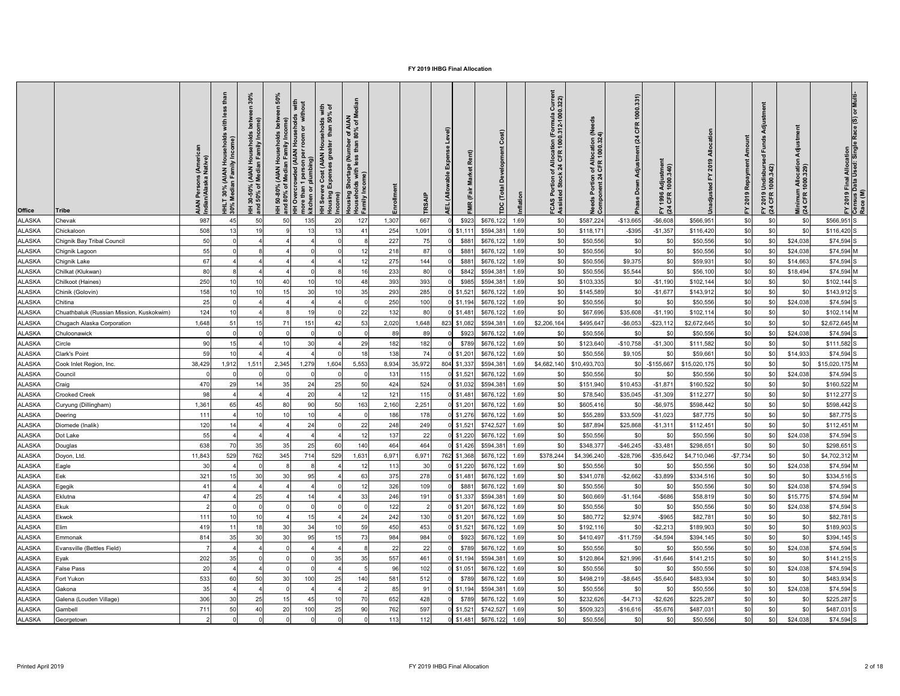# FY 2019 IHBG Final Allocation

| Office | Tribe | AIAN Persons (American Indian/Alaska Native) | HHLT 30% (AIAN Households with less than 30% Median Family Income) | HH 30-50% (AIAN Households between 30% and 50% of Median Family Income) | HH 50-80% (AIAN Households between 50% and 80% of Median Family Income) | HH Overcrowded (AIAN Households with more than 1 person per room or without kitchen or plumbing) | HH Severe Cost (AIAN Households with Housing Expenses greater than 50% of Income) | Housing Shortage (Number of AIAN Households with less than 80% of Median Family Income) | Enrollment | TRSAIP | AEL (Allowable Expense Level) | FMR (Fair Market Rent) | TDC (Total Development Cost) | Inflation | FCAS Portion of Allocation (Formula Current Assisted Stock 24 CFR 1000.312-1000.322) | Needs Portion of Allocation (Needs Component 24 CFR 1000.324) | Phase Down Adjustment (24 CFR 1000.331) | FY 1996 Adjustment (24 CFR 1000.340) | Unadjusted FY 2019 Allocation | FY 2019 Repayment Amount | FY 2019 Undisbursed Funds Adjustment (24 CFR 1000.342) | Minimum Allocation Adjustment (24 CFR 1000.329) | FY 2019 Final Allocation | Census Data Used: Single Race (S) or Multi-Race (M) |
|---|---|---|---|---|---|---|---|---|---|---|---|---|---|---|---|---|---|---|---|---|---|---|---|---|
| ALASKA | Chevak | 987 | 45 | 50 | 50 | 135 | 20 | 127 | 1,307 | 667 | 0 | $923 | $676,122 | 1.69 | $0 | $587,224 | -$13,665 | -$6,608 | $566,951 | $0 | $0 | $0 | $566,951 | S |
| ALASKA | Chickaloon | 508 | 13 | 19 | 9 | 13 | 13 | 41 | 254 | 1,091 | 0 | $1,111 | $594,381 | 1.69 | $0 | $118,171 | -$395 | -$1,357 | $116,420 | $0 | $0 | $0 | $116,420 | S |
| ALASKA | Chignik Bay Tribal Council | 50 | 0 | 4 | 4 | 4 | 0 | 8 | 227 | 75 | 0 | $881 | $676,122 | 1.69 | $0 | $50,556 | $0 | $0 | $50,556 | $0 | $0 | $24,038 | $74,594 | S |
| ALASKA | Chignik Lagoon | 55 | 0 | 8 | 4 | 0 | 0 | 12 | 218 | 87 | 0 | $881 | $676,122 | 1.69 | $0 | $50,556 | $0 | $0 | $50,556 | $0 | $0 | $24,038 | $74,594 | M |
| ALASKA | Chignik Lake | 67 | 4 | 4 | 4 | 4 | 4 | 12 | 275 | 144 | 0 | $881 | $676,122 | 1.69 | $0 | $50,556 | $9,375 | $0 | $59,931 | $0 | $0 | $14,663 | $74,594 | S |
| ALASKA | Chilkat (Klukwan) | 80 | 8 | 4 | 4 | 0 | 8 | 16 | 233 | 80 | 0 | $842 | $594,381 | 1.69 | $0 | $50,556 | $5,544 | $0 | $56,100 | $0 | $0 | $18,494 | $74,594 | M |
| ALASKA | Chilkoot (Haines) | 250 | 10 | 10 | 40 | 10 | 10 | 48 | 393 | 393 | 0 | $985 | $594,381 | 1.69 | $0 | $103,335 | $0 | -$1,190 | $102,144 | $0 | $0 | $0 | $102,144 | S |
| ALASKA | Chinik (Golovin) | 158 | 10 | 10 | 15 | 30 | 10 | 35 | 293 | 285 | 0 | $1,521 | $676,122 | 1.69 | $0 | $145,589 | $0 | -$1,677 | $143,912 | $0 | $0 | $0 | $143,912 | S |
| ALASKA | Chitina | 25 | 0 | 4 | 4 | 4 | 4 | 0 | 250 | 100 | 0 | $1,194 | $676,122 | 1.69 | $0 | $50,556 | $0 | $0 | $50,556 | $0 | $0 | $24,038 | $74,594 | S |
| ALASKA | Chuathbaluk (Russian Mission, Kuskokwim) | 124 | 10 | 4 | 8 | 19 | 0 | 22 | 132 | 80 | 0 | $1,481 | $676,122 | 1.69 | $0 | $67,696 | $35,608 | -$1,190 | $102,114 | $0 | $0 | $0 | $102,114 | M |
| ALASKA | Chugach Alaska Corporation | 1,648 | 51 | 15 | 71 | 151 | 42 | 53 | 2,020 | 1,648 | 823 | $1,082 | $594,381 | 1.69 | $2,206,164 | $495,647 | -$6,053 | -$23,112 | $2,672,645 | $0 | $0 | $0 | $2,672,645 | M |
| ALASKA | Chuloonawick | 0 | 0 | 0 | 0 | 0 | 0 | 0 | 89 | 89 | 0 | $923 | $676,122 | 1.69 | $0 | $50,556 | $0 | $0 | $50,556 | $0 | $0 | $24,038 | $74,594 | S |
| ALASKA | Circle | 90 | 15 | 4 | 10 | 30 | 4 | 29 | 182 | 182 | 0 | $789 | $676,122 | 1.69 | $0 | $123,640 | -$10,758 | -$1,300 | $111,582 | $0 | $0 | $0 | $111,582 | S |
| ALASKA | Clark's Point | 59 | 10 | 4 | 4 | 4 | 0 | 18 | 138 | 74 | 0 | $1,201 | $676,122 | 1.69 | $0 | $50,556 | $9,105 | $0 | $59,661 | $0 | $0 | $14,933 | $74,594 | S |
| ALASKA | Cook Inlet Region, Inc. | 38,429 | 1,912 | 1,511 | 2,345 | 1,279 | 1,604 | 5,553 | 8,934 | 35,972 | 804 | $1,337 | $594,381 | 1.69 | $4,682,140 | $10,493,703 | $0 | -$155,667 | $15,020,175 | $0 | $0 | $0 | $15,020,175 | M |
| ALASKA | Council | 0 | 0 | 0 | 0 | 0 | 0 | 0 | 131 | 115 | 0 | $1,521 | $676,122 | 1.69 | $0 | $50,556 | $0 | $0 | $50,556 | $0 | $0 | $24,038 | $74,594 | S |
| ALASKA | Craig | 470 | 29 | 14 | 35 | 24 | 25 | 50 | 424 | 524 | 0 | $1,032 | $594,381 | 1.69 | $0 | $151,940 | $10,453 | -$1,871 | $160,522 | $0 | $0 | $0 | $160,522 | M |
| ALASKA | Crooked Creek | 98 | 4 | 4 | 4 | 20 | 4 | 12 | 121 | 115 | 0 | $1,481 | $676,122 | 1.69 | $0 | $78,540 | $35,045 | -$1,309 | $112,277 | $0 | $0 | $0 | $112,277 | S |
| ALASKA | Curyung (Dillingham) | 1,361 | 65 | 45 | 80 | 90 | 50 | 163 | 2,160 | 2,251 | 0 | $1,201 | $676,122 | 1.69 | $0 | $605,416 | $0 | -$6,975 | $598,442 | $0 | $0 | $0 | $598,442 | S |
| ALASKA | Deering | 111 | 4 | 10 | 10 | 10 | 4 | 0 | 186 | 178 | 0 | $1,276 | $676,122 | 1.69 | $0 | $55,289 | $33,509 | -$1,023 | $87,775 | $0 | $0 | $0 | $87,775 | S |
| ALASKA | Diomede (Inalik) | 120 | 14 | 4 | 4 | 24 | 0 | 22 | 248 | 249 | 0 | $1,521 | $742,527 | 1.69 | $0 | $87,894 | $25,868 | -$1,311 | $112,451 | $0 | $0 | $0 | $112,451 | M |
| ALASKA | Dot Lake | 55 | 4 | 4 | 4 | 4 | 4 | 12 | 137 | 22 | 0 | $1,220 | $676,122 | 1.69 | $0 | $50,556 | $0 | $0 | $50,556 | $0 | $0 | $24,038 | $74,594 | S |
| ALASKA | Douglas | 638 | 70 | 35 | 35 | 25 | 60 | 140 | 464 | 464 | 0 | $1,426 | $594,381 | 1.69 | $0 | $348,377 | -$46,245 | -$3,481 | $298,651 | $0 | $0 | $0 | $298,651 | S |
| ALASKA | Doyon, Ltd. | 11,843 | 529 | 762 | 345 | 714 | 529 | 1,631 | 6,971 | 6,971 | 762 | $1,368 | $676,122 | 1.69 | $378,244 | $4,396,240 | -$28,796 | -$35,642 | $4,710,046 | -$7,734 | $0 | $0 | $4,702,312 | M |
| ALASKA | Eagle | 30 | 4 | 0 | 8 | 8 | 4 | 12 | 113 | 30 | 0 | $1,220 | $676,122 | 1.69 | $0 | $50,556 | $0 | $0 | $50,556 | $0 | $0 | $24,038 | $74,594 | M |
| ALASKA | Eek | 321 | 15 | 30 | 30 | 95 | 4 | 63 | 375 | 278 | 0 | $1,481 | $676,122 | 1.69 | $0 | $341,078 | -$2,662 | -$3,899 | $334,516 | $0 | $0 | $0 | $334,516 | S |
| ALASKA | Egegik | 41 | 4 | 4 | 4 | 4 | 0 | 12 | 326 | 109 | 0 | $881 | $676,122 | 1.69 | $0 | $50,556 | $0 | $0 | $50,556 | $0 | $0 | $24,038 | $74,594 | S |
| ALASKA | Eklutna | 47 | 4 | 25 | 4 | 14 | 4 | 33 | 246 | 191 | 0 | $1,337 | $594,381 | 1.69 | $0 | $60,669 | -$1,164 | -$686 | $58,819 | $0 | $0 | $15,775 | $74,594 | M |
| ALASKA | Ekuk | 2 | 0 | 0 | 0 | 0 | 0 | 0 | 122 | 2 | 0 | $1,201 | $676,122 | 1.69 | $0 | $50,556 | $0 | $0 | $50,556 | $0 | $0 | $24,038 | $74,594 | S |
| ALASKA | Ekwok | 111 | 10 | 10 | 4 | 15 | 4 | 24 | 242 | 130 | 0 | $1,201 | $676,122 | 1.69 | $0 | $80,772 | $2,974 | -$965 | $82,781 | $0 | $0 | $0 | $82,781 | S |
| ALASKA | Elim | 419 | 11 | 18 | 30 | 34 | 10 | 59 | 450 | 453 | 0 | $1,521 | $676,122 | 1.69 | $0 | $192,116 | $0 | -$2,213 | $189,903 | $0 | $0 | $0 | $189,903 | S |
| ALASKA | Emmonak | 814 | 35 | 30 | 30 | 95 | 15 | 73 | 984 | 984 | 0 | $923 | $676,122 | 1.69 | $0 | $410,497 | -$11,759 | -$4,594 | $394,145 | $0 | $0 | $0 | $394,145 | S |
| ALASKA | Evansville (Bettles Field) | 7 | 4 | 4 | 0 | 4 | 4 | 8 | 22 | 22 | 0 | $789 | $676,122 | 1.69 | $0 | $50,556 | $0 | $0 | $50,556 | $0 | $0 | $24,038 | $74,594 | S |
| ALASKA | Eyak | 202 | 35 | 0 | 0 | 0 | 35 | 35 | 557 | 461 | 0 | $1,194 | $594,381 | 1.69 | $0 | $120,864 | $21,996 | -$1,646 | $141,215 | $0 | $0 | $0 | $141,215 | S |
| ALASKA | False Pass | 20 | 4 | 4 | 0 | 0 | 4 | 5 | 96 | 102 | 0 | $1,051 | $676,122 | 1.69 | $0 | $50,556 | $0 | $0 | $50,556 | $0 | $0 | $24,038 | $74,594 | S |
| ALASKA | Fort Yukon | 533 | 60 | 50 | 30 | 100 | 25 | 140 | 581 | 512 | 0 | $789 | $676,122 | 1.69 | $0 | $498,219 | -$8,645 | -$5,640 | $483,934 | $0 | $0 | $0 | $483,934 | S |
| ALASKA | Gakona | 35 | 4 | 4 | 0 | 4 | 4 | 2 | 85 | 91 | 0 | $1,194 | $594,381 | 1.69 | $0 | $50,556 | $0 | $0 | $50,556 | $0 | $0 | $24,038 | $74,594 | S |
| ALASKA | Galena (Louden Village) | 306 | 30 | 25 | 15 | 45 | 10 | 70 | 652 | 428 | 0 | $789 | $676,122 | 1.69 | $0 | $232,626 | -$4,713 | -$2,626 | $225,287 | $0 | $0 | $0 | $225,287 | S |
| ALASKA | Gambell | 711 | 50 | 40 | 20 | 100 | 25 | 90 | 762 | 597 | 0 | $1,521 | $742,527 | 1.69 | $0 | $509,323 | -$16,616 | -$5,676 | $487,031 | $0 | $0 | $0 | $487,031 | S |
| ALASKA | Georgetown | 2 | 0 | 0 | 0 | 0 | 0 | 0 | 113 | 112 | 0 | $1,481 | $676,122 | 1.69 | $0 | $50,556 | $0 | $0 | $50,556 | $0 | $0 | $24,038 | $74,594 | S |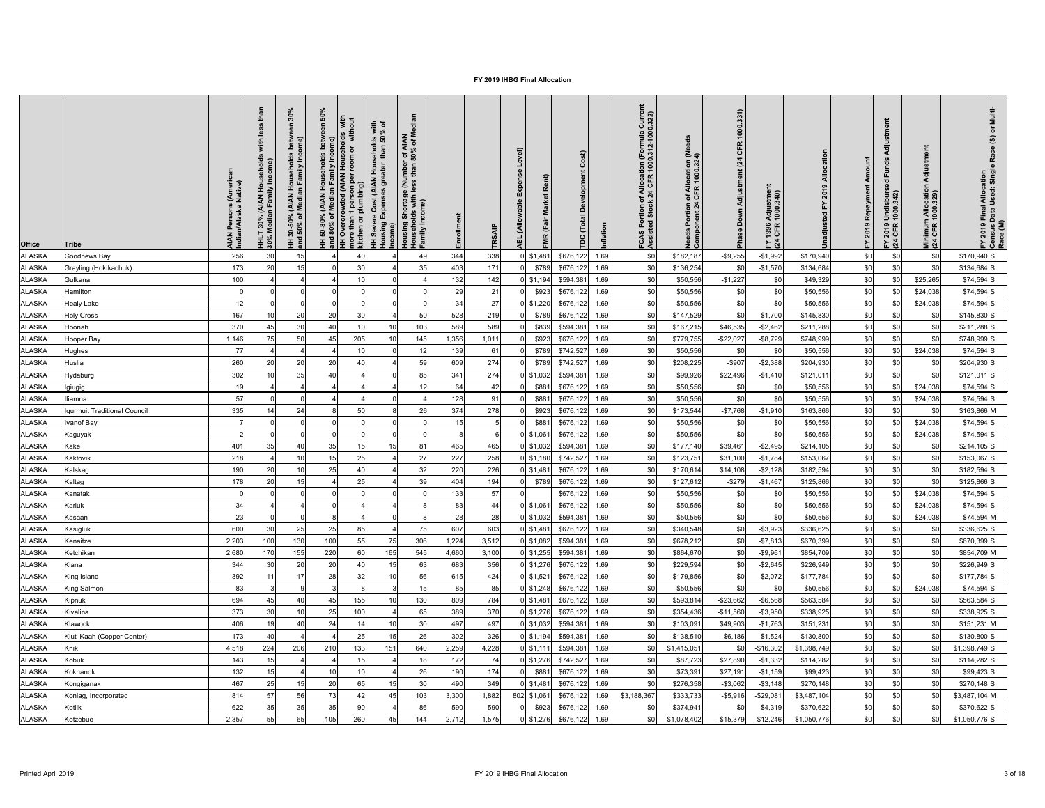# FY 2019 IHBG Final Allocation

| Office | Tribe | AIAN Persons (American Indian/Alaska Native) | HHLT 30% (AIAN Households with less than 30% Median Family Income) | HH 30-50% (AIAN Households between 30% and 50% of Median Family Income) | HH 50-80% (AIAN Households between 50% and 80% of Median Family Income) | HH Overcrowded (AIAN Households with more than 1 person per room or without kitchen or plumbing) | HH Severe Cost (AIAN Households with Housing Expenses greater than 50% of Income) | Housing Shortage (Number of AIAN Households with less than 80% of Median Family Income) | Enrollment | TRSAIP | AEL (Allowable Expense Level) | FMR (Fair Market Rent) | TDC (Total Development Cost) | Inflation | FCAS Portion of Allocation (Formula Current Assisted Stock 24 CFR 1000.312-1000.322) | Needs Portion of Allocation (Needs Component 24 CFR 1000.324) | Phase Down Adjustment (24 CFR 1000.331) | FY 1996 Adjustment (24 CFR 1000.340) | Unadjusted FY 2019 Allocation | FY 2019 Repayment Amount | FY 2019 Undisbursed Funds Adjustment (24 CFR 1000.342) | Minimum Allocation Adjustment (24 CFR 1000.329) | FY 2019 Final Allocation | Census Data Used: Single Race (S) or Multi-Race (M) |
|---|---|---|---|---|---|---|---|---|---|---|---|---|---|---|---|---|---|---|---|---|---|---|---|---|
| ALASKA | Goodnews Bay | 256 | 30 | 15 | 4 | 40 | 4 | 49 | 344 | 338 | 0 | $1,481 | $676,122 | 1.69 | $0 | $182,187 | -$9,255 | -$1,992 | $170,940 | $0 | $0 | $0 | $170,940 | S |
| ALASKA | Grayling (Hokikachuk) | 173 | 20 | 15 | 0 | 30 | 4 | 35 | 403 | 171 | 0 | $789 | $676,122 | 1.69 | $0 | $136,254 | $0 | -$1,570 | $134,684 | $0 | $0 | $0 | $134,684 | S |
| ALASKA | Gulkana | 100 | 4 | 4 | 4 | 10 | 0 | 4 | 132 | 142 | 0 | $1,194 | $594,381 | 1.69 | $0 | $50,556 | -$1,227 | $0 | $49,329 | $0 | $0 | $25,265 | $74,594 | S |
| ALASKA | Hamilton | 0 | 0 | 0 | 0 | 0 | 0 | 0 | 29 | 21 | 0 | $923 | $676,122 | 1.69 | $0 | $50,556 | $0 | $0 | $50,556 | $0 | $0 | $24,038 | $74,594 | S |
| ALASKA | Healy Lake | 12 | 0 | 0 | 0 | 0 | 0 | 0 | 34 | 27 | 0 | $1,220 | $676,122 | 1.69 | $0 | $50,556 | $0 | $0 | $50,556 | $0 | $0 | $24,038 | $74,594 | S |
| ALASKA | Holy Cross | 167 | 10 | 20 | 20 | 30 | 4 | 50 | 528 | 219 | 0 | $789 | $676,122 | 1.69 | $0 | $147,529 | $0 | -$1,700 | $145,830 | $0 | $0 | $0 | $145,830 | S |
| ALASKA | Hoonah | 370 | 45 | 30 | 40 | 10 | 10 | 103 | 589 | 589 | 0 | $839 | $594,381 | 1.69 | $0 | $167,215 | $46,535 | -$2,462 | $211,288 | $0 | $0 | $0 | $211,288 | S |
| ALASKA | Hooper Bay | 1,146 | 75 | 50 | 45 | 205 | 10 | 145 | 1,356 | 1,011 | 0 | $923 | $676,122 | 1.69 | $0 | $779,755 | -$22,027 | -$8,729 | $748,999 | $0 | $0 | $0 | $748,999 | S |
| ALASKA | Hughes | 77 | 4 | 4 | 4 | 10 | 0 | 12 | 139 | 61 | 0 | $789 | $742,527 | 1.69 | $0 | $50,556 | $0 | $0 | $50,556 | $0 | $0 | $24,038 | $74,594 | S |
| ALASKA | Huslia | 260 | 20 | 20 | 20 | 40 | 4 | 59 | 609 | 274 | 0 | $789 | $742,527 | 1.69 | $0 | $208,225 | -$907 | -$2,388 | $204,930 | $0 | $0 | $0 | $204,930 | S |
| ALASKA | Hydaburg | 302 | 10 | 35 | 40 | 4 | 0 | 85 | 341 | 274 | 0 | $1,032 | $594,381 | 1.69 | $0 | $99,926 | $22,496 | -$1,410 | $121,011 | $0 | $0 | $0 | $121,011 | S |
| ALASKA | Igiugig | 19 | 4 | 4 | 4 | 4 | 4 | 12 | 64 | 42 | 0 | $881 | $676,122 | 1.69 | $0 | $50,556 | $0 | $0 | $50,556 | $0 | $0 | $24,038 | $74,594 | S |
| ALASKA | Iliamna | 57 | 0 | 0 | 4 | 4 | 0 | 4 | 128 | 91 | 0 | $881 | $676,122 | 1.69 | $0 | $50,556 | $0 | $0 | $50,556 | $0 | $0 | $24,038 | $74,594 | S |
| ALASKA | Iqurmuit Traditional Council | 335 | 14 | 24 | 8 | 50 | 8 | 26 | 374 | 278 | 0 | $923 | $676,122 | 1.69 | $0 | $173,544 | -$7,768 | -$1,910 | $163,866 | $0 | $0 | $0 | $163,866 | M |
| ALASKA | Ivanof Bay | 7 | 0 | 0 | 0 | 0 | 0 | 0 | 15 | 5 | 0 | $881 | $676,122 | 1.69 | $0 | $50,556 | $0 | $0 | $50,556 | $0 | $0 | $24,038 | $74,594 | S |
| ALASKA | Kaguyak | 2 | 0 | 0 | 0 | 0 | 0 | 0 | 8 | 6 | 0 | $1,061 | $676,122 | 1.69 | $0 | $50,556 | $0 | $0 | $50,556 | $0 | $0 | $24,038 | $74,594 | S |
| ALASKA | Kake | 401 | 35 | 40 | 35 | 15 | 15 | 81 | 465 | 465 | 0 | $1,032 | $594,381 | 1.69 | $0 | $177,140 | $39,461 | -$2,495 | $214,105 | $0 | $0 | $0 | $214,105 | S |
| ALASKA | Kaktovik | 218 | 4 | 10 | 15 | 25 | 4 | 27 | 227 | 258 | 0 | $1,180 | $742,527 | 1.69 | $0 | $123,751 | $31,100 | -$1,784 | $153,067 | $0 | $0 | $0 | $153,067 | S |
| ALASKA | Kalskag | 190 | 20 | 10 | 25 | 40 | 4 | 32 | 220 | 226 | 0 | $1,481 | $676,122 | 1.69 | $0 | $170,614 | $14,108 | -$2,128 | $182,594 | $0 | $0 | $0 | $182,594 | S |
| ALASKA | Kaltag | 178 | 20 | 15 | 4 | 25 | 4 | 39 | 404 | 194 | 0 | $789 | $676,122 | 1.69 | $0 | $127,612 | -$279 | -$1,467 | $125,866 | $0 | $0 | $0 | $125,866 | S |
| ALASKA | Kanatak | 0 | 0 | 0 | 0 | 0 | 0 | 0 | 133 | 57 | 0 | | $676,122 | 1.69 | $0 | $50,556 | $0 | $0 | $50,556 | $0 | $0 | $24,038 | $74,594 | S |
| ALASKA | Karluk | 34 | 4 | 4 | 0 | 4 | 4 | 8 | 83 | 44 | 0 | $1,061 | $676,122 | 1.69 | $0 | $50,556 | $0 | $0 | $50,556 | $0 | $0 | $24,038 | $74,594 | S |
| ALASKA | Kasaan | 23 | 0 | 0 | 8 | 4 | 0 | 8 | 28 | 28 | 0 | $1,032 | $594,381 | 1.69 | $0 | $50,556 | $0 | $0 | $50,556 | $0 | $0 | $24,038 | $74,594 | M |
| ALASKA | Kasigluk | 600 | 30 | 25 | 25 | 85 | 4 | 75 | 607 | 603 | 0 | $1,481 | $676,122 | 1.69 | $0 | $340,548 | $0 | -$3,923 | $336,625 | $0 | $0 | $0 | $336,625 | S |
| ALASKA | Kenaitze | 2,203 | 100 | 130 | 100 | 55 | 75 | 306 | 1,224 | 3,512 | 0 | $1,082 | $594,381 | 1.69 | $0 | $678,212 | $0 | -$7,813 | $670,399 | $0 | $0 | $0 | $670,399 | S |
| ALASKA | Ketchikan | 2,680 | 170 | 155 | 220 | 60 | 165 | 545 | 4,660 | 3,100 | 0 | $1,255 | $594,381 | 1.69 | $0 | $864,670 | $0 | -$9,961 | $854,709 | $0 | $0 | $0 | $854,709 | M |
| ALASKA | Kiana | 344 | 30 | 20 | 20 | 40 | 15 | 63 | 683 | 356 | 0 | $1,276 | $676,122 | 1.69 | $0 | $229,594 | $0 | -$2,645 | $226,949 | $0 | $0 | $0 | $226,949 | S |
| ALASKA | King Island | 392 | 11 | 17 | 28 | 32 | 10 | 56 | 615 | 424 | 0 | $1,521 | $676,122 | 1.69 | $0 | $179,856 | $0 | -$2,072 | $177,784 | $0 | $0 | $0 | $177,784 | S |
| ALASKA | King Salmon | 83 | 3 | 9 | 3 | 8 | 3 | 15 | 85 | 85 | 0 | $1,248 | $676,122 | 1.69 | $0 | $50,556 | $0 | $0 | $50,556 | $0 | $0 | $24,038 | $74,594 | S |
| ALASKA | Kipnuk | 694 | 45 | 40 | 45 | 155 | 10 | 130 | 809 | 784 | 0 | $1,481 | $676,122 | 1.69 | $0 | $593,814 | -$23,662 | -$6,568 | $563,584 | $0 | $0 | $0 | $563,584 | S |
| ALASKA | Kivalina | 373 | 30 | 10 | 25 | 100 | 4 | 65 | 389 | 370 | 0 | $1,276 | $676,122 | 1.69 | $0 | $354,436 | -$11,560 | -$3,950 | $338,925 | $0 | $0 | $0 | $338,925 | S |
| ALASKA | Klawock | 406 | 19 | 40 | 24 | 14 | 10 | 30 | 497 | 497 | 0 | $1,032 | $594,381 | 1.69 | $0 | $103,091 | $49,903 | -$1,763 | $151,231 | $0 | $0 | $0 | $151,231 | M |
| ALASKA | Kluti Kaah (Copper Center) | 173 | 40 | 4 | 4 | 25 | 15 | 26 | 302 | 326 | 0 | $1,194 | $594,381 | 1.69 | $0 | $138,510 | -$6,186 | -$1,524 | $130,800 | $0 | $0 | $0 | $130,800 | S |
| ALASKA | Knik | 4,518 | 224 | 206 | 210 | 133 | 151 | 640 | 2,259 | 4,228 | 0 | $1,111 | $594,381 | 1.69 | $0 | $1,415,051 | $0 | -$16,302 | $1,398,749 | $0 | $0 | $0 | $1,398,749 | S |
| ALASKA | Kobuk | 143 | 15 | 4 | 4 | 15 | 4 | 18 | 172 | 74 | 0 | $1,276 | $742,527 | 1.69 | $0 | $87,723 | $27,890 | -$1,332 | $114,282 | $0 | $0 | $0 | $114,282 | S |
| ALASKA | Kokhanok | 132 | 15 | 4 | 10 | 10 | 4 | 26 | 190 | 174 | 0 | $881 | $676,122 | 1.69 | $0 | $73,391 | $27,191 | -$1,159 | $99,423 | $0 | $0 | $0 | $99,423 | S |
| ALASKA | Kongiganak | 467 | 25 | 15 | 20 | 65 | 15 | 30 | 490 | 349 | 0 | $1,481 | $676,122 | 1.69 | $0 | $276,358 | -$3,062 | -$3,148 | $270,148 | $0 | $0 | $0 | $270,148 | S |
| ALASKA | Koniag, Incorporated | 814 | 57 | 56 | 73 | 42 | 45 | 103 | 3,300 | 1,882 | 802 | $1,061 | $676,122 | 1.69 | $3,188,367 | $333,733 | -$5,916 | -$29,081 | $3,487,104 | $0 | $0 | $0 | $3,487,104 | M |
| ALASKA | Kotlik | 622 | 35 | 35 | 35 | 90 | 4 | 86 | 590 | 590 | 0 | $923 | $676,122 | 1.69 | $0 | $374,941 | $0 | -$4,319 | $370,622 | $0 | $0 | $0 | $370,622 | S |
| ALASKA | Kotzebue | 2,357 | 55 | 65 | 105 | 260 | 45 | 144 | 2,712 | 1,575 | 0 | $1,276 | $676,122 | 1.69 | $0 | $1,078,402 | -$15,379 | -$12,246 | $1,050,776 | $0 | $0 | $0 | $1,050,776 | S |

Printed April 2019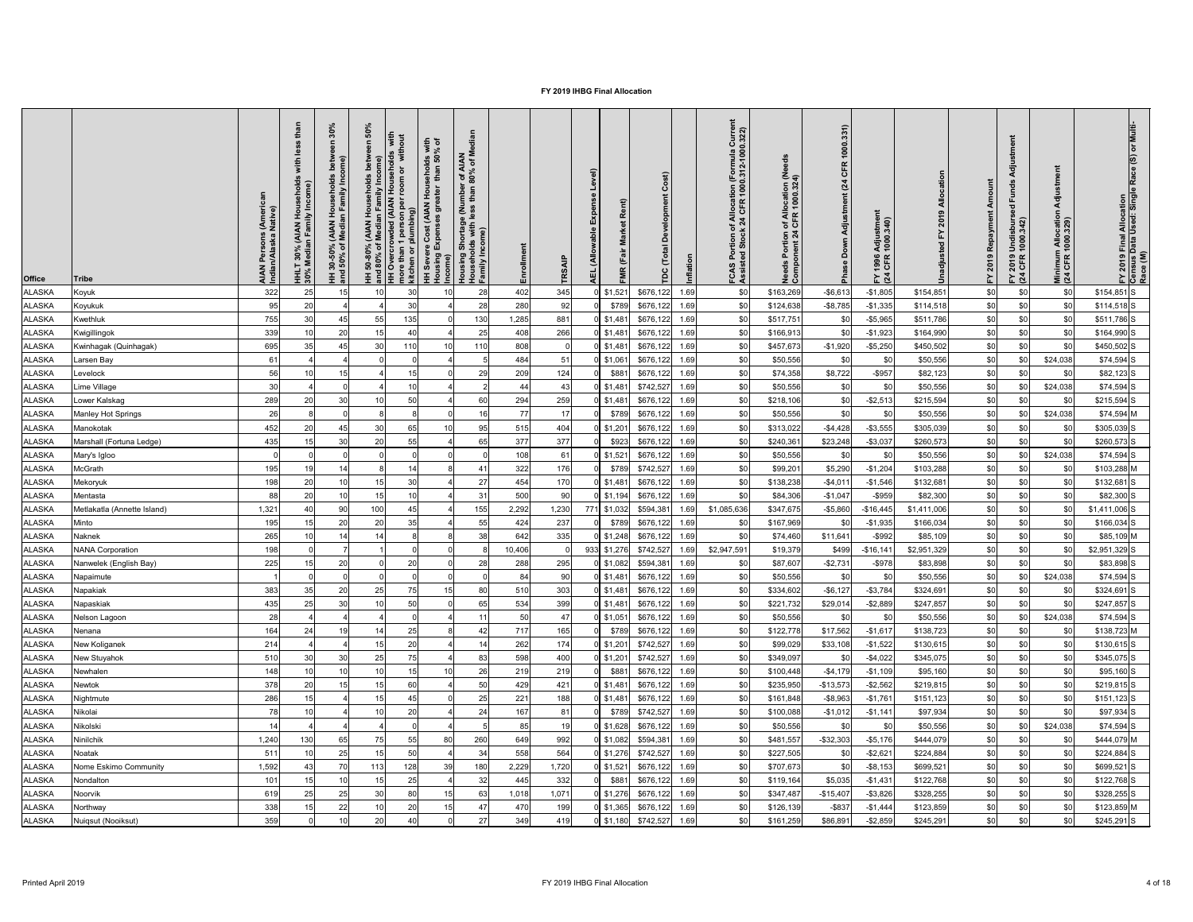# FY 2019 IHBG Final Allocation

| Office | Tribe | AIAN Persons (American Indian/Alaska Native) | HHLT 30% (AIAN Households with less than 30% Median Family Income) | HH 30-50% (AIAN Households between 30% and 50% of Median Family Income) | HH 50-80% (AIAN Households between 50% and 80% of Median Family Income) | HH Overcrowded (AIAN Households with more than 1 person per room or without kitchen or plumbing) | HH Severe Cost (AIAN Households with Housing Expenses greater than 50% of Income) | Housing Shortage (Number of AIAN Households with less than 80% of Median Family Income) | Enrollment | TRSAIP | AEL (Allowable Expense Level) | FMR (Fair Market Rent) | TDC (Total Development Cost) | Inflation | FCAS Portion of Allocation (Formula Current Assisted Stock 24 CFR 1000.312-1000.322) | Needs Portion of Allocation (Needs Component 24 CFR 1000.324) | Phase Down Adjustment (24 CFR 1000.331) | FY 1996 Adjustment (24 CFR 1000.340) | Unadjusted FY 2019 Allocation | FY 2019 Repayment Amount | FY 2019 Undisbursed Funds Adjustment (24 CFR 1000.342) | Minimum Allocation Adjustment (24 CFR 1000.329) | FY 2019 Final Allocation | Census Data Used: Single Race (S) or Multi-Race (M) |
|---|---|---|---|---|---|---|---|---|---|---|---|---|---|---|---|---|---|---|---|---|---|---|---|---|
| ALASKA | Koyuk | 322 | 25 | 15 | 10 | 30 | 10 | 28 | 402 | 345 | 0 | $1,521 | $676,122 | 1.69 | $0 | $163,269 | -$6,613 | -$1,805 | $154,851 | $0 | $0 | $0 | $154,851 | S |
| ALASKA | Koyukuk | 95 | 20 | 4 | 4 | 30 | 4 | 28 | 280 | 92 | 0 | $789 | $676,122 | 1.69 | $0 | $124,638 | -$8,785 | -$1,335 | $114,518 | $0 | $0 | $0 | $114,518 | S |
| ALASKA | Kwethluk | 755 | 30 | 45 | 55 | 135 | 0 | 130 | 1,285 | 881 | 0 | $1,481 | $676,122 | 1.69 | $0 | $517,751 | $0 | -$5,965 | $511,786 | $0 | $0 | $0 | $511,786 | S |
| ALASKA | Kwigillingok | 339 | 10 | 20 | 15 | 40 | 4 | 25 | 408 | 266 | 0 | $1,481 | $676,122 | 1.69 | $0 | $166,913 | $0 | -$1,923 | $164,990 | $0 | $0 | $0 | $164,990 | S |
| ALASKA | Kwinhagak (Quinhagak) | 695 | 35 | 45 | 30 | 110 | 10 | 110 | 808 | 0 | 0 | $1,481 | $676,122 | 1.69 | $0 | $457,673 | -$1,920 | -$5,250 | $450,502 | $0 | $0 | $0 | $450,502 | S |
| ALASKA | Larsen Bay | 61 | 4 | 4 | 0 | 0 | 4 | 5 | 484 | 51 | 0 | $1,061 | $676,122 | 1.69 | $0 | $50,556 | $0 | $0 | $50,556 | $0 | $0 | $24,038 | $74,594 | S |
| ALASKA | Levelock | 56 | 10 | 15 | 4 | 15 | 0 | 29 | 209 | 124 | 0 | $881 | $676,122 | 1.69 | $0 | $74,358 | $8,722 | -$957 | $82,123 | $0 | $0 | $0 | $82,123 | S |
| ALASKA | Lime Village | 30 | 4 | 0 | 4 | 10 | 4 | 2 | 44 | 43 | 0 | $1,481 | $742,527 | 1.69 | $0 | $50,556 | $0 | $0 | $50,556 | $0 | $0 | $24,038 | $74,594 | S |
| ALASKA | Lower Kalskag | 289 | 20 | 30 | 10 | 50 | 4 | 60 | 294 | 259 | 0 | $1,481 | $676,122 | 1.69 | $0 | $218,106 | $0 | -$2,513 | $215,594 | $0 | $0 | $0 | $215,594 | S |
| ALASKA | Manley Hot Springs | 26 | 8 | 0 | 8 | 8 | 0 | 16 | 77 | 17 | 0 | $789 | $676,122 | 1.69 | $0 | $50,556 | $0 | $0 | $50,556 | $0 | $0 | $24,038 | $74,594 | M |
| ALASKA | Manokotak | 452 | 20 | 45 | 30 | 65 | 10 | 95 | 515 | 404 | 0 | $1,201 | $676,122 | 1.69 | $0 | $313,022 | -$4,428 | -$3,555 | $305,039 | $0 | $0 | $0 | $305,039 | S |
| ALASKA | Marshall (Fortuna Ledge) | 435 | 15 | 30 | 20 | 55 | 4 | 65 | 377 | 377 | 0 | $923 | $676,122 | 1.69 | $0 | $240,361 | $23,248 | -$3,037 | $260,573 | $0 | $0 | $0 | $260,573 | S |
| ALASKA | Mary's Igloo | 0 | 0 | 0 | 0 | 0 | 0 | 0 | 108 | 61 | 0 | $1,521 | $676,122 | 1.69 | $0 | $50,556 | $0 | $0 | $50,556 | $0 | $0 | $24,038 | $74,594 | S |
| ALASKA | McGrath | 195 | 19 | 14 | 8 | 14 | 8 | 41 | 322 | 176 | 0 | $789 | $742,527 | 1.69 | $0 | $99,201 | $5,290 | -$1,204 | $103,288 | $0 | $0 | $0 | $103,288 | M |
| ALASKA | Mekoryuk | 198 | 20 | 10 | 15 | 30 | 4 | 27 | 454 | 170 | 0 | $1,481 | $676,122 | 1.69 | $0 | $138,238 | -$4,011 | -$1,546 | $132,681 | $0 | $0 | $0 | $132,681 | S |
| ALASKA | Mentasta | 88 | 20 | 10 | 15 | 10 | 4 | 31 | 500 | 90 | 0 | $1,194 | $676,122 | 1.69 | $0 | $84,306 | -$1,047 | -$959 | $82,300 | $0 | $0 | $0 | $82,300 | S |
| ALASKA | Metlakatla (Annette Island) | 1,321 | 40 | 90 | 100 | 45 | 4 | 155 | 2,292 | 1,230 | 771 | $1,032 | $594,381 | 1.69 | $1,085,636 | $347,675 | -$5,860 | -$16,445 | $1,411,006 | $0 | $0 | $0 | $1,411,006 | S |
| ALASKA | Minto | 195 | 15 | 20 | 20 | 35 | 4 | 55 | 424 | 237 | 0 | $789 | $676,122 | 1.69 | $0 | $167,969 | $0 | -$1,935 | $166,034 | $0 | $0 | $0 | $166,034 | S |
| ALASKA | Naknek | 265 | 10 | 14 | 14 | 8 | 8 | 38 | 642 | 335 | 0 | $1,248 | $676,122 | 1.69 | $0 | $74,460 | $11,641 | -$992 | $85,109 | $0 | $0 | $0 | $85,109 | M |
| ALASKA | NANA Corporation | 198 | 0 | 7 | 1 | 0 | 0 | 8 | 10,406 | 0 | 933 | $1,276 | $742,527 | 1.69 | $2,947,591 | $19,379 | $499 | -$16,141 | $2,951,329 | $0 | $0 | $0 | $2,951,329 | S |
| ALASKA | Nanwelek (English Bay) | 225 | 15 | 20 | 0 | 20 | 0 | 28 | 288 | 295 | 0 | $1,082 | $594,381 | 1.69 | $0 | $87,607 | -$2,731 | -$978 | $83,898 | $0 | $0 | $0 | $83,898 | S |
| ALASKA | Napaimute | 1 | 0 | 0 | 0 | 0 | 0 | 0 | 84 | 90 | 0 | $1,481 | $676,122 | 1.69 | $0 | $50,556 | $0 | $0 | $50,556 | $0 | $0 | $24,038 | $74,594 | S |
| ALASKA | Napakiak | 383 | 35 | 20 | 25 | 75 | 15 | 80 | 510 | 303 | 0 | $1,481 | $676,122 | 1.69 | $0 | $334,602 | -$6,127 | -$3,784 | $324,691 | $0 | $0 | $0 | $324,691 | S |
| ALASKA | Napaskiak | 435 | 25 | 30 | 10 | 50 | 0 | 65 | 534 | 399 | 0 | $1,481 | $676,122 | 1.69 | $0 | $221,732 | $29,014 | -$2,889 | $247,857 | $0 | $0 | $0 | $247,857 | S |
| ALASKA | Nelson Lagoon | 28 | 4 | 4 | 4 | 0 | 4 | 11 | 50 | 47 | 0 | $1,051 | $676,122 | 1.69 | $0 | $50,556 | $0 | $0 | $50,556 | $0 | $0 | $24,038 | $74,594 | S |
| ALASKA | Nenana | 164 | 24 | 19 | 14 | 25 | 8 | 42 | 717 | 165 | 0 | $789 | $676,122 | 1.69 | $0 | $122,778 | $17,562 | -$1,617 | $138,723 | $0 | $0 | $0 | $138,723 | M |
| ALASKA | New Koliganek | 214 | 4 | 4 | 15 | 20 | 4 | 14 | 262 | 174 | 0 | $1,201 | $742,527 | 1.69 | $0 | $99,029 | $33,108 | -$1,522 | $130,615 | $0 | $0 | $0 | $130,615 | S |
| ALASKA | New Stuyahok | 510 | 30 | 30 | 25 | 75 | 4 | 83 | 598 | 400 | 0 | $1,201 | $742,527 | 1.69 | $0 | $349,097 | $0 | -$4,022 | $345,075 | $0 | $0 | $0 | $345,075 | S |
| ALASKA | Newhalen | 148 | 10 | 10 | 10 | 15 | 10 | 26 | 219 | 219 | 0 | $881 | $676,122 | 1.69 | $0 | $100,448 | -$4,179 | -$1,109 | $95,160 | $0 | $0 | $0 | $95,160 | S |
| ALASKA | Newtok | 378 | 20 | 15 | 15 | 60 | 4 | 50 | 429 | 421 | 0 | $1,481 | $676,122 | 1.69 | $0 | $235,950 | -$13,573 | -$2,562 | $219,815 | $0 | $0 | $0 | $219,815 | S |
| ALASKA | Nightmute | 286 | 15 | 4 | 15 | 45 | 0 | 25 | 221 | 188 | 0 | $1,481 | $676,122 | 1.69 | $0 | $161,848 | -$8,963 | -$1,761 | $151,123 | $0 | $0 | $0 | $151,123 | S |
| ALASKA | Nikolai | 78 | 10 | 4 | 10 | 20 | 4 | 24 | 167 | 81 | 0 | $789 | $742,527 | 1.69 | $0 | $100,088 | -$1,012 | -$1,141 | $97,934 | $0 | $0 | $0 | $97,934 | S |
| ALASKA | Nikolski | 14 | 4 | 4 | 4 | 0 | 4 | 5 | 85 | 19 | 0 | $1,628 | $676,122 | 1.69 | $0 | $50,556 | $0 | $0 | $50,556 | $0 | $0 | $24,038 | $74,594 | S |
| ALASKA | Ninilchik | 1,240 | 130 | 65 | 75 | 55 | 80 | 260 | 649 | 992 | 0 | $1,082 | $594,381 | 1.69 | $0 | $481,557 | -$32,303 | -$5,176 | $444,079 | $0 | $0 | $0 | $444,079 | M |
| ALASKA | Noatak | 511 | 10 | 25 | 15 | 50 | 4 | 34 | 558 | 564 | 0 | $1,276 | $742,527 | 1.69 | $0 | $227,505 | $0 | -$2,621 | $224,884 | $0 | $0 | $0 | $224,884 | S |
| ALASKA | Nome Eskimo Community | 1,592 | 43 | 70 | 113 | 128 | 39 | 180 | 2,229 | 1,720 | 0 | $1,521 | $676,122 | 1.69 | $0 | $707,673 | $0 | -$8,153 | $699,521 | $0 | $0 | $0 | $699,521 | S |
| ALASKA | Nondalton | 101 | 15 | 10 | 15 | 25 | 4 | 32 | 445 | 332 | 0 | $881 | $676,122 | 1.69 | $0 | $119,164 | $5,035 | -$1,431 | $122,768 | $0 | $0 | $0 | $122,768 | S |
| ALASKA | Noorvik | 619 | 25 | 25 | 30 | 80 | 15 | 63 | 1,018 | 1,071 | 0 | $1,276 | $676,122 | 1.69 | $0 | $347,487 | -$15,407 | -$3,826 | $328,255 | $0 | $0 | $0 | $328,255 | S |
| ALASKA | Northway | 338 | 15 | 22 | 10 | 20 | 15 | 47 | 470 | 199 | 0 | $1,365 | $676,122 | 1.69 | $0 | $126,139 | -$837 | -$1,444 | $123,859 | $0 | $0 | $0 | $123,859 | M |
| ALASKA | Nuiqsut (Nooiksut) | 359 | 0 | 10 | 20 | 40 | 0 | 27 | 349 | 419 | 0 | $1,180 | $742,527 | 1.69 | $0 | $161,259 | $86,891 | -$2,859 | $245,291 | $0 | $0 | $0 | $245,291 | S |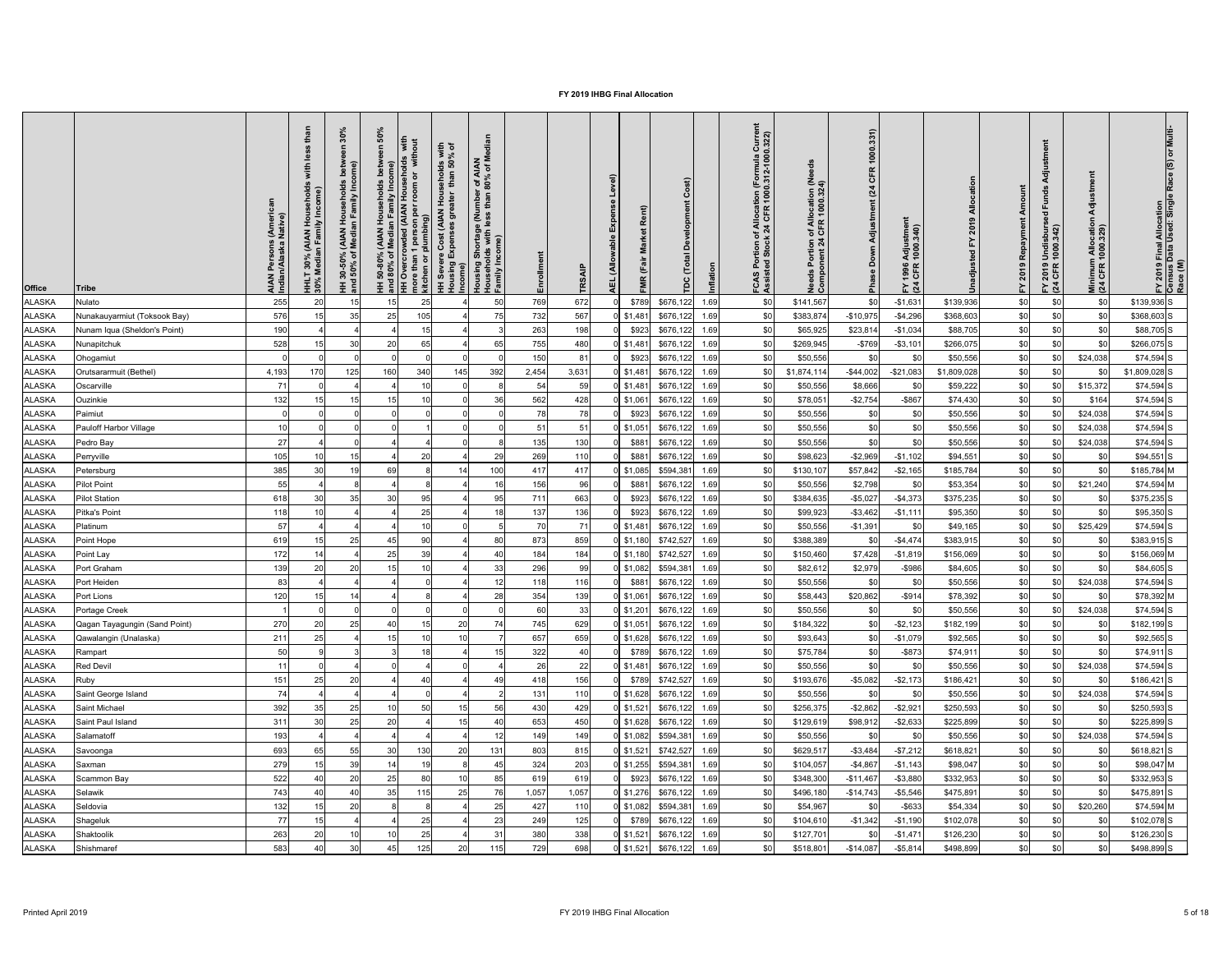# FY 2019 IHBG Final Allocation

| Office | Tribe | AIAN Persons (American Indian/Alaska Native) | HHLT 30% (AIAN Households with less than 30% Median Family Income) | HH 30-50% (AIAN Households between 30% and 50% of Median Family Income) | HH 50-80% (AIAN Households between 50% and 80% of Median Family Income) | HH Overcrowded (AIAN Households with more than 1 person per room or without kitchen or plumbing) | HH Severe Cost (AIAN Households with Housing Expenses greater than 50% of Income) | Housing Shortage (Number of AIAN Households with less than 80% of Median Family Income) | Enrollment | TRSAIP | AEL (Allowable Expense Level) | FMR (Fair Market Rent) | TDC (Total Development Cost) | Inflation | FCAS Portion of Allocation (Formula Current Assisted Stock 24 CFR 1000.312-1000.322) | Needs Portion of Allocation (Needs Component 24 CFR 1000.324) | Phase Down Adjustment (24 CFR 1000.331) | FY 1996 Adjustment (24 CFR 1000.340) | Unadjusted FY 2019 Allocation | FY 2019 Repayment Amount | FY 2019 Undisbursed Funds Adjustment (24 CFR 1000.342) | Minimum Allocation Adjustment (24 CFR 1000.329) | FY 2019 Final Allocation | Census Data Used: Single Race (S) or Multi-Race (M) |
|---|---|---|---|---|---|---|---|---|---|---|---|---|---|---|---|---|---|---|---|---|---|---|---|---|
| ALASKA | Nulato | 255 | 20 | 15 | 15 | 25 | 4 | 50 | 769 | 672 | 0 | $789 | $676,122 | 1.69 | $0 | $141,567 | $0 | -$1,631 | $139,936 | $0 | $0 | $0 | $139,936 | S |
| ALASKA | Nunakauyarmiut (Toksook Bay) | 576 | 15 | 35 | 25 | 105 | 4 | 75 | 732 | 567 | 0 | $1,481 | $676,122 | 1.69 | $0 | $383,874 | -$10,975 | -$4,296 | $368,603 | $0 | $0 | $0 | $368,603 | S |
| ALASKA | Nunam Iqua (Sheldon's Point) | 190 | 4 | 4 | 4 | 15 | 4 | 3 | 263 | 198 | 0 | $923 | $676,122 | 1.69 | $0 | $65,925 | $23,814 | -$1,034 | $88,705 | $0 | $0 | $0 | $88,705 | S |
| ALASKA | Nunapitchuk | 528 | 15 | 30 | 20 | 65 | 4 | 65 | 755 | 480 | 0 | $1,481 | $676,122 | 1.69 | $0 | $269,945 | -$769 | -$3,101 | $266,075 | $0 | $0 | $0 | $266,075 | S |
| ALASKA | Ohogamiut | 0 | 0 | 0 | 0 | 0 | 0 | 0 | 150 | 81 | 0 | $923 | $676,122 | 1.69 | $0 | $50,556 | $0 | $0 | $50,556 | $0 | $0 | $24,038 | $74,594 | S |
| ALASKA | Orutsararmuit (Bethel) | 4,193 | 170 | 125 | 160 | 340 | 145 | 392 | 2,454 | 3,631 | 0 | $1,481 | $676,122 | 1.69 | $0 | $1,874,114 | -$44,002 | -$21,083 | $1,809,028 | $0 | $0 | $0 | $1,809,028 | S |
| ALASKA | Oscarville | 71 | 0 | 4 | 4 | 10 | 0 | 8 | 54 | 59 | 0 | $1,481 | $676,122 | 1.69 | $0 | $50,556 | $8,666 | $0 | $59,222 | $0 | $0 | $15,372 | $74,594 | S |
| ALASKA | Ouzinkie | 132 | 15 | 15 | 15 | 10 | 0 | 36 | 562 | 428 | 0 | $1,061 | $676,122 | 1.69 | $0 | $78,051 | -$2,754 | -$867 | $74,430 | $0 | $0 | $164 | $74,594 | S |
| ALASKA | Paimiut | 0 | 0 | 0 | 0 | 0 | 0 | 0 | 78 | 78 | 0 | $923 | $676,122 | 1.69 | $0 | $50,556 | $0 | $0 | $50,556 | $0 | $0 | $24,038 | $74,594 | S |
| ALASKA | Pauloff Harbor Village | 10 | 0 | 0 | 0 | 1 | 0 | 0 | 51 | 51 | 0 | $1,051 | $676,122 | 1.69 | $0 | $50,556 | $0 | $0 | $50,556 | $0 | $0 | $24,038 | $74,594 | S |
| ALASKA | Pedro Bay | 27 | 4 | 0 | 4 | 4 | 0 | 8 | 135 | 130 | 0 | $881 | $676,122 | 1.69 | $0 | $50,556 | $0 | $0 | $50,556 | $0 | $0 | $24,038 | $74,594 | S |
| ALASKA | Perryville | 105 | 10 | 15 | 4 | 20 | 4 | 29 | 269 | 110 | 0 | $881 | $676,122 | 1.69 | $0 | $98,623 | -$2,969 | -$1,102 | $94,551 | $0 | $0 | $0 | $94,551 | S |
| ALASKA | Petersburg | 385 | 30 | 19 | 69 | 8 | 14 | 100 | 417 | 417 | 0 | $1,085 | $594,381 | 1.69 | $0 | $130,107 | $57,842 | -$2,165 | $185,784 | $0 | $0 | $0 | $185,784 | M |
| ALASKA | Pilot Point | 55 | 4 | 8 | 4 | 8 | 4 | 16 | 156 | 96 | 0 | $881 | $676,122 | 1.69 | $0 | $50,556 | $2,798 | $0 | $53,354 | $0 | $0 | $21,240 | $74,594 | M |
| ALASKA | Pilot Station | 618 | 30 | 35 | 30 | 95 | 4 | 95 | 711 | 663 | 0 | $923 | $676,122 | 1.69 | $0 | $384,635 | -$5,027 | -$4,373 | $375,235 | $0 | $0 | $0 | $375,235 | S |
| ALASKA | Pitka's Point | 118 | 10 | 4 | 4 | 25 | 4 | 18 | 137 | 136 | 0 | $923 | $676,122 | 1.69 | $0 | $99,923 | -$3,462 | -$1,111 | $95,350 | $0 | $0 | $0 | $95,350 | S |
| ALASKA | Platinum | 57 | 4 | 4 | 4 | 10 | 0 | 5 | 70 | 71 | 0 | $1,481 | $676,122 | 1.69 | $0 | $50,556 | -$1,391 | $0 | $49,165 | $0 | $0 | $25,429 | $74,594 | S |
| ALASKA | Point Hope | 619 | 15 | 25 | 45 | 90 | 4 | 80 | 873 | 859 | 0 | $1,180 | $742,527 | 1.69 | $0 | $388,389 | $0 | -$4,474 | $383,915 | $0 | $0 | $0 | $383,915 | S |
| ALASKA | Point Lay | 172 | 14 | 4 | 25 | 39 | 4 | 40 | 184 | 184 | 0 | $1,180 | $742,527 | 1.69 | $0 | $150,460 | $7,428 | -$1,819 | $156,069 | $0 | $0 | $0 | $156,069 | M |
| ALASKA | Port Graham | 139 | 20 | 20 | 15 | 10 | 4 | 33 | 296 | 99 | 0 | $1,082 | $594,381 | 1.69 | $0 | $82,612 | $2,979 | -$986 | $84,605 | $0 | $0 | $0 | $84,605 | S |
| ALASKA | Port Heiden | 83 | 4 | 4 | 4 | 0 | 4 | 12 | 118 | 116 | 0 | $881 | $676,122 | 1.69 | $0 | $50,556 | $0 | $0 | $50,556 | $0 | $0 | $24,038 | $74,594 | S |
| ALASKA | Port Lions | 120 | 15 | 14 | 4 | 8 | 4 | 28 | 354 | 139 | 0 | $1,061 | $676,122 | 1.69 | $0 | $58,443 | $20,862 | -$914 | $78,392 | $0 | $0 | $0 | $78,392 | M |
| ALASKA | Portage Creek | 1 | 0 | 0 | 0 | 0 | 0 | 0 | 60 | 33 | 0 | $1,201 | $676,122 | 1.69 | $0 | $50,556 | $0 | $0 | $50,556 | $0 | $0 | $24,038 | $74,594 | S |
| ALASKA | Qagan Tayagungin (Sand Point) | 270 | 20 | 25 | 40 | 15 | 20 | 74 | 745 | 629 | 0 | $1,051 | $676,122 | 1.69 | $0 | $184,322 | $0 | -$2,123 | $182,199 | $0 | $0 | $0 | $182,199 | S |
| ALASKA | Qawalangin (Unalaska) | 211 | 25 | 4 | 15 | 10 | 10 | 7 | 657 | 659 | 0 | $1,628 | $676,122 | 1.69 | $0 | $93,643 | $0 | -$1,079 | $92,565 | $0 | $0 | $0 | $92,565 | S |
| ALASKA | Rampart | 50 | 9 | 3 | 3 | 18 | 4 | 15 | 322 | 40 | 0 | $789 | $676,122 | 1.69 | $0 | $75,784 | $0 | -$873 | $74,911 | $0 | $0 | $0 | $74,911 | S |
| ALASKA | Red Devil | 11 | 0 | 4 | 0 | 4 | 0 | 4 | 26 | 22 | 0 | $1,481 | $676,122 | 1.69 | $0 | $50,556 | $0 | $0 | $50,556 | $0 | $0 | $24,038 | $74,594 | S |
| ALASKA | Ruby | 151 | 25 | 20 | 4 | 40 | 4 | 49 | 418 | 156 | 0 | $789 | $742,527 | 1.69 | $0 | $193,676 | -$5,082 | -$2,173 | $186,421 | $0 | $0 | $0 | $186,421 | S |
| ALASKA | Saint George Island | 74 | 4 | 4 | 4 | 0 | 4 | 2 | 131 | 110 | 0 | $1,628 | $676,122 | 1.69 | $0 | $50,556 | $0 | $0 | $50,556 | $0 | $0 | $24,038 | $74,594 | S |
| ALASKA | Saint Michael | 392 | 35 | 25 | 10 | 50 | 15 | 56 | 430 | 429 | 0 | $1,521 | $676,122 | 1.69 | $0 | $256,375 | -$2,862 | -$2,921 | $250,593 | $0 | $0 | $0 | $250,593 | S |
| ALASKA | Saint Paul Island | 311 | 30 | 25 | 20 | 4 | 15 | 40 | 653 | 450 | 0 | $1,628 | $676,122 | 1.69 | $0 | $129,619 | $98,912 | -$2,633 | $225,899 | $0 | $0 | $0 | $225,899 | S |
| ALASKA | Salamatoff | 193 | 4 | 4 | 4 | 4 | 4 | 12 | 149 | 149 | 0 | $1,082 | $594,381 | 1.69 | $0 | $50,556 | $0 | $0 | $50,556 | $0 | $0 | $24,038 | $74,594 | S |
| ALASKA | Savoonga | 693 | 65 | 55 | 30 | 130 | 20 | 131 | 803 | 815 | 0 | $1,521 | $742,527 | 1.69 | $0 | $629,517 | -$3,484 | -$7,212 | $618,821 | $0 | $0 | $0 | $618,821 | S |
| ALASKA | Saxman | 279 | 15 | 39 | 14 | 19 | 8 | 45 | 324 | 203 | 0 | $1,255 | $594,381 | 1.69 | $0 | $104,057 | -$4,867 | -$1,143 | $98,047 | $0 | $0 | $0 | $98,047 | M |
| ALASKA | Scammon Bay | 522 | 40 | 20 | 25 | 80 | 10 | 85 | 619 | 619 | 0 | $923 | $676,122 | 1.69 | $0 | $348,300 | -$11,467 | -$3,880 | $332,953 | $0 | $0 | $0 | $332,953 | S |
| ALASKA | Selawik | 743 | 40 | 40 | 35 | 115 | 25 | 76 | 1,057 | 1,057 | 0 | $1,276 | $676,122 | 1.69 | $0 | $496,180 | -$14,743 | -$5,546 | $475,891 | $0 | $0 | $0 | $475,891 | S |
| ALASKA | Seldovia | 132 | 15 | 20 | 8 | 8 | 4 | 25 | 427 | 110 | 0 | $1,082 | $594,381 | 1.69 | $0 | $54,967 | $0 | -$633 | $54,334 | $0 | $0 | $20,260 | $74,594 | M |
| ALASKA | Shageluk | 77 | 15 | 4 | 4 | 25 | 4 | 23 | 249 | 125 | 0 | $789 | $676,122 | 1.69 | $0 | $104,610 | -$1,342 | -$1,190 | $102,078 | $0 | $0 | $0 | $102,078 | S |
| ALASKA | Shaktoolik | 263 | 20 | 10 | 10 | 25 | 4 | 31 | 380 | 338 | 0 | $1,521 | $676,122 | 1.69 | $0 | $127,701 | $0 | -$1,471 | $126,230 | $0 | $0 | $0 | $126,230 | S |
| ALASKA | Shishmaref | 583 | 40 | 30 | 45 | 125 | 20 | 115 | 729 | 698 | 0 | $1,521 | $676,122 | 1.69 | $0 | $518,801 | -$14,087 | -$5,814 | $498,899 | $0 | $0 | $0 | $498,899 | S |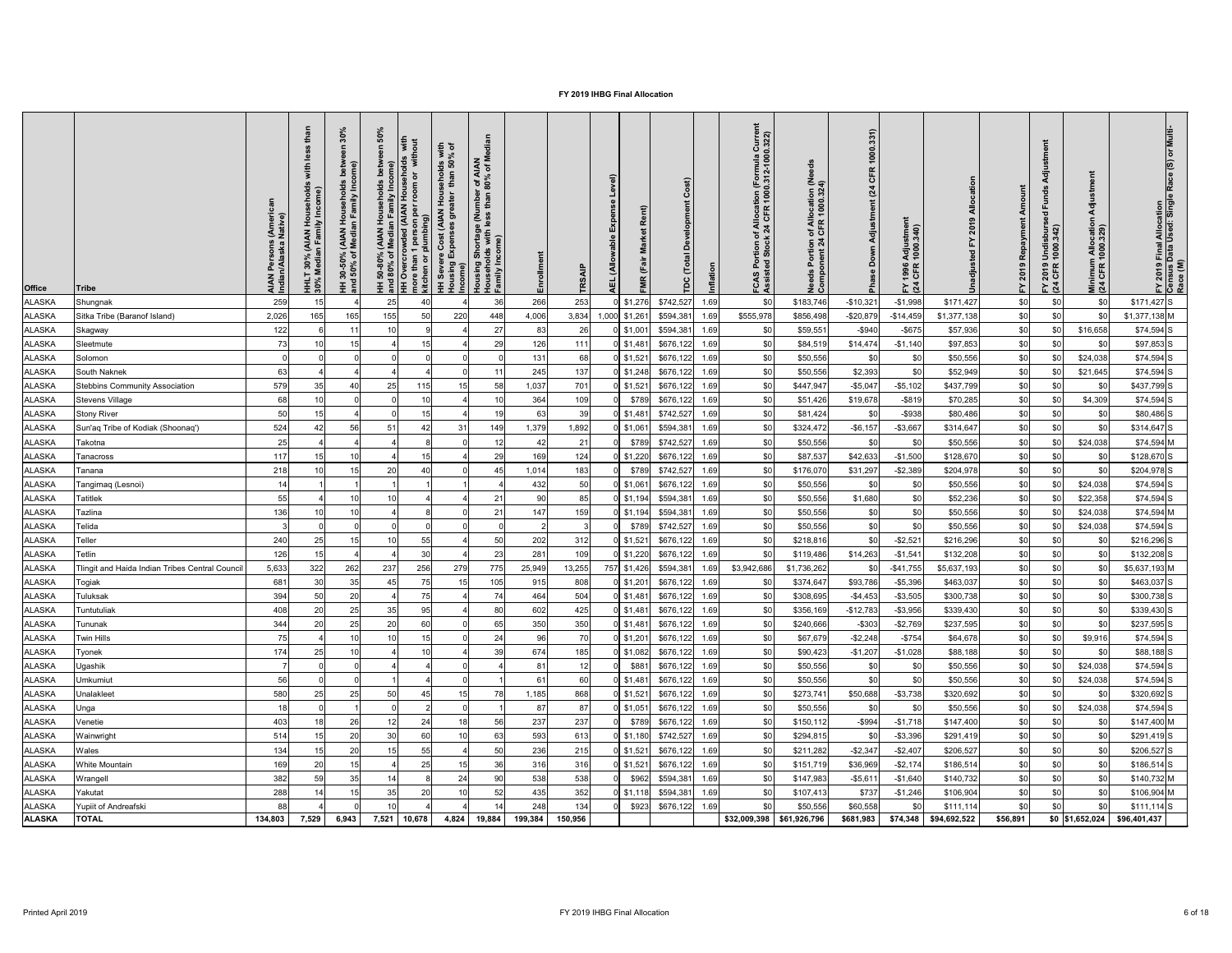# FY 2019 IHBG Final Allocation

| Office | Tribe | AIAN Persons (American Indian/Alaska Native) | HHLT 30% (AIAN Households with less than 30% Median Family Income) | HH 30-50% (AIAN Households between 30% and 50% of Median Family Income) | HH 50-80% (AIAN Households between 50% and 80% of Median Family Income) | HH Overcrowded (AIAN Households with more than 1 person per room or without kitchen or plumbing) | HH Severe Cost (AIAN Households with Housing Expenses greater than 50% of Income) | Housing Shortage (Number of AIAN Households with less than 80% of Median Family Income) | Enrollment | TRSAIP | AEL (Allowable Expense Level) | FMR (Fair Market Rent) | TDC (Total Development Cost) | Inflation | FCAS Portion of Allocation (Formula Current Assisted Stock 24 CFR 1000.312-1000.322) | Needs Portion of Allocation (Needs Component 24 CFR 1000.324) | Phase Down Adjustment (24 CFR 1000.331) | FY 1996 Adjustment (24 CFR 1000.340) | Unadjusted FY 2019 Allocation | FY 2019 Repayment Amount | FY 2019 Undisbursed Funds Adjustment (24 CFR 1000.342) | Minimum Allocation Adjustment (24 CFR 1000.329) | FY 2019 Final Allocation | Census Data Used: Single Race (S) or Multi-Race (M) |
|---|---|---|---|---|---|---|---|---|---|---|---|---|---|---|---|---|---|---|---|---|---|---|---|---|
| ALASKA | Shungnak | 259 | 15 | 4 | 25 | 40 | 4 | 36 | 266 | 253 | 0 | $1,276 | $742,527 | 1.69 | $0 | $183,746 | -$10,321 | -$1,998 | $171,427 | $0 | $0 | $0 | $171,427 | S |
| ALASKA | Sitka Tribe (Baranof Island) | 2,026 | 165 | 165 | 155 | 50 | 220 | 448 | 4,006 | 3,834 | 1,000 | $1,261 | $594,381 | 1.69 | $555,978 | $856,498 | -$20,879 | -$14,459 | $1,377,138 | $0 | $0 | $0 | $1,377,138 | M |
| ALASKA | Skagway | 122 | 6 | 11 | 10 | 9 | 4 | 27 | 83 | 26 | 0 | $1,001 | $594,381 | 1.69 | $0 | $59,551 | -$940 | -$675 | $57,936 | $0 | $0 | $16,658 | $74,594 | S |
| ALASKA | Sleetmute | 73 | 10 | 15 | 4 | 15 | 4 | 29 | 126 | 111 | 0 | $1,481 | $676,122 | 1.69 | $0 | $84,519 | $14,474 | -$1,140 | $97,853 | $0 | $0 | $0 | $97,853 | S |
| ALASKA | Solomon | 0 | 0 | 0 | 0 | 0 | 0 | 0 | 131 | 68 | 0 | $1,521 | $676,122 | 1.69 | $0 | $50,556 | $0 | $0 | $50,556 | $0 | $0 | $24,038 | $74,594 | S |
| ALASKA | South Naknek | 63 | 4 | 4 | 4 | 4 | 0 | 11 | 245 | 137 | 0 | $1,248 | $676,122 | 1.69 | $0 | $50,556 | $2,393 | $0 | $52,949 | $0 | $0 | $21,645 | $74,594 | S |
| ALASKA | Stebbins Community Association | 579 | 35 | 40 | 25 | 115 | 15 | 58 | 1,037 | 701 | 0 | $1,521 | $676,122 | 1.69 | $0 | $447,947 | -$5,047 | -$5,102 | $437,799 | $0 | $0 | $0 | $437,799 | S |
| ALASKA | Stevens Village | 68 | 10 | 0 | 0 | 10 | 4 | 10 | 364 | 109 | 0 | $789 | $676,122 | 1.69 | $0 | $51,426 | $19,678 | -$819 | $70,285 | $0 | $0 | $4,309 | $74,594 | S |
| ALASKA | Stony River | 50 | 15 | 4 | 0 | 15 | 4 | 19 | 63 | 39 | 0 | $1,481 | $742,527 | 1.69 | $0 | $81,424 | $0 | -$938 | $80,486 | $0 | $0 | $0 | $80,486 | S |
| ALASKA | Sun'aq Tribe of Kodiak (Shoonaq') | 524 | 42 | 56 | 51 | 42 | 31 | 149 | 1,379 | 1,892 | 0 | $1,061 | $594,381 | 1.69 | $0 | $324,472 | -$6,157 | -$3,667 | $314,647 | $0 | $0 | $0 | $314,647 | S |
| ALASKA | Takotna | 25 | 4 | 4 | 4 | 8 | 0 | 12 | 42 | 21 | 0 | $789 | $742,527 | 1.69 | $0 | $50,556 | $0 | $0 | $50,556 | $0 | $0 | $24,038 | $74,594 | M |
| ALASKA | Tanacross | 117 | 15 | 10 | 4 | 15 | 4 | 29 | 169 | 124 | 0 | $1,220 | $676,122 | 1.69 | $0 | $87,537 | $42,633 | -$1,500 | $128,670 | $0 | $0 | $0 | $128,670 | S |
| ALASKA | Tanana | 218 | 10 | 15 | 20 | 40 | 0 | 45 | 1,014 | 183 | 0 | $789 | $742,527 | 1.69 | $0 | $176,070 | $31,297 | -$2,389 | $204,978 | $0 | $0 | $0 | $204,978 | S |
| ALASKA | Tangirnaq (Lesnoi) | 14 | 1 | 1 | 1 | 1 | 1 | 4 | 432 | 50 | 0 | $1,061 | $676,122 | 1.69 | $0 | $50,556 | $0 | $0 | $50,556 | $0 | $0 | $24,038 | $74,594 | S |
| ALASKA | Tatitlek | 55 | 4 | 10 | 10 | 4 | 4 | 21 | 90 | 85 | 0 | $1,194 | $594,381 | 1.69 | $0 | $50,556 | $1,680 | $0 | $52,236 | $0 | $0 | $22,358 | $74,594 | S |
| ALASKA | Tazlina | 136 | 10 | 10 | 4 | 8 | 0 | 21 | 147 | 159 | 0 | $1,194 | $594,381 | 1.69 | $0 | $50,556 | $0 | $0 | $50,556 | $0 | $0 | $24,038 | $74,594 | M |
| ALASKA | Telida | 3 | 0 | 0 | 0 | 0 | 0 | 0 | 2 | 3 | 0 | $789 | $742,527 | 1.69 | $0 | $50,556 | $0 | $0 | $50,556 | $0 | $0 | $24,038 | $74,594 | S |
| ALASKA | Teller | 240 | 25 | 15 | 10 | 55 | 4 | 50 | 202 | 312 | 0 | $1,521 | $676,122 | 1.69 | $0 | $218,816 | $0 | -$2,521 | $216,296 | $0 | $0 | $0 | $216,296 | S |
| ALASKA | Tetlin | 126 | 15 | 4 | 4 | 30 | 4 | 23 | 281 | 109 | 0 | $1,220 | $676,122 | 1.69 | $0 | $119,486 | $14,263 | -$1,541 | $132,208 | $0 | $0 | $0 | $132,208 | S |
| ALASKA | Tlingit and Haida Indian Tribes Central Council | 5,633 | 322 | 262 | 237 | 256 | 279 | 775 | 25,949 | 13,255 | 757 | $1,426 | $594,381 | 1.69 | $3,942,686 | $1,736,262 | $0 | -$41,755 | $5,637,193 | $0 | $0 | $0 | $5,637,193 | M |
| ALASKA | Togiak | 681 | 30 | 35 | 45 | 75 | 15 | 105 | 915 | 808 | 0 | $1,201 | $676,122 | 1.69 | $0 | $374,647 | $93,786 | -$5,396 | $463,037 | $0 | $0 | $0 | $463,037 | S |
| ALASKA | Tuluksak | 394 | 50 | 20 | 4 | 75 | 4 | 74 | 464 | 504 | 0 | $1,481 | $676,122 | 1.69 | $0 | $308,695 | -$4,453 | -$3,505 | $300,738 | $0 | $0 | $0 | $300,738 | S |
| ALASKA | Tuntutuliak | 408 | 20 | 25 | 35 | 95 | 4 | 80 | 602 | 425 | 0 | $1,481 | $676,122 | 1.69 | $0 | $356,169 | -$12,783 | -$3,956 | $339,430 | $0 | $0 | $0 | $339,430 | S |
| ALASKA | Tununak | 344 | 20 | 25 | 20 | 60 | 0 | 65 | 350 | 350 | 0 | $1,481 | $676,122 | 1.69 | $0 | $240,666 | -$303 | -$2,769 | $237,595 | $0 | $0 | $0 | $237,595 | S |
| ALASKA | Twin Hills | 75 | 4 | 10 | 10 | 15 | 0 | 24 | 96 | 70 | 0 | $1,201 | $676,122 | 1.69 | $0 | $67,679 | -$2,248 | -$754 | $64,678 | $0 | $0 | $9,916 | $74,594 | S |
| ALASKA | Tyonek | 174 | 25 | 10 | 4 | 10 | 4 | 39 | 674 | 185 | 0 | $1,082 | $676,122 | 1.69 | $0 | $90,423 | -$1,207 | -$1,028 | $88,188 | $0 | $0 | $0 | $88,188 | S |
| ALASKA | Ugashik | 7 | 0 | 0 | 4 | 4 | 0 | 4 | 81 | 12 | 0 | $881 | $676,122 | 1.69 | $0 | $50,556 | $0 | $0 | $50,556 | $0 | $0 | $24,038 | $74,594 | S |
| ALASKA | Umkumiut | 56 | 0 | 0 | 1 | 4 | 0 | 1 | 61 | 60 | 0 | $1,481 | $676,122 | 1.69 | $0 | $50,556 | $0 | $0 | $50,556 | $0 | $0 | $24,038 | $74,594 | S |
| ALASKA | Unalakleet | 580 | 25 | 25 | 50 | 45 | 15 | 78 | 1,185 | 868 | 0 | $1,521 | $676,122 | 1.69 | $0 | $273,741 | $50,688 | -$3,738 | $320,692 | $0 | $0 | $0 | $320,692 | S |
| ALASKA | Unga | 18 | 0 | 1 | 0 | 2 | 0 | 1 | 87 | 87 | 0 | $1,051 | $676,122 | 1.69 | $0 | $50,556 | $0 | $0 | $50,556 | $0 | $0 | $24,038 | $74,594 | S |
| ALASKA | Venetie | 403 | 18 | 26 | 12 | 24 | 18 | 56 | 237 | 237 | 0 | $789 | $676,122 | 1.69 | $0 | $150,112 | -$994 | -$1,718 | $147,400 | $0 | $0 | $0 | $147,400 | M |
| ALASKA | Wainwright | 514 | 15 | 20 | 30 | 60 | 10 | 63 | 593 | 613 | 0 | $1,180 | $742,527 | 1.69 | $0 | $294,815 | $0 | -$3,396 | $291,419 | $0 | $0 | $0 | $291,419 | S |
| ALASKA | Wales | 134 | 15 | 20 | 15 | 55 | 4 | 50 | 236 | 215 | 0 | $1,521 | $676,122 | 1.69 | $0 | $211,282 | -$2,347 | -$2,407 | $206,527 | $0 | $0 | $0 | $206,527 | S |
| ALASKA | White Mountain | 169 | 20 | 15 | 4 | 25 | 15 | 36 | 316 | 316 | 0 | $1,521 | $676,122 | 1.69 | $0 | $151,719 | $36,969 | -$2,174 | $186,514 | $0 | $0 | $0 | $186,514 | S |
| ALASKA | Wrangell | 382 | 59 | 35 | 14 | 8 | 24 | 90 | 538 | 538 | 0 | $962 | $594,381 | 1.69 | $0 | $147,983 | -$5,611 | -$1,640 | $140,732 | $0 | $0 | $0 | $140,732 | M |
| ALASKA | Yakutat | 288 | 14 | 15 | 35 | 20 | 10 | 52 | 435 | 352 | 0 | $1,118 | $594,381 | 1.69 | $0 | $107,413 | $737 | -$1,246 | $106,904 | $0 | $0 | $0 | $106,904 | M |
| ALASKA | Yupiit of Andreafski | 88 | 4 | 0 | 10 | 4 | 4 | 14 | 248 | 134 | 0 | $923 | $676,122 | 1.69 | $0 | $50,556 | $60,558 | $0 | $111,114 | $0 | $0 | $0 | $111,114 | S |
| **ALASKA** | **TOTAL** | **134,803** | **7,529** | **6,943** | **7,521** | **10,678** | **4,824** | **19,884** | **199,384** | **150,956** | | | | | **$32,009,398** | **$61,926,796** | **$681,983** | **$74,348** | **$94,692,522** | **$56,891** | **$0** | **$1,652,024** | **$96,401,437** | |

Printed April 2019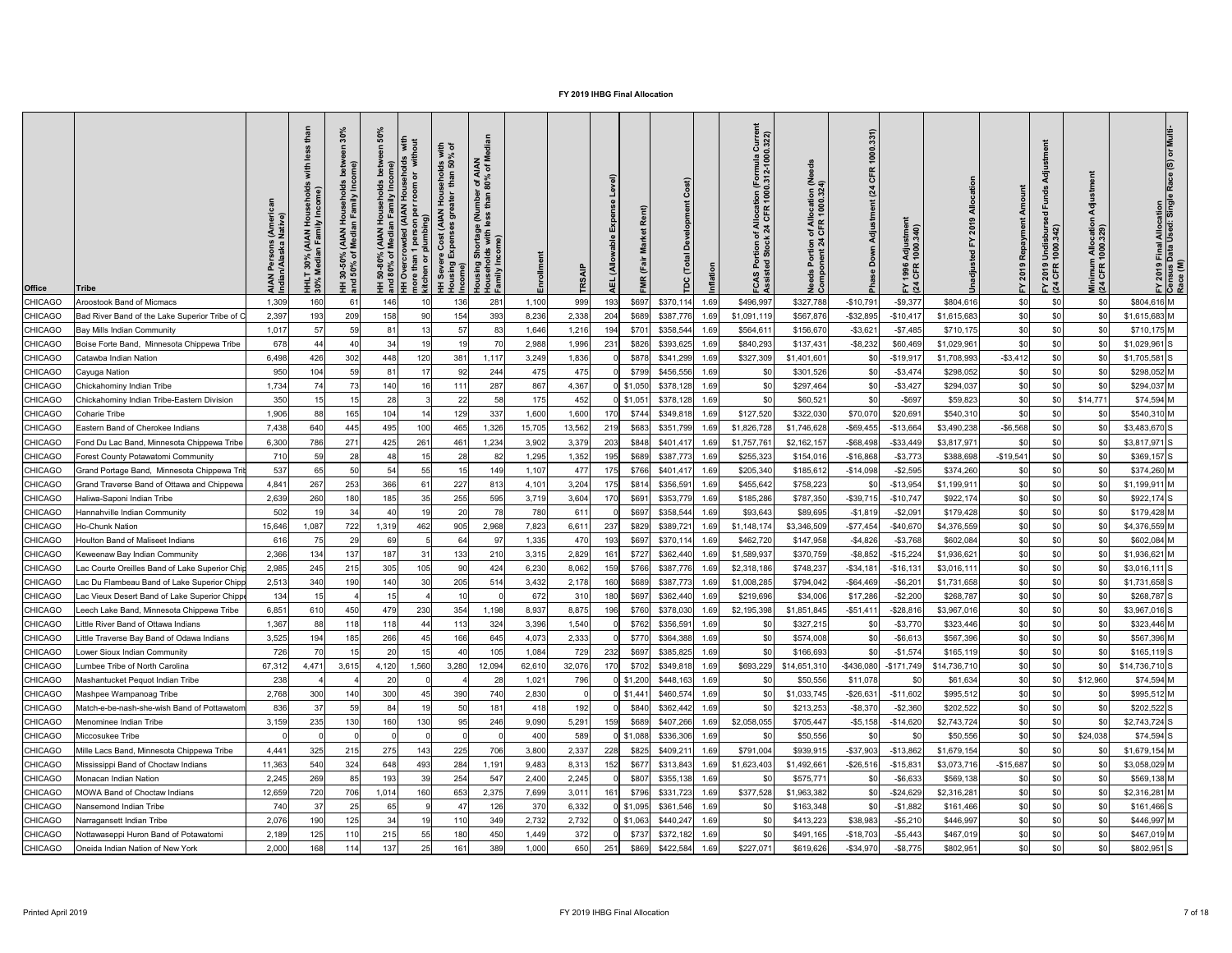# FY 2019 IHBG Final Allocation

| Office | Tribe | AIAN Persons (American Indian/Alaska Native) | HHLT 30% (AIAN Households with less than 30% Median Family Income) | HH 30-50% (AIAN Households between 30% and 50% of Median Family Income) | HH 50-80% (AIAN Households between 50% and 80% of Median Family Income) | HH Overcrowded (AIAN Households with more than 1 person per room or without kitchen or plumbing) | HH Severe Cost (AIAN Households with Housing Expenses greater than 50% of Income) | Housing Shortage (Number of AIAN Households with less than 80% of Median Family Income) | Enrollment | TRSAIP | AEL (Allowable Expense Level) | FMR (Fair Market Rent) | TDC (Total Development Cost) | Inflation | FCAS Portion of Allocation (Formula Current Assisted Stock 24 CFR 1000.312-1000.322) | Needs Portion of Allocation (Needs Component 24 CFR 1000.324) | Phase Down Adjustment (24 CFR 1000.331) | FY 1996 Adjustment (24 CFR 1000.340) | Unadjusted FY 2019 Allocation | FY 2019 Repayment Amount | FY 2019 Undisbursed Funds Adjustment (24 CFR 1000.342) | Minimum Allocation Adjustment (24 CFR 1000.329) | FY 2019 Final Allocation | Census Data Used: Single Race (S) or Multi-Race (M) |
|---|---|---|---|---|---|---|---|---|---|---|---|---|---|---|---|---|---|---|---|---|---|---|---|---|
| CHICAGO | Aroostook Band of Micmacs | 1,309 | 160 | 61 | 146 | 10 | 136 | 281 | 1,100 | 999 | 193 | $697 | $370,114 | 1.69 | $496,997 | $327,788 | -$10,791 | -$9,377 | $804,616 | $0 | $0 | $0 | $804,616 | M |
| CHICAGO | Bad River Band of the Lake Superior Tribe of C | 2,397 | 193 | 209 | 158 | 90 | 154 | 393 | 8,236 | 2,338 | 204 | $689 | $387,776 | 1.69 | $1,091,119 | $567,876 | -$32,895 | -$10,417 | $1,615,683 | $0 | $0 | $0 | $1,615,683 | M |
| CHICAGO | Bay Mills Indian Community | 1,017 | 57 | 59 | 81 | 13 | 57 | 83 | 1,646 | 1,216 | 194 | $701 | $358,544 | 1.69 | $564,611 | $156,670 | -$3,621 | -$7,485 | $710,175 | $0 | $0 | $0 | $710,175 | M |
| CHICAGO | Boise Forte Band, Minnesota Chippewa Tribe | 678 | 44 | 40 | 34 | 19 | 19 | 70 | 2,988 | 1,996 | 231 | $826 | $393,625 | 1.69 | $840,293 | $137,431 | -$8,232 | $60,469 | $1,029,961 | $0 | $0 | $0 | $1,029,961 | S |
| CHICAGO | Catawba Indian Nation | 6,498 | 426 | 302 | 448 | 120 | 381 | 1,117 | 3,249 | 1,836 | 0 | $878 | $341,299 | 1.69 | $327,309 | $1,401,601 | $0 | -$19,917 | $1,708,993 | -$3,412 | $0 | $0 | $1,705,581 | S |
| CHICAGO | Cayuga Nation | 950 | 104 | 59 | 81 | 17 | 92 | 244 | 475 | 475 | 0 | $799 | $456,556 | 1.69 | $0 | $301,526 | $0 | -$3,474 | $298,052 | $0 | $0 | $0 | $298,052 | M |
| CHICAGO | Chickahominy Indian Tribe | 1,734 | 74 | 73 | 140 | 16 | 111 | 287 | 867 | 4,367 | 0 | $1,050 | $378,128 | 1.69 | $0 | $297,464 | $0 | -$3,427 | $294,037 | $0 | $0 | $0 | $294,037 | M |
| CHICAGO | Chickahominy Indian Tribe-Eastern Division | 350 | 15 | 15 | 28 | 3 | 22 | 58 | 175 | 452 | 0 | $1,051 | $378,128 | 1.69 | $0 | $60,521 | $0 | -$697 | $59,823 | $0 | $0 | $14,771 | $74,594 | M |
| CHICAGO | Coharie Tribe | 1,906 | 88 | 165 | 104 | 14 | 129 | 337 | 1,600 | 1,600 | 170 | $744 | $349,818 | 1.69 | $127,520 | $322,030 | $70,070 | $20,691 | $540,310 | $0 | $0 | $0 | $540,310 | M |
| CHICAGO | Eastern Band of Cherokee Indians | 7,438 | 640 | 445 | 495 | 100 | 465 | 1,326 | 15,705 | 13,562 | 219 | $683 | $351,799 | 1.69 | $1,826,728 | $1,746,628 | -$69,455 | -$13,664 | $3,490,238 | -$6,568 | $0 | $0 | $3,483,670 | S |
| CHICAGO | Fond Du Lac Band, Minnesota Chippewa Tribe | 6,300 | 786 | 271 | 425 | 261 | 461 | 1,234 | 3,902 | 3,379 | 203 | $848 | $401,417 | 1.69 | $1,757,761 | $2,162,157 | -$68,498 | -$33,449 | $3,817,971 | $0 | $0 | $0 | $3,817,971 | S |
| CHICAGO | Forest County Potawatomi Community | 710 | 59 | 28 | 48 | 15 | 28 | 82 | 1,295 | 1,352 | 195 | $689 | $387,773 | 1.69 | $255,323 | $154,016 | -$16,868 | -$3,773 | $388,698 | -$19,541 | $0 | $0 | $369,157 | S |
| CHICAGO | Grand Portage Band, Minnesota Chippewa Trib | 537 | 65 | 50 | 54 | 55 | 15 | 149 | 1,107 | 477 | 175 | $766 | $401,417 | 1.69 | $205,340 | $185,612 | -$14,098 | -$2,595 | $374,260 | $0 | $0 | $0 | $374,260 | M |
| CHICAGO | Grand Traverse Band of Ottawa and Chippewa | 4,841 | 267 | 253 | 366 | 61 | 227 | 813 | 4,101 | 3,204 | 175 | $814 | $356,591 | 1.69 | $455,642 | $758,223 | $0 | -$13,954 | $1,199,911 | $0 | $0 | $0 | $1,199,911 | M |
| CHICAGO | Haliwa-Saponi Indian Tribe | 2,639 | 260 | 180 | 185 | 35 | 255 | 595 | 3,719 | 3,604 | 170 | $691 | $353,779 | 1.69 | $185,286 | $787,350 | -$39,715 | -$10,747 | $922,174 | $0 | $0 | $0 | $922,174 | S |
| CHICAGO | Hannahville Indian Community | 502 | 19 | 34 | 40 | 19 | 20 | 78 | 780 | 611 | 0 | $697 | $358,544 | 1.69 | $93,643 | $89,695 | -$1,819 | -$2,091 | $179,428 | $0 | $0 | $0 | $179,428 | M |
| CHICAGO | Ho-Chunk Nation | 15,646 | 1,087 | 722 | 1,319 | 462 | 905 | 2,968 | 7,823 | 6,611 | 237 | $829 | $389,721 | 1.69 | $1,148,174 | $3,346,509 | -$77,454 | -$40,670 | $4,376,559 | $0 | $0 | $0 | $4,376,559 | M |
| CHICAGO | Houlton Band of Maliseet Indians | 616 | 75 | 29 | 69 | 5 | 64 | 97 | 1,335 | 470 | 193 | $697 | $370,114 | 1.69 | $462,720 | $147,958 | -$4,826 | -$3,768 | $602,084 | $0 | $0 | $0 | $602,084 | M |
| CHICAGO | Keweenaw Bay Indian Community | 2,366 | 134 | 137 | 187 | 31 | 133 | 210 | 3,315 | 2,829 | 161 | $727 | $362,440 | 1.69 | $1,589,937 | $370,759 | -$8,852 | -$15,224 | $1,936,621 | $0 | $0 | $0 | $1,936,621 | M |
| CHICAGO | Lac Courte Oreilles Band of Lake Superior Chip | 2,985 | 245 | 215 | 305 | 105 | 90 | 424 | 6,230 | 8,062 | 159 | $766 | $387,776 | 1.69 | $2,318,186 | $748,237 | -$34,181 | -$16,131 | $3,016,111 | $0 | $0 | $0 | $3,016,111 | S |
| CHICAGO | Lac Du Flambeau Band of Lake Superior Chipp | 2,513 | 340 | 190 | 140 | 30 | 205 | 514 | 3,432 | 2,178 | 160 | $689 | $387,773 | 1.69 | $1,008,285 | $794,042 | -$64,469 | -$6,201 | $1,731,658 | $0 | $0 | $0 | $1,731,658 | S |
| CHICAGO | Lac Vieux Desert Band of Lake Superior Chippe | 134 | 15 | 4 | 15 | 4 | 10 | 0 | 672 | 310 | 180 | $697 | $362,440 | 1.69 | $219,696 | $34,006 | $17,286 | -$2,200 | $268,787 | $0 | $0 | $0 | $268,787 | S |
| CHICAGO | Leech Lake Band, Minnesota Chippewa Tribe | 6,851 | 610 | 450 | 479 | 230 | 354 | 1,198 | 8,937 | 8,875 | 196 | $760 | $378,030 | 1.69 | $2,195,398 | $1,851,845 | -$51,411 | -$28,816 | $3,967,016 | $0 | $0 | $0 | $3,967,016 | S |
| CHICAGO | Little River Band of Ottawa Indians | 1,367 | 88 | 118 | 118 | 44 | 113 | 324 | 3,396 | 1,540 | 0 | $762 | $356,591 | 1.69 | $0 | $327,215 | $0 | -$3,770 | $323,446 | $0 | $0 | $0 | $323,446 | M |
| CHICAGO | Little Traverse Bay Band of Odawa Indians | 3,525 | 194 | 185 | 266 | 45 | 166 | 645 | 4,073 | 2,333 | 0 | $770 | $364,388 | 1.69 | $0 | $574,008 | $0 | -$6,613 | $567,396 | $0 | $0 | $0 | $567,396 | M |
| CHICAGO | Lower Sioux Indian Community | 726 | 70 | 15 | 20 | 15 | 40 | 105 | 1,084 | 729 | 232 | $697 | $385,825 | 1.69 | $0 | $166,693 | $0 | -$1,574 | $165,119 | $0 | $0 | $0 | $165,119 | S |
| CHICAGO | Lumbee Tribe of North Carolina | 67,312 | 4,471 | 3,615 | 4,120 | 1,560 | 3,280 | 12,094 | 62,610 | 32,076 | 170 | $702 | $349,818 | 1.69 | $693,229 | $14,651,310 | -$436,080 | -$171,749 | $14,736,710 | $0 | $0 | $0 | $14,736,710 | S |
| CHICAGO | Mashantucket Pequot Indian Tribe | 238 | 4 | 4 | 20 | 0 | 4 | 28 | 1,021 | 796 | 0 | $1,200 | $448,163 | 1.69 | $0 | $50,556 | $11,078 | $0 | $61,634 | $0 | $0 | $12,960 | $74,594 | M |
| CHICAGO | Mashpee Wampanoag Tribe | 2,768 | 300 | 140 | 300 | 45 | 390 | 740 | 2,830 | 0 | 0 | $1,441 | $460,574 | 1.69 | $0 | $1,033,745 | -$26,631 | -$11,602 | $995,512 | $0 | $0 | $0 | $995,512 | M |
| CHICAGO | Match-e-be-nash-she-wish Band of Pottawatom | 836 | 37 | 59 | 84 | 19 | 50 | 181 | 418 | 192 | 0 | $840 | $362,442 | 1.69 | $0 | $213,253 | -$8,370 | -$2,360 | $202,522 | $0 | $0 | $0 | $202,522 | S |
| CHICAGO | Menominee Indian Tribe | 3,159 | 235 | 130 | 160 | 130 | 95 | 246 | 9,090 | 5,291 | 159 | $689 | $407,266 | 1.69 | $2,058,055 | $705,447 | -$5,158 | -$14,620 | $2,743,724 | $0 | $0 | $0 | $2,743,724 | S |
| CHICAGO | Miccosukee Tribe | 0 | 0 | 0 | 0 | 0 | 0 | 0 | 400 | 589 | 0 | $1,088 | $336,306 | 1.69 | $0 | $50,556 | $0 | $0 | $50,556 | $0 | $0 | $24,038 | $74,594 | S |
| CHICAGO | Mille Lacs Band, Minnesota Chippewa Tribe | 4,441 | 325 | 215 | 275 | 143 | 225 | 706 | 3,800 | 2,337 | 228 | $825 | $409,211 | 1.69 | $791,004 | $939,915 | -$37,903 | -$13,862 | $1,679,154 | $0 | $0 | $0 | $1,679,154 | M |
| CHICAGO | Mississippi Band of Choctaw Indians | 11,363 | 540 | 324 | 648 | 493 | 284 | 1,191 | 9,483 | 8,313 | 152 | $677 | $313,843 | 1.69 | $1,623,403 | $1,492,661 | -$26,516 | -$15,831 | $3,073,716 | -$15,687 | $0 | $0 | $3,058,029 | M |
| CHICAGO | Monacan Indian Nation | 2,245 | 269 | 85 | 193 | 39 | 254 | 547 | 2,400 | 2,245 | 0 | $807 | $355,138 | 1.69 | $0 | $575,771 | $0 | -$6,633 | $569,138 | $0 | $0 | $0 | $569,138 | M |
| CHICAGO | MOWA Band of Choctaw Indians | 12,659 | 720 | 706 | 1,014 | 160 | 653 | 2,375 | 7,699 | 3,011 | 161 | $796 | $331,723 | 1.69 | $377,528 | $1,963,382 | $0 | -$24,629 | $2,316,281 | $0 | $0 | $0 | $2,316,281 | M |
| CHICAGO | Nansemond Indian Tribe | 740 | 37 | 25 | 65 | 9 | 47 | 126 | 370 | 6,332 | 0 | $1,095 | $361,546 | 1.69 | $0 | $163,348 | $0 | -$1,882 | $161,466 | $0 | $0 | $0 | $161,466 | S |
| CHICAGO | Narragansett Indian Tribe | 2,076 | 190 | 125 | 34 | 19 | 110 | 349 | 2,732 | 2,732 | 0 | $1,063 | $440,247 | 1.69 | $0 | $413,223 | $38,983 | -$5,210 | $446,997 | $0 | $0 | $0 | $446,997 | M |
| CHICAGO | Nottawaseppi Huron Band of Potawatomi | 2,189 | 125 | 110 | 215 | 55 | 180 | 450 | 1,449 | 372 | 0 | $737 | $372,182 | 1.69 | $0 | $491,165 | -$18,703 | -$5,443 | $467,019 | $0 | $0 | $0 | $467,019 | M |
| CHICAGO | Oneida Indian Nation of New York | 2,000 | 168 | 114 | 137 | 25 | 161 | 389 | 1,000 | 650 | 251 | $869 | $422,584 | 1.69 | $227,071 | $619,626 | -$34,970 | -$8,775 | $802,951 | $0 | $0 | $0 | $802,951 | S |

Printed April 2019 — FY 2019 IHBG Final Allocation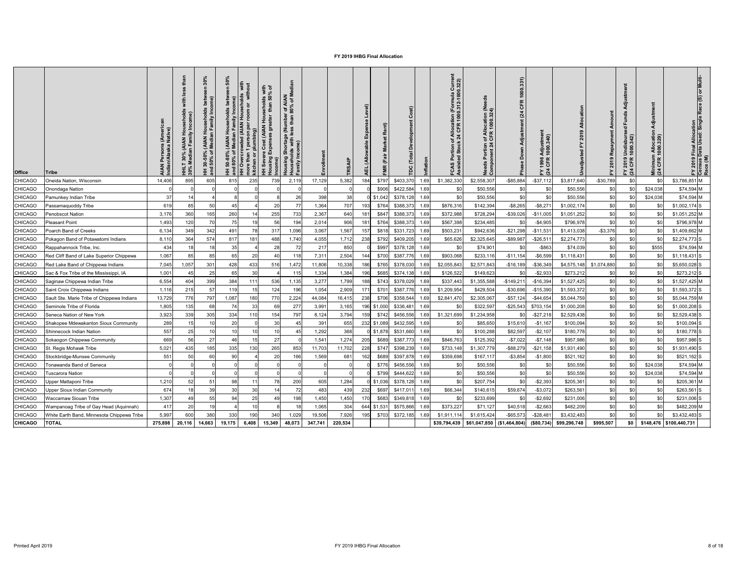# FY 2019 IHBG Final Allocation

| Office | Tribe | AIAN Persons (American Indian/Alaska Native) | HHLT 30% (AIAN Households with less than 30% Median Family Income) | HH 30-50% (AIAN Households between 30% and 50% of Median Family Income) | HH 50-80% (AIAN Households between 50% and 80% of Median Family Income) | HH Overcrowded (AIAN Households with more than 1 person per room or without kitchen or plumbing) | HH Severe Cost (AIAN Households with Housing Expenses greater than 50% of Income) | Housing Shortage (Number of AIAN Households with less than 80% of Median Family Income) | Enrollment | TRSAIP | AEL (Allowable Expense Level) | FMR (Fair Market Rent) | TDC (Total Development Cost) | Inflation | FCAS Portion of Allocation (Formula Current Assisted Stock 24 CFR 1000.312-1000.322) | Needs Portion of Allocation (Needs Component 24 CFR 1000.324) | Phase Down Adjustment (24 CFR 1000.331) | FY 1996 Adjustment (24 CFR 1000.340) | Unadjusted FY 2019 Allocation | FY 2019 Repayment Amount | FY 2019 Undisbursed Funds Adjustment (24 CFR 1000.342) | Minimum Allocation Adjustment (24 CFR 1000.329) | FY 2019 Final Allocation | Census Data Used: Single Race (S) or Multi-Race (M) |
|---|---|---|---|---|---|---|---|---|---|---|---|---|---|---|---|---|---|---|---|---|---|---|---|---|
| CHICAGO | Oneida Nation, Wisconsin | 14,406 | 895 | 605 | 815 | 235 | 739 | 2,119 | 17,129 | 5,382 | 184 | $797 | $403,370 | 1.69 | $1,382,330 | $2,558,307 | -$85,884 | -$37,112 | $3,817,640 | -$30,789 | $0 | $0 | $3,786,851 | M |
| CHICAGO | Onondaga Nation | 0 | 0 | 0 | 0 | 0 | 0 | 0 | 0 | 0 | 0 | $906 | $422,584 | 1.69 | $0 | $50,556 | $0 | $0 | $50,556 | $0 | $0 | $24,038 | $74,594 | M |
| CHICAGO | Pamunkey Indian Tribe | 37 | 14 | 4 | 8 | 0 | 8 | 26 | 398 | 38 | 0 | $1,042 | $378,128 | 1.69 | $0 | $50,556 | $0 | $0 | $50,556 | $0 | $0 | $24,038 | $74,594 | M |
| CHICAGO | Passamaquoddy Tribe | 619 | 85 | 50 | 45 | 4 | 20 | 77 | 1,364 | 707 | 193 | $764 | $388,373 | 1.69 | $876,316 | $142,394 | -$8,265 | -$8,271 | $1,002,174 | $0 | $0 | $0 | $1,002,174 | S |
| CHICAGO | Penobscot Nation | 3,176 | 360 | 165 | 260 | 14 | 255 | 733 | 2,367 | 640 | 181 | $847 | $388,373 | 1.69 | $372,988 | $728,294 | -$39,026 | -$11,005 | $1,051,252 | $0 | $0 | $0 | $1,051,252 | M |
| CHICAGO | Pleasant Point | 1,493 | 120 | 70 | 75 | 19 | 56 | 194 | 2,014 | 906 | 181 | $764 | $388,373 | 1.69 | $567,398 | $234,485 | $0 | -$4,905 | $796,978 | $0 | $0 | $0 | $796,978 | M |
| CHICAGO | Poarch Band of Creeks | 6,134 | 349 | 342 | 491 | 78 | 317 | 1,096 | 3,067 | 1,567 | 157 | $818 | $331,723 | 1.69 | $503,231 | $942,636 | -$21,298 | -$11,531 | $1,413,038 | -$3,376 | $0 | $0 | $1,409,662 | M |
| CHICAGO | Pokagon Band of Potawatomi Indians | 8,110 | 364 | 574 | 817 | 181 | 488 | 1,740 | 4,055 | 1,712 | 238 | $792 | $409,205 | 1.69 | $65,626 | $2,325,645 | -$89,987 | -$26,511 | $2,274,773 | $0 | $0 | $0 | $2,274,773 | S |
| CHICAGO | Rappahannock Tribe, Inc. | 434 | 18 | 18 | 35 | 4 | 28 | 72 | 217 | 850 | 0 | $997 | $378,128 | 1.69 | $0 | $74,901 | $0 | -$863 | $74,039 | $0 | $0 | $555 | $74,594 | M |
| CHICAGO | Red Cliff Band of Lake Superior Chippewa | 1,067 | 85 | 85 | 65 | 20 | 40 | 118 | 7,311 | 2,504 | 144 | $700 | $387,776 | 1.69 | $903,068 | $233,116 | -$11,154 | -$6,599 | $1,118,431 | $0 | $0 | $0 | $1,118,431 | S |
| CHICAGO | Red Lake Band of Chippewa Indians | 7,045 | 1,057 | 301 | 428 | 433 | 516 | 1,472 | 11,806 | 10,338 | 186 | $765 | $378,030 | 1.69 | $2,055,843 | $2,571,843 | -$16,189 | -$36,349 | $4,575,148 | $1,074,880 | $0 | $0 | $5,650,028 | S |
| CHICAGO | Sac & Fox Tribe of the Mississippi, IA | 1,001 | 45 | 25 | 65 | 30 | 4 | 115 | 1,334 | 1,384 | 196 | $685 | $374,138 | 1.69 | $126,522 | $149,623 | $0 | -$2,933 | $273,212 | $0 | $0 | $0 | $273,212 | S |
| CHICAGO | Saginaw Chippewa Indian Tribe | 6,554 | 404 | 399 | 384 | 111 | 536 | 1,135 | 3,277 | 1,799 | 188 | $743 | $378,029 | 1.69 | $337,443 | $1,355,588 | -$149,211 | -$16,394 | $1,527,425 | $0 | $0 | $0 | $1,527,425 | M |
| CHICAGO | Saint Croix Chippewa Indians | 1,116 | 215 | 57 | 119 | 15 | 124 | 196 | 1,054 | 2,909 | 171 | $701 | $387,776 | 1.69 | $1,209,954 | $429,504 | -$30,696 | -$15,390 | $1,593,372 | $0 | $0 | $0 | $1,593,372 | S |
| CHICAGO | Sault Ste. Marie Tribe of Chippewa Indians | 13,729 | 776 | 797 | 1,087 | 180 | 770 | 2,224 | 44,084 | 16,415 | 238 | $706 | $358,544 | 1.69 | $2,841,470 | $2,305,067 | -$57,124 | -$44,654 | $5,044,759 | $0 | $0 | $0 | $5,044,759 | M |
| CHICAGO | Seminole Tribe of Florida | 1,805 | 135 | 68 | 74 | 33 | 69 | 277 | 3,991 | 3,165 | 196 | $1,000 | $336,481 | 1.69 | $0 | $322,597 | -$25,543 | $703,154 | $1,000,208 | $0 | $0 | $0 | $1,000,208 | S |
| CHICAGO | Seneca Nation of New York | 3,923 | 339 | 305 | 334 | 110 | 154 | 797 | 8,124 | 3,794 | 159 | $742 | $456,556 | 1.69 | $1,321,699 | $1,234,958 | $0 | -$27,218 | $2,529,438 | $0 | $0 | $0 | $2,529,438 | S |
| CHICAGO | Shakopee Mdewakanton Sioux Community | 289 | 15 | 10 | 20 | 0 | 30 | 45 | 391 | 655 | 232 | $1,089 | $432,595 | 1.69 | $0 | $85,650 | $15,610 | -$1,167 | $100,094 | $0 | $0 | $0 | $100,094 | S |
| CHICAGO | Shinnecock Indian Nation | 557 | 25 | 10 | 10 | 10 | 10 | 45 | 1,292 | 368 | 0 | $1,878 | $531,660 | 1.69 | $0 | $100,288 | $82,597 | -$2,107 | $180,778 | $0 | $0 | $0 | $180,778 | S |
| CHICAGO | Sokaogon Chippewa Community | 669 | 56 | 27 | 46 | 15 | 27 | 0 | 1,541 | 1,274 | 205 | $689 | $387,773 | 1.69 | $846,763 | $125,392 | -$7,022 | -$7,148 | $957,986 | $0 | $0 | $0 | $957,986 | S |
| CHICAGO | St. Regis Mohawk Tribe | 5,021 | 435 | 185 | 335 | 130 | 265 | 853 | 11,703 | 11,702 | 228 | $747 | $398,239 | 1.69 | $733,148 | $1,307,779 | -$88,279 | -$21,158 | $1,931,490 | $0 | $0 | $0 | $1,931,490 | S |
| CHICAGO | Stockbridge-Munsee Community | 551 | 50 | 60 | 90 | 4 | 20 | 166 | 1,569 | 681 | 162 | $689 | $397,878 | 1.69 | $359,698 | $167,117 | -$3,854 | -$1,800 | $521,162 | $0 | $0 | $0 | $521,162 | S |
| CHICAGO | Tonawanda Band of Seneca | 0 | 0 | 0 | 0 | 0 | 0 | 0 | 0 | 0 | 0 | $776 | $456,556 | 1.69 | $0 | $50,556 | $0 | $0 | $50,556 | $0 | $0 | $24,038 | $74,594 | M |
| CHICAGO | Tuscarora Nation | 0 | 0 | 0 | 0 | 0 | 0 | 0 | 0 | 0 | 0 | $799 | $444,622 | 1.69 | $0 | $50,556 | $0 | $0 | $50,556 | $0 | $0 | $24,038 | $74,594 | M |
| CHICAGO | Upper Mattaponi Tribe | 1,210 | 52 | 51 | 98 | 11 | 78 | 200 | 605 | 1,284 | 0 | $1,036 | $378,128 | 1.69 | $0 | $207,754 | $0 | -$2,393 | $205,361 | $0 | $0 | $0 | $205,361 | M |
| CHICAGO | Upper Sioux Indian Community | 674 | 18 | 39 | 30 | 30 | 14 | 72 | 483 | 439 | 232 | $697 | $417,011 | 1.69 | $66,344 | $140,615 | $59,674 | -$3,072 | $263,561 | $0 | $0 | $0 | $263,561 | S |
| CHICAGO | Waccamaw Siouan Tribe | 1,307 | 49 | 55 | 94 | 25 | 49 | 198 | 1,450 | 1,450 | 170 | $683 | $349,818 | 1.69 | $0 | $233,699 | $0 | -$2,692 | $231,006 | $0 | $0 | $0 | $231,006 | S |
| CHICAGO | Wampanoag Tribe of Gay Head (Aquinnah) | 417 | 20 | 19 | 4 | 10 | 8 | 18 | 1,065 | 304 | 644 | $1,531 | $575,866 | 1.69 | $373,227 | $71,127 | $40,518 | -$2,663 | $482,209 | $0 | $0 | $0 | $482,209 | M |
| CHICAGO | White Earth Band, Minnesota Chippewa Tribe | 5,997 | 600 | 380 | 330 | 190 | 340 | 1,029 | 19,506 | 7,926 | 195 | $703 | $372,185 | 1.69 | $1,911,114 | $1,615,424 | -$65,573 | -$28,481 | $3,432,483 | $0 | $0 | $0 | $3,432,483 | S |
| **CHICAGO** | **TOTAL** | **275,898** | **20,116** | **14,663** | **19,175** | **6,408** | **15,349** | **48,073** | **347,741** | **220,534** | | | | | **$39,794,439** | **$61,047,850** | **($1,464,804)** | **($80,734)** | **$99,296,748** | **$995,507** | **$0** | **$148,476** | **$100,440,731** | |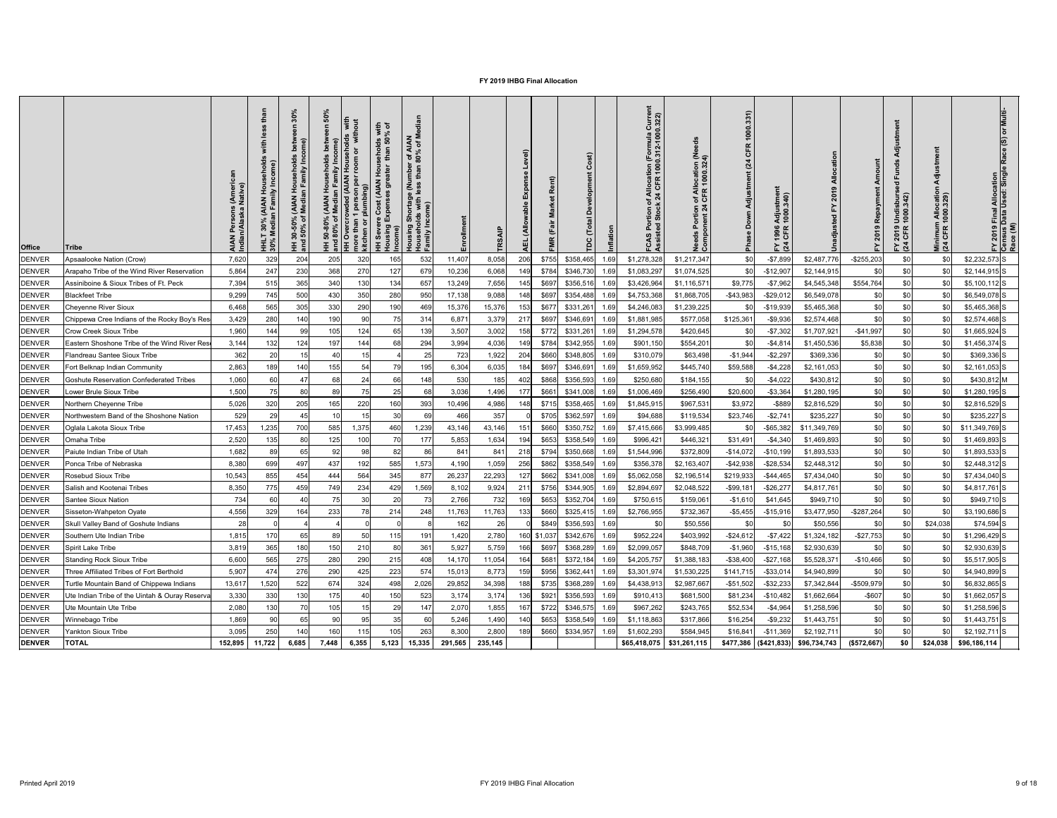# FY 2019 IHBG Final Allocation

| Office | Tribe | AIAN Persons (American Indian/Alaska Native) | HHLT 30% (AIAN Households with less than 30% Median Family Income) | HH 30-50% (AIAN Households between 30% and 50% of Median Family Income) | HH 50-80% (AIAN Households between 50% and 80% of Median Family Income) | HH Overcrowded (AIAN Households with more than 1 person per room or without kitchen or plumbing) | HH Severe Cost (AIAN Households with Housing Expenses greater than 50% of Income) | Housing Shortage (Number of AIAN Households with less than 80% of Median Family Income) | Enrollment | TRSAIP | AEL (Allowable Expense Level) | FMR (Fair Market Rent) | TDC (Total Development Cost) | Inflation | FCAS Portion of Allocation (Formula Current Assisted Stock 24 CFR 1000.312-1000.322) | Needs Portion of Allocation (Needs Component 24 CFR 1000.324) | Phase Down Adjustment (24 CFR 1000.331) | FY 1996 Adjustment (24 CFR 1000.340) | Unadjusted FY 2019 Allocation | FY 2019 Repayment Amount | FY 2019 Undisbursed Funds Adjustment (24 CFR 1000.342) | Minimum Allocation Adjustment (24 CFR 1000.329) | FY 2019 Final Allocation | Census Data Used: Single Race (S) or Multi-Race (M) |
|---|---|---|---|---|---|---|---|---|---|---|---|---|---|---|---|---|---|---|---|---|---|---|---|---|
| DENVER | Apsaalooke Nation (Crow) | 7,620 | 329 | 204 | 205 | 320 | 165 | 532 | 11,407 | 8,058 | 206 | $755 | $358,465 | 1.69 | $1,278,328 | $1,217,347 | $0 | -$7,899 | $2,487,776 | -$255,203 | $0 | $0 | $2,232,573 | S |
| DENVER | Arapaho Tribe of the Wind River Reservation | 5,864 | 247 | 230 | 368 | 270 | 127 | 679 | 10,236 | 6,068 | 149 | $784 | $346,730 | 1.69 | $1,083,297 | $1,074,525 | $0 | -$12,907 | $2,144,915 | $0 | $0 | $0 | $2,144,915 | S |
| DENVER | Assiniboine & Sioux Tribes of Ft. Peck | 7,394 | 515 | 365 | 340 | 130 | 134 | 657 | 13,249 | 7,656 | 145 | $697 | $356,516 | 1.69 | $3,426,964 | $1,116,571 | $9,775 | -$7,962 | $4,545,348 | $554,764 | $0 | $0 | $5,100,112 | S |
| DENVER | Blackfeet Tribe | 9,299 | 745 | 500 | 430 | 350 | 280 | 950 | 17,138 | 9,088 | 148 | $697 | $354,488 | 1.69 | $4,753,368 | $1,868,705 | -$43,983 | -$29,012 | $6,549,078 | $0 | $0 | $0 | $6,549,078 | S |
| DENVER | Cheyenne River Sioux | 6,468 | 565 | 305 | 330 | 290 | 190 | 469 | 15,376 | 15,376 | 153 | $677 | $331,261 | 1.69 | $4,246,083 | $1,239,225 | $0 | -$19,939 | $5,465,368 | $0 | $0 | $0 | $5,465,368 | S |
| DENVER | Chippewa Cree Indians of the Rocky Boy's Res | 3,429 | 280 | 140 | 190 | 90 | 75 | 314 | 6,871 | 3,379 | 217 | $697 | $346,691 | 1.69 | $1,881,985 | $577,058 | $125,361 | -$9,936 | $2,574,468 | $0 | $0 | $0 | $2,574,468 | S |
| DENVER | Crow Creek Sioux Tribe | 1,960 | 144 | 99 | 105 | 124 | 65 | 139 | 3,507 | 3,002 | 158 | $772 | $331,261 | 1.69 | $1,294,578 | $420,645 | $0 | -$7,302 | $1,707,921 | -$41,997 | $0 | $0 | $1,665,924 | S |
| DENVER | Eastern Shoshone Tribe of the Wind River Res | 3,144 | 132 | 124 | 197 | 144 | 68 | 294 | 3,994 | 4,036 | 149 | $784 | $342,955 | 1.69 | $901,150 | $554,201 | $0 | -$4,814 | $1,450,536 | $5,838 | $0 | $0 | $1,456,374 | S |
| DENVER | Flandreau Santee Sioux Tribe | 362 | 20 | 15 | 40 | 15 | 4 | 25 | 723 | 1,922 | 204 | $660 | $348,805 | 1.69 | $310,079 | $63,498 | -$1,944 | -$2,297 | $369,336 | $0 | $0 | $0 | $369,336 | S |
| DENVER | Fort Belknap Indian Community | 2,863 | 189 | 140 | 155 | 54 | 79 | 195 | 6,304 | 6,035 | 184 | $697 | $346,691 | 1.69 | $1,659,952 | $445,740 | $59,588 | -$4,228 | $2,161,053 | $0 | $0 | $0 | $2,161,053 | S |
| DENVER | Goshute Reservation Confederated Tribes | 1,060 | 60 | 47 | 68 | 24 | 66 | 148 | 530 | 185 | 402 | $868 | $356,593 | 1.69 | $250,680 | $184,155 | $0 | -$4,022 | $430,812 | $0 | $0 | $0 | $430,812 | M |
| DENVER | Lower Brule Sioux Tribe | 1,500 | 75 | 80 | 89 | 75 | 25 | 68 | 3,036 | 1,496 | 177 | $661 | $341,008 | 1.69 | $1,006,469 | $256,490 | $20,600 | -$3,364 | $1,280,195 | $0 | $0 | $0 | $1,280,195 | S |
| DENVER | Northern Cheyenne Tribe | 5,026 | 320 | 205 | 165 | 220 | 160 | 393 | 10,496 | 4,986 | 148 | $715 | $358,465 | 1.69 | $1,845,915 | $967,531 | $3,972 | -$889 | $2,816,529 | $0 | $0 | $0 | $2,816,529 | S |
| DENVER | Northwestern Band of the Shoshone Nation | 529 | 29 | 45 | 10 | 15 | 30 | 69 | 466 | 357 | 0 | $705 | $362,597 | 1.69 | $94,688 | $119,534 | $23,746 | -$2,741 | $235,227 | $0 | $0 | $0 | $235,227 | S |
| DENVER | Oglala Lakota Sioux Tribe | 17,453 | 1,235 | 700 | 585 | 1,375 | 460 | 1,239 | 43,146 | 43,146 | 151 | $660 | $350,752 | 1.69 | $7,415,666 | $3,999,485 | $0 | -$65,382 | $11,349,769 | $0 | $0 | $0 | $11,349,769 | S |
| DENVER | Omaha Tribe | 2,520 | 135 | 80 | 125 | 100 | 70 | 177 | 5,853 | 1,634 | 194 | $653 | $358,549 | 1.69 | $996,421 | $446,321 | $31,491 | -$4,340 | $1,469,893 | $0 | $0 | $0 | $1,469,893 | S |
| DENVER | Paiute Indian Tribe of Utah | 1,682 | 89 | 65 | 92 | 98 | 82 | 86 | 841 | 841 | 218 | $794 | $350,668 | 1.69 | $1,544,996 | $372,809 | -$14,072 | -$10,199 | $1,893,533 | $0 | $0 | $0 | $1,893,533 | S |
| DENVER | Ponca Tribe of Nebraska | 8,380 | 699 | 497 | 437 | 192 | 585 | 1,573 | 4,190 | 1,059 | 256 | $862 | $358,549 | 1.69 | $356,378 | $2,163,407 | -$42,938 | -$28,534 | $2,448,312 | $0 | $0 | $0 | $2,448,312 | S |
| DENVER | Rosebud Sioux Tribe | 10,543 | 855 | 454 | 444 | 564 | 345 | 877 | 26,237 | 22,293 | 127 | $662 | $341,008 | 1.69 | $5,062,058 | $2,196,514 | $219,933 | -$44,465 | $7,434,040 | $0 | $0 | $0 | $7,434,040 | S |
| DENVER | Salish and Kootenai Tribes | 8,350 | 775 | 459 | 749 | 234 | 429 | 1,569 | 8,102 | 9,924 | 211 | $756 | $344,905 | 1.69 | $2,894,697 | $2,048,522 | -$99,181 | -$26,277 | $4,817,761 | $0 | $0 | $0 | $4,817,761 | S |
| DENVER | Santee Sioux Nation | 734 | 60 | 40 | 75 | 30 | 20 | 73 | 2,766 | 732 | 169 | $653 | $352,704 | 1.69 | $750,615 | $159,061 | -$1,610 | $41,645 | $949,710 | $0 | $0 | $0 | $949,710 | S |
| DENVER | Sisseton-Wahpeton Oyate | 4,556 | 329 | 164 | 233 | 78 | 214 | 248 | 11,763 | 11,763 | 133 | $660 | $325,415 | 1.69 | $2,766,955 | $732,367 | -$5,455 | -$15,916 | $3,477,950 | -$287,264 | $0 | $0 | $3,190,686 | S |
| DENVER | Skull Valley Band of Goshute Indians | 28 | 0 | 4 | 4 | 0 | 0 | 8 | 162 | 26 | 0 | $849 | $356,593 | 1.69 | $0 | $50,556 | $0 | $0 | $50,556 | $0 | $0 | $24,038 | $74,594 | S |
| DENVER | Southern Ute Indian Tribe | 1,815 | 170 | 65 | 89 | 50 | 115 | 191 | 1,420 | 2,780 | 160 | $1,037 | $342,676 | 1.69 | $952,224 | $403,992 | -$24,612 | -$7,422 | $1,324,182 | -$27,753 | $0 | $0 | $1,296,429 | S |
| DENVER | Spirit Lake Tribe | 3,819 | 365 | 180 | 150 | 210 | 80 | 361 | 5,927 | 5,759 | 166 | $697 | $368,289 | 1.69 | $2,099,057 | $848,709 | -$1,960 | -$15,168 | $2,930,639 | $0 | $0 | $0 | $2,930,639 | S |
| DENVER | Standing Rock Sioux Tribe | 6,600 | 565 | 275 | 280 | 290 | 215 | 408 | 14,170 | 11,054 | 164 | $681 | $372,184 | 1.69 | $4,205,757 | $1,388,183 | -$38,400 | -$27,168 | $5,528,371 | -$10,466 | $0 | $0 | $5,517,905 | S |
| DENVER | Three Affiliated Tribes of Fort Berthold | 5,907 | 474 | 276 | 290 | 425 | 223 | 574 | 15,013 | 8,773 | 159 | $956 | $362,441 | 1.69 | $3,301,974 | $1,530,225 | $141,715 | -$33,014 | $4,940,899 | $0 | $0 | $0 | $4,940,899 | S |
| DENVER | Turtle Mountain Band of Chippewa Indians | 13,617 | 1,520 | 522 | 674 | 324 | 498 | 2,026 | 29,852 | 34,398 | 188 | $735 | $368,289 | 1.69 | $4,438,913 | $2,987,667 | -$51,502 | -$32,233 | $7,342,844 | -$509,979 | $0 | $0 | $6,832,865 | S |
| DENVER | Ute Indian Tribe of the Uintah & Ouray Reserva | 3,330 | 330 | 130 | 175 | 40 | 150 | 523 | 3,174 | 3,174 | 136 | $921 | $356,593 | 1.69 | $910,413 | $681,500 | $81,234 | -$10,482 | $1,662,664 | -$607 | $0 | $0 | $1,662,057 | S |
| DENVER | Ute Mountain Ute Tribe | 2,080 | 130 | 70 | 105 | 15 | 29 | 147 | 2,070 | 1,855 | 167 | $722 | $346,575 | 1.69 | $967,262 | $243,765 | $52,534 | -$4,964 | $1,258,596 | $0 | $0 | $0 | $1,258,596 | S |
| DENVER | Winnebago Tribe | 1,869 | 90 | 65 | 90 | 95 | 35 | 60 | 5,246 | 1,490 | 140 | $653 | $358,549 | 1.69 | $1,118,863 | $317,866 | $16,254 | -$9,232 | $1,443,751 | $0 | $0 | $0 | $1,443,751 | S |
| DENVER | Yankton Sioux Tribe | 3,095 | 250 | 140 | 160 | 115 | 105 | 263 | 8,300 | 2,800 | 189 | $660 | $334,957 | 1.69 | $1,602,293 | $584,945 | $16,841 | -$11,369 | $2,192,711 | $0 | $0 | $0 | $2,192,711 | S |
| **DENVER** | **TOTAL** | **152,895** | **11,722** | **6,685** | **7,448** | **6,355** | **5,123** | **15,335** | **291,565** | **235,145** | | | | | **$65,418,075** | **$31,261,115** | **$477,386** | **($421,833)** | **$96,734,743** | **($572,667)** | **$0** | **$24,038** | **$96,186,114** | |

Printed April 2019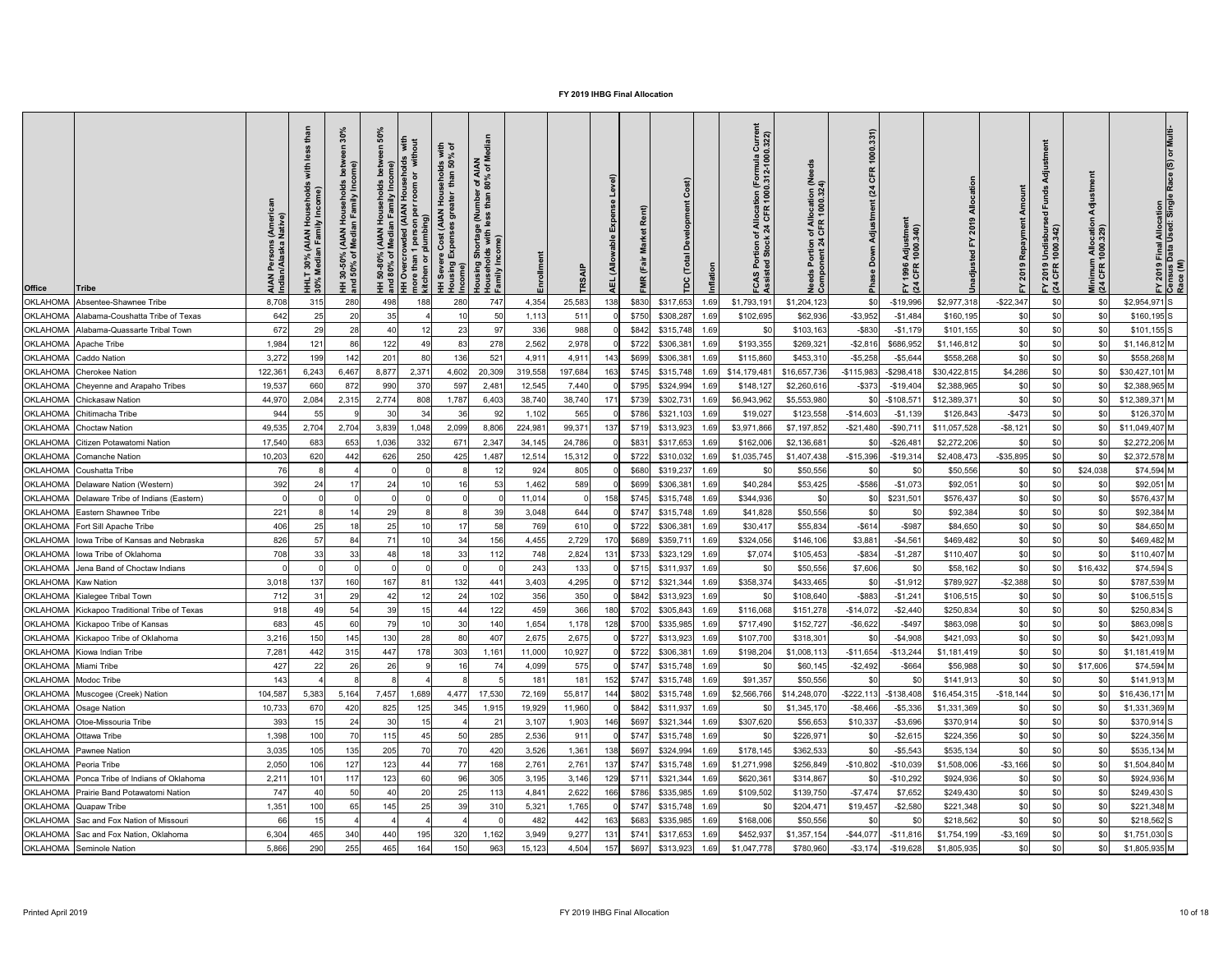# FY 2019 IHBG Final Allocation

| Office | Tribe | AIAN Persons (American Indian/Alaska Native) | HHLT 30% (AIAN Households with less than 30% Median Family Income) | HH 30-50% (AIAN Households between 30% and 50% of Median Family Income) | HH 50-80% (AIAN Households between 50% and 80% of Median Family Income) | HH Overcrowded (AIAN Households with more than 1 person per room or without kitchen or plumbing) | HH Severe Cost (AIAN Households with Housing Expenses greater than 50% of Income) | Housing Shortage (Number of AIAN Households with less than 80% of Median Family Income) | Enrollment | TRSAIP | AEL (Allowable Expense Level) | FMR (Fair Market Rent) | TDC (Total Development Cost) | Inflation | FCAS Portion of Allocation (Formula Current Assisted Stock 24 CFR 1000.312-1000.322) | Needs Portion of Allocation (Needs Component 24 CFR 1000.324) | Phase Down Adjustment (24 CFR 1000.331) | FY 1996 Adjustment (24 CFR 1000.340) | Unadjusted FY 2019 Allocation | FY 2019 Repayment Amount | FY 2019 Undisbursed Funds Adjustment (24 CFR 1000.342) | Minimum Allocation Adjustment (24 CFR 1000.329) | FY 2019 Final Allocation | Census Data Used: Single Race (S) or Multi-Race (M) |
|---|---|---|---|---|---|---|---|---|---|---|---|---|---|---|---|---|---|---|---|---|---|---|---|---|
| OKLAHOMA | Absentee-Shawnee Tribe | 8,708 | 315 | 280 | 498 | 188 | 280 | 747 | 4,354 | 25,583 | 138 | $830 | $317,653 | 1.69 | $1,793,191 | $1,204,123 | $0 | -$19,996 | $2,977,318 | -$22,347 | $0 | $0 | $2,954,971 | S |
| OKLAHOMA | Alabama-Coushatta Tribe of Texas | 642 | 25 | 20 | 35 | 4 | 10 | 50 | 1,113 | 511 | 0 | $750 | $308,287 | 1.69 | $102,695 | $62,936 | -$3,952 | -$1,484 | $160,195 | $0 | $0 | $0 | $160,195 | S |
| OKLAHOMA | Alabama-Quassarte Tribal Town | 672 | 29 | 28 | 40 | 12 | 23 | 97 | 336 | 988 | 0 | $842 | $315,748 | 1.69 | $0 | $103,163 | -$830 | -$1,179 | $101,155 | $0 | $0 | $0 | $101,155 | S |
| OKLAHOMA | Apache Tribe | 1,984 | 121 | 86 | 122 | 49 | 83 | 278 | 2,562 | 2,978 | 0 | $722 | $306,381 | 1.69 | $193,355 | $269,321 | -$2,816 | $686,952 | $1,146,812 | $0 | $0 | $0 | $1,146,812 | M |
| OKLAHOMA | Caddo Nation | 3,272 | 199 | 142 | 201 | 80 | 136 | 521 | 4,911 | 4,911 | 143 | $699 | $306,381 | 1.69 | $115,860 | $453,310 | -$5,258 | -$5,644 | $558,268 | $0 | $0 | $0 | $558,268 | M |
| OKLAHOMA | Cherokee Nation | 122,361 | 6,243 | 6,467 | 8,877 | 2,371 | 4,602 | 20,309 | 319,558 | 197,684 | 163 | $745 | $315,748 | 1.69 | $14,179,481 | $16,657,736 | -$115,983 | -$298,418 | $30,422,815 | $4,286 | $0 | $0 | $30,427,101 | M |
| OKLAHOMA | Cheyenne and Arapaho Tribes | 19,537 | 660 | 872 | 990 | 370 | 597 | 2,481 | 12,545 | 7,440 | 0 | $795 | $324,994 | 1.69 | $148,127 | $2,260,616 | -$373 | -$19,404 | $2,388,965 | $0 | $0 | $0 | $2,388,965 | M |
| OKLAHOMA | Chickasaw Nation | 44,970 | 2,084 | 2,315 | 2,774 | 808 | 1,787 | 6,403 | 38,740 | 38,740 | 171 | $739 | $302,731 | 1.69 | $6,943,962 | $5,553,980 | $0 | -$108,571 | $12,389,371 | $0 | $0 | $0 | $12,389,371 | M |
| OKLAHOMA | Chitimacha Tribe | 944 | 55 | 9 | 30 | 34 | 36 | 92 | 1,102 | 565 | 0 | $786 | $321,103 | 1.69 | $19,027 | $123,558 | -$14,603 | -$1,139 | $126,843 | -$473 | $0 | $0 | $126,370 | M |
| OKLAHOMA | Choctaw Nation | 49,535 | 2,704 | 2,704 | 3,839 | 1,048 | 2,099 | 8,806 | 224,981 | 99,371 | 137 | $719 | $313,923 | 1.69 | $3,971,866 | $7,197,852 | -$21,480 | -$90,711 | $11,057,528 | -$8,121 | $0 | $0 | $11,049,407 | M |
| OKLAHOMA | Citizen Potawatomi Nation | 17,540 | 683 | 653 | 1,036 | 332 | 671 | 2,347 | 34,145 | 24,786 | 0 | $831 | $317,653 | 1.69 | $162,006 | $2,136,681 | $0 | -$26,481 | $2,272,206 | $0 | $0 | $0 | $2,272,206 | M |
| OKLAHOMA | Comanche Nation | 10,203 | 620 | 442 | 626 | 250 | 425 | 1,487 | 12,514 | 15,312 | 0 | $722 | $310,032 | 1.69 | $1,035,745 | $1,407,438 | -$15,396 | -$19,314 | $2,408,473 | -$35,895 | $0 | $0 | $2,372,578 | M |
| OKLAHOMA | Coushatta Tribe | 76 | 8 | 4 | 0 | 0 | 8 | 12 | 924 | 805 | 0 | $680 | $319,237 | 1.69 | $0 | $50,556 | $0 | $0 | $50,556 | $0 | $0 | $24,038 | $74,594 | M |
| OKLAHOMA | Delaware Nation (Western) | 392 | 24 | 17 | 24 | 10 | 16 | 53 | 1,462 | 589 | 0 | $699 | $306,381 | 1.69 | $40,284 | $53,425 | -$586 | -$1,073 | $92,051 | $0 | $0 | $0 | $92,051 | M |
| OKLAHOMA | Delaware Tribe of Indians (Eastern) | 0 | 0 | 0 | 0 | 0 | 0 | 0 | 11,014 | 0 | 158 | $745 | $315,748 | 1.69 | $344,936 | $0 | $0 | $231,501 | $576,437 | $0 | $0 | $0 | $576,437 | M |
| OKLAHOMA | Eastern Shawnee Tribe | 221 | 8 | 14 | 29 | 8 | 8 | 39 | 3,048 | 644 | 0 | $747 | $315,748 | 1.69 | $41,828 | $50,556 | $0 | $0 | $92,384 | $0 | $0 | $0 | $92,384 | M |
| OKLAHOMA | Fort Sill Apache Tribe | 406 | 25 | 18 | 25 | 10 | 17 | 58 | 769 | 610 | 0 | $722 | $306,381 | 1.69 | $30,417 | $55,834 | -$614 | -$987 | $84,650 | $0 | $0 | $0 | $84,650 | M |
| OKLAHOMA | Iowa Tribe of Kansas and Nebraska | 826 | 57 | 84 | 71 | 10 | 34 | 156 | 4,455 | 2,729 | 170 | $689 | $359,711 | 1.69 | $324,056 | $146,106 | $3,881 | -$4,561 | $469,482 | $0 | $0 | $0 | $469,482 | M |
| OKLAHOMA | Iowa Tribe of Oklahoma | 708 | 33 | 33 | 48 | 18 | 33 | 112 | 748 | 2,824 | 131 | $733 | $323,129 | 1.69 | $7,074 | $105,453 | -$834 | -$1,287 | $110,407 | $0 | $0 | $0 | $110,407 | M |
| OKLAHOMA | Jena Band of Choctaw Indians | 0 | 0 | 0 | 0 | 0 | 0 | 0 | 243 | 133 | 0 | $715 | $311,937 | 1.69 | $0 | $50,556 | $7,606 | $0 | $58,162 | $0 | $0 | $16,432 | $74,594 | S |
| OKLAHOMA | Kaw Nation | 3,018 | 137 | 160 | 167 | 81 | 132 | 441 | 3,403 | 4,295 | 0 | $712 | $321,344 | 1.69 | $358,374 | $433,465 | $0 | -$1,912 | $789,927 | -$2,388 | $0 | $0 | $787,539 | M |
| OKLAHOMA | Kialegee Tribal Town | 712 | 31 | 29 | 42 | 12 | 24 | 102 | 356 | 350 | 0 | $842 | $313,923 | 1.69 | $0 | $108,640 | -$883 | -$1,241 | $106,515 | $0 | $0 | $0 | $106,515 | S |
| OKLAHOMA | Kickapoo Traditional Tribe of Texas | 918 | 49 | 54 | 39 | 15 | 44 | 122 | 459 | 366 | 180 | $702 | $305,843 | 1.69 | $116,068 | $151,278 | -$14,072 | -$2,440 | $250,834 | $0 | $0 | $0 | $250,834 | S |
| OKLAHOMA | Kickapoo Tribe of Kansas | 683 | 45 | 60 | 79 | 10 | 30 | 140 | 1,654 | 1,178 | 128 | $700 | $335,985 | 1.69 | $717,490 | $152,727 | -$6,622 | -$497 | $863,098 | $0 | $0 | $0 | $863,098 | S |
| OKLAHOMA | Kickapoo Tribe of Oklahoma | 3,216 | 150 | 145 | 130 | 28 | 80 | 407 | 2,675 | 2,675 | 0 | $727 | $313,923 | 1.69 | $107,700 | $318,301 | $0 | -$4,908 | $421,093 | $0 | $0 | $0 | $421,093 | M |
| OKLAHOMA | Kiowa Indian Tribe | 7,281 | 442 | 315 | 447 | 178 | 303 | 1,161 | 11,000 | 10,927 | 0 | $722 | $306,381 | 1.69 | $198,204 | $1,008,113 | -$11,654 | -$13,244 | $1,181,419 | $0 | $0 | $0 | $1,181,419 | M |
| OKLAHOMA | Miami Tribe | 427 | 22 | 26 | 26 | 9 | 16 | 74 | 4,099 | 575 | 0 | $747 | $315,748 | 1.69 | $0 | $60,145 | -$2,492 | -$664 | $56,988 | $0 | $0 | $17,606 | $74,594 | M |
| OKLAHOMA | Modoc Tribe | 143 | 4 | 8 | 8 | 4 | 8 | 5 | 181 | 181 | 152 | $747 | $315,748 | 1.69 | $91,357 | $50,556 | $0 | $0 | $141,913 | $0 | $0 | $0 | $141,913 | M |
| OKLAHOMA | Muscogee (Creek) Nation | 104,587 | 5,383 | 5,164 | 7,457 | 1,689 | 4,477 | 17,530 | 72,169 | 55,817 | 144 | $802 | $315,748 | 1.69 | $2,566,766 | $14,248,070 | -$222,113 | -$138,408 | $16,454,315 | -$18,144 | $0 | $0 | $16,436,171 | M |
| OKLAHOMA | Osage Nation | 10,733 | 670 | 420 | 825 | 125 | 345 | 1,915 | 19,929 | 11,960 | 0 | $842 | $311,937 | 1.69 | $0 | $1,345,170 | -$8,466 | -$5,336 | $1,331,369 | $0 | $0 | $0 | $1,331,369 | M |
| OKLAHOMA | Otoe-Missouria Tribe | 393 | 15 | 24 | 30 | 15 | 4 | 21 | 3,107 | 1,903 | 146 | $697 | $321,344 | 1.69 | $307,620 | $56,653 | $10,337 | -$3,696 | $370,914 | $0 | $0 | $0 | $370,914 | S |
| OKLAHOMA | Ottawa Tribe | 1,398 | 100 | 70 | 115 | 45 | 50 | 285 | 2,536 | 911 | 0 | $747 | $315,748 | 1.69 | $0 | $226,971 | $0 | -$2,615 | $224,356 | $0 | $0 | $0 | $224,356 | M |
| OKLAHOMA | Pawnee Nation | 3,035 | 105 | 135 | 205 | 70 | 70 | 420 | 3,526 | 1,361 | 138 | $697 | $324,994 | 1.69 | $178,145 | $362,533 | $0 | -$5,543 | $535,134 | $0 | $0 | $0 | $535,134 | M |
| OKLAHOMA | Peoria Tribe | 2,050 | 106 | 127 | 123 | 44 | 77 | 168 | 2,761 | 2,761 | 137 | $747 | $315,748 | 1.69 | $1,271,998 | $256,849 | -$10,802 | -$10,039 | $1,508,006 | -$3,166 | $0 | $0 | $1,504,840 | M |
| OKLAHOMA | Ponca Tribe of Indians of Oklahoma | 2,211 | 101 | 117 | 123 | 60 | 96 | 305 | 3,195 | 3,146 | 129 | $711 | $321,344 | 1.69 | $620,361 | $314,867 | $0 | -$10,292 | $924,936 | $0 | $0 | $0 | $924,936 | M |
| OKLAHOMA | Prairie Band Potawatomi Nation | 747 | 40 | 50 | 40 | 20 | 25 | 113 | 4,841 | 2,622 | 166 | $786 | $335,985 | 1.69 | $109,502 | $139,750 | -$7,474 | $7,652 | $249,430 | $0 | $0 | $0 | $249,430 | S |
| OKLAHOMA | Quapaw Tribe | 1,351 | 100 | 65 | 145 | 25 | 39 | 310 | 5,321 | 1,765 | 0 | $747 | $315,748 | 1.69 | $0 | $204,471 | $19,457 | -$2,580 | $221,348 | $0 | $0 | $0 | $221,348 | M |
| OKLAHOMA | Sac and Fox Nation of Missouri | 66 | 15 | 4 | 4 | 4 | 4 | 0 | 482 | 442 | 163 | $683 | $335,985 | 1.69 | $168,006 | $50,556 | $0 | $0 | $218,562 | $0 | $0 | $0 | $218,562 | S |
| OKLAHOMA | Sac and Fox Nation, Oklahoma | 6,304 | 465 | 340 | 440 | 195 | 320 | 1,162 | 3,949 | 9,277 | 131 | $741 | $317,653 | 1.69 | $452,937 | $1,357,154 | -$44,077 | -$11,816 | $1,754,199 | -$3,169 | $0 | $0 | $1,751,030 | S |
| OKLAHOMA | Seminole Nation | 5,866 | 290 | 255 | 465 | 164 | 150 | 963 | 15,123 | 4,504 | 157 | $697 | $313,923 | 1.69 | $1,047,778 | $780,960 | -$3,174 | -$19,628 | $1,805,935 | $0 | $0 | $0 | $1,805,935 | M |

Printed April 2019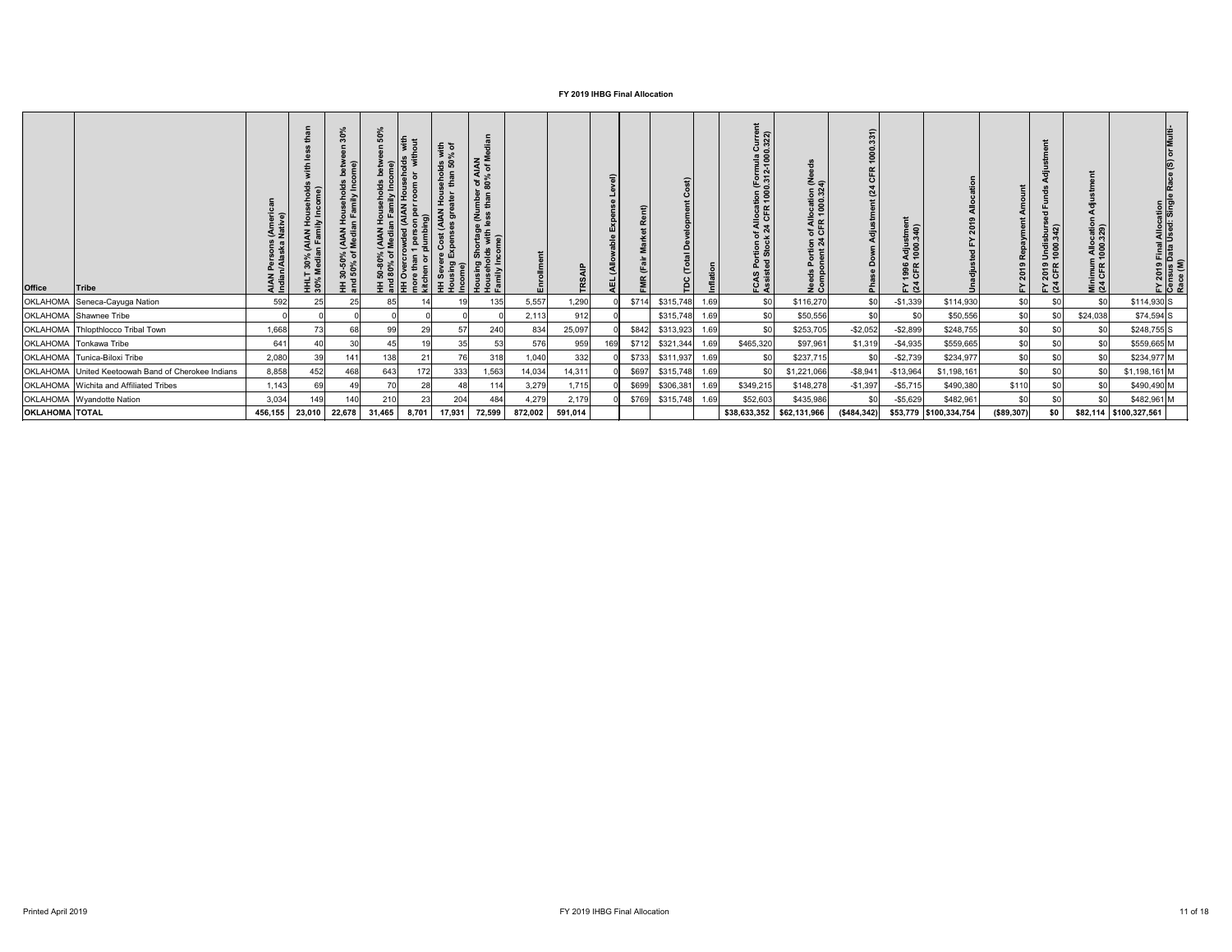# FY 2019 IHBG Final Allocation

| Office | Tribe | AIAN Persons (American Indian/Alaska Native) | HHLT 30% (AIAN Households with less than 30% Median Family Income) | HH 30-50% (AIAN Households between 30% and 50% of Median Family Income) | HH 50-80% (AIAN Households between 50% and 80% of Median Family Income) | HH Overcrowded (AIAN Households with more than 1 person per room or without kitchen or plumbing) | HH Severe Cost (AIAN Households with Housing Expenses greater than 50% of Income) | Housing Shortage (Number of AIAN Households with less than 80% of Median Family Income) | Enrollment | TRSAIP | AEL (Allowable Expense Level) | FMR (Fair Market Rent) | TDC (Total Development Cost) | Inflation | FCAS Portion of Allocation (Formula Current Assisted Stock 24 CFR 1000.312-1000.322) | Needs Portion of Allocation (Needs Component 24 CFR 1000.324) | Phase Down Adjustment (24 CFR 1000.331) | FY 1996 Adjustment (24 CFR 1000.340) | Unadjusted FY 2019 Allocation | FY 2019 Repayment Amount | FY 2019 Undisbursed Funds Adjustment (24 CFR 1000.342) | Minimum Allocation Adjustment (24 CFR 1000.329) | FY 2019 Final Allocation | Census Data Used: Single Race (S) or Multi-Race (M) |
|---|---|---|---|---|---|---|---|---|---|---|---|---|---|---|---|---|---|---|---|---|---|---|---|---|
| OKLAHOMA | Seneca-Cayuga Nation | 592 | 25 | 25 | 85 | 14 | 19 | 135 | 5,557 | 1,290 | 0 | $714 | $315,748 | 1.69 | $0 | $116,270 | $0 | -$1,339 | $114,930 | $0 | $0 | $0 | $114,930 | S |
| OKLAHOMA | Shawnee Tribe | 0 | 0 | 0 | 0 | 0 | 0 | 0 | 2,113 | 912 | 0 | | $315,748 | 1.69 | $0 | $50,556 | $0 | $0 | $50,556 | $0 | $0 | $24,038 | $74,594 | S |
| OKLAHOMA | Thlopthlocco Tribal Town | 1,668 | 73 | 68 | 99 | 29 | 57 | 240 | 834 | 25,097 | 0 | $842 | $313,923 | 1.69 | $0 | $253,705 | -$2,052 | -$2,899 | $248,755 | $0 | $0 | $0 | $248,755 | S |
| OKLAHOMA | Tonkawa Tribe | 641 | 40 | 30 | 45 | 19 | 35 | 53 | 576 | 959 | 169 | $712 | $321,344 | 1.69 | $465,320 | $97,961 | $1,319 | -$4,935 | $559,665 | $0 | $0 | $0 | $559,665 | M |
| OKLAHOMA | Tunica-Biloxi Tribe | 2,080 | 39 | 141 | 138 | 21 | 76 | 318 | 1,040 | 332 | 0 | $733 | $311,937 | 1.69 | $0 | $237,715 | $0 | -$2,739 | $234,977 | $0 | $0 | $0 | $234,977 | M |
| OKLAHOMA | United Keetoowah Band of Cherokee Indians | 8,858 | 452 | 468 | 643 | 172 | 333 | 1,563 | 14,034 | 14,311 | 0 | $697 | $315,748 | 1.69 | $0 | $1,221,066 | -$8,941 | -$13,964 | $1,198,161 | $0 | $0 | $0 | $1,198,161 | M |
| OKLAHOMA | Wichita and Affiliated Tribes | 1,143 | 69 | 49 | 70 | 28 | 48 | 114 | 3,279 | 1,715 | 0 | $699 | $306,381 | 1.69 | $349,215 | $148,278 | -$1,397 | -$5,715 | $490,380 | $110 | $0 | $0 | $490,490 | M |
| OKLAHOMA | Wyandotte Nation | 3,034 | 149 | 140 | 210 | 23 | 204 | 484 | 4,279 | 2,179 | 0 | $769 | $315,748 | 1.69 | $52,603 | $435,986 | $0 | -$5,629 | $482,961 | $0 | $0 | $0 | $482,961 | M |
| **OKLAHOMA TOTAL** | | **456,155** | **23,010** | **22,678** | **31,465** | **8,701** | **17,931** | **72,599** | **872,002** | **591,014** | | | | | **$38,633,352** | **$62,131,966** | **($484,342)** | **$53,779** | **$100,334,754** | **($89,307)** | **$0** | **$82,114** | **$100,327,561** | |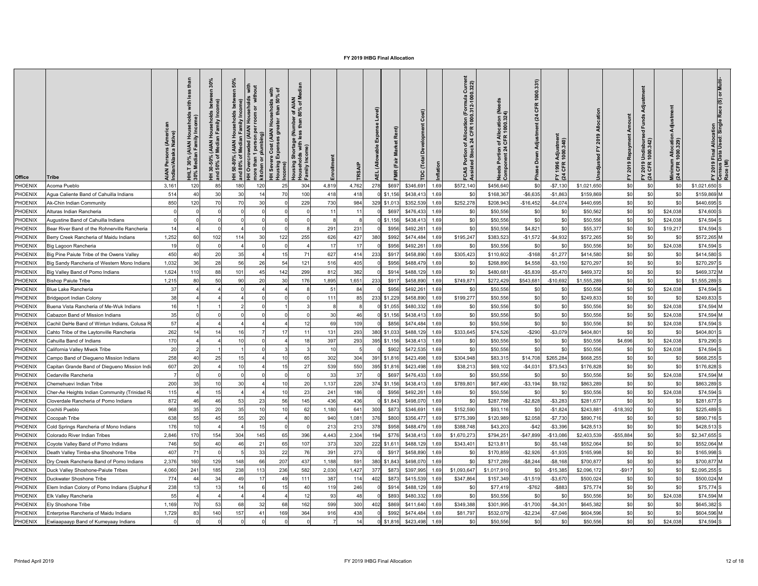# FY 2019 IHBG Final Allocation

| Office | Tribe | AIAN Persons (American Indian/Alaska Native) | HHLT 30% (AIAN Households with less than 30% Median Family Income) | HH 30-50% (AIAN Households between 30% and 50% of Median Family Income) | HH 50-80% (AIAN Households between 50% and 80% of Median Family Income) | HH Overcrowded (AIAN Households with more than 1 person per room or without kitchen or plumbing) | HH Severe Cost (AIAN Households with Housing Expenses greater than 50% of Income) | Housing Shortage (Number of AIAN Households with less than 80% of Median Family Income) | Enrollment | TRSAIP | AEL (Allowable Expense Level) | FMR (Fair Market Rent) | TDC (Total Development Cost) | Inflation | FCAS Portion of Allocation (Formula Current Assisted Stock 24 CFR 1000.312-1000.322) | Needs Portion of Allocation (Needs Component 24 CFR 1000.324) | Phase Down Adjustment (24 CFR 1000.331) | FY 1996 Adjustment (24 CFR 1000.340) | Unadjusted FY 2019 Allocation | FY 2019 Repayment Amount | FY 2019 Undisbursed Funds Adjustment (24 CFR 1000.342) | Minimum Allocation Adjustment (24 CFR 1000.329) | FY 2019 Final Allocation | Census Data Used: Single Race (S) or Multi-Race (M) |
|---|---|---|---|---|---|---|---|---|---|---|---|---|---|---|---|---|---|---|---|---|---|---|---|---|
| PHOENIX | Acoma Pueblo | 3,161 | 120 | 85 | 180 | 120 | 25 | 304 | 4,819 | 4,762 | 278 | $697 | $346,691 | 1.69 | $572,140 | $456,640 | $0 | -$7,130 | $1,021,650 | $0 | $0 | $0 | $1,021,650 | S |
| PHOENIX | Agua Caliente Band of Cahuilla Indians | 514 | 40 | 30 | 30 | 14 | 70 | 100 | 418 | 418 | 0 | $1,156 | $438,413 | 1.69 | $0 | $168,367 | -$6,635 | -$1,863 | $159,869 | $0 | $0 | $0 | $159,869 | M |
| PHOENIX | Ak-Chin Indian Community | 850 | 120 | 70 | 70 | 30 | 0 | 229 | 730 | 984 | 329 | $1,013 | $352,539 | 1.69 | $252,278 | $208,943 | -$16,452 | -$4,074 | $440,695 | $0 | $0 | $0 | $440,695 | S |
| PHOENIX | Alturas Indian Rancheria | 0 | 0 | 0 | 0 | 0 | 0 | 0 | 11 | 11 | 0 | $697 | $476,433 | 1.69 | $0 | $50,556 | $0 | $0 | $50,562 | $0 | $0 | $24,038 | $74,600 | S |
| PHOENIX | Augustine Band of Cahuilla Indians | 0 | 0 | 0 | 0 | 0 | 0 | 0 | 8 | 8 | 0 | $1,156 | $438,413 | 1.69 | $0 | $50,556 | $0 | $0 | $50,556 | $0 | $0 | $24,038 | $74,594 | S |
| PHOENIX | Bear River Band of the Rohnerville Rancheria | 14 | 4 | 0 | 4 | 0 | 0 | 8 | 291 | 231 | 0 | $956 | $492,261 | 1.69 | $0 | $50,556 | $4,821 | $0 | $55,377 | $0 | $0 | $19,217 | $74,594 | S |
| PHOENIX | Berry Creek Rancheria of Maidu Indians | 1,252 | 60 | 102 | 114 | 30 | 122 | 255 | 626 | 427 | 380 | $992 | $474,484 | 1.69 | $195,247 | $383,523 | -$1,572 | -$4,932 | $572,265 | $0 | $0 | $0 | $572,265 | M |
| PHOENIX | Big Lagoon Rancheria | 19 | 0 | 0 | 4 | 0 | 0 | 4 | 17 | 17 | 0 | $956 | $492,261 | 1.69 | $0 | $50,556 | $0 | $0 | $50,556 | $0 | $0 | $24,038 | $74,594 | S |
| PHOENIX | Big Pine Paiute Tribe of the Owens Valley | 450 | 40 | 20 | 35 | 4 | 15 | 71 | 627 | 414 | 233 | $917 | $458,890 | 1.69 | $305,423 | $110,602 | -$168 | -$1,277 | $414,580 | $0 | $0 | $0 | $414,580 | S |
| PHOENIX | Big Sandy Rancheria of Western Mono Indians | 1,032 | 36 | 28 | 56 | 26 | 54 | 121 | 516 | 405 | 0 | $956 | $488,479 | 1.69 | $0 | $268,890 | $4,558 | -$3,150 | $270,297 | $0 | $0 | $0 | $270,297 | S |
| PHOENIX | Big Valley Band of Pomo Indians | 1,624 | 110 | 88 | 101 | 45 | 142 | 299 | 812 | 382 | 0 | $914 | $488,129 | 1.69 | $0 | $480,681 | -$5,839 | -$5,470 | $469,372 | $0 | $0 | $0 | $469,372 | M |
| PHOENIX | Bishop Paiute Tribe | 1,215 | 80 | 50 | 90 | 20 | 30 | 176 | 1,895 | 1,651 | 233 | $917 | $458,890 | 1.69 | $749,871 | $272,429 | $543,681 | -$10,692 | $1,555,289 | $0 | $0 | $0 | $1,555,289 | S |
| PHOENIX | Blue Lake Rancheria | 37 | 4 | 4 | 0 | 4 | 4 | 8 | 51 | 84 | 0 | $956 | $492,261 | 1.69 | $0 | $50,556 | $0 | $0 | $50,556 | $0 | $0 | $24,038 | $74,594 | S |
| PHOENIX | Bridgeport Indian Colony | 38 | 4 | 4 | 4 | 0 | 0 | 0 | 111 | 85 | 233 | $1,229 | $458,890 | 1.69 | $199,277 | $50,556 | $0 | $0 | $249,833 | $0 | $0 | $0 | $249,833 | S |
| PHOENIX | Buena Vista Rancheria of Me-Wuk Indians | 16 | 1 | 1 | 2 | 0 | 1 | 3 | 8 | 8 | 0 | $1,055 | $480,332 | 1.69 | $0 | $50,556 | $0 | $0 | $50,556 | $0 | $0 | $24,038 | $74,594 | M |
| PHOENIX | Cabazon Band of Mission Indians | 35 | 0 | 0 | 0 | 0 | 0 | 0 | 30 | 46 | 0 | $1,156 | $438,413 | 1.69 | $0 | $50,556 | $0 | $0 | $50,556 | $0 | $0 | $24,038 | $74,594 | M |
| PHOENIX | Cachil DeHe Band of Wintun Indians, Colusa R | 57 | 4 | 4 | 4 | 4 | 4 | 12 | 69 | 109 | 0 | $856 | $474,484 | 1.69 | $0 | $50,556 | $0 | $0 | $50,556 | $0 | $0 | $24,038 | $74,594 | S |
| PHOENIX | Cahto Tribe of the Laytonville Rancheria | 262 | 14 | 14 | 16 | 7 | 17 | 11 | 131 | 293 | 380 | $1,033 | $488,129 | 1.69 | $333,645 | $74,526 | -$290 | -$3,079 | $404,801 | $0 | $0 | $0 | $404,801 | S |
| PHOENIX | Cahuilla Band of Indians | 170 | 4 | 4 | 10 | 0 | 4 | 18 | 397 | 293 | 395 | $1,156 | $438,413 | 1.69 | $0 | $50,556 | $0 | $0 | $50,556 | $4,696 | $0 | $24,038 | $79,290 | S |
| PHOENIX | California Valley Miwok Tribe | 20 | 2 | 1 | 1 | 0 | 3 | 3 | 10 | 5 | 0 | $902 | $472,535 | 1.69 | $0 | $50,556 | $0 | $0 | $50,556 | $0 | $0 | $24,038 | $74,594 | S |
| PHOENIX | Campo Band of Diegueno Mission Indians | 258 | 40 | 25 | 15 | 4 | 10 | 65 | 302 | 304 | 391 | $1,816 | $423,498 | 1.69 | $304,948 | $83,315 | $14,708 | $265,284 | $668,255 | $0 | $0 | $0 | $668,255 | S |
| PHOENIX | Capitan Grande Band of Diegueno Mission Indi | 607 | 20 | 4 | 10 | 4 | 15 | 27 | 539 | 550 | 395 | $1,816 | $423,498 | 1.69 | $38,213 | $69,102 | -$4,031 | $73,543 | $176,828 | $0 | $0 | $0 | $176,828 | S |
| PHOENIX | Cedarville Rancheria | 7 | 0 | 0 | 0 | 0 | 0 | 0 | 33 | 37 | 0 | $697 | $476,433 | 1.69 | $0 | $50,556 | $0 | $0 | $50,556 | $0 | $0 | $24,038 | $74,594 | M |
| PHOENIX | Chemehuevi Indian Tribe | 200 | 35 | 10 | 30 | 4 | 10 | 20 | 1,137 | 226 | 374 | $1,156 | $438,413 | 1.69 | $789,801 | $67,490 | -$3,194 | $9,192 | $863,289 | $0 | $0 | $0 | $863,289 | S |
| PHOENIX | Cher-Ae Heights Indian Community (Trinidad R | 115 | 4 | 15 | 4 | 4 | 10 | 23 | 241 | 186 | 0 | $956 | $492,261 | 1.69 | $0 | $50,556 | $0 | $0 | $50,556 | $0 | $0 | $24,038 | $74,594 | S |
| PHOENIX | Cloverdale Rancheria of Pomo Indians | 872 | 46 | 46 | 53 | 23 | 56 | 145 | 436 | 436 | 0 | $1,843 | $498,070 | 1.69 | $0 | $287,788 | -$2,828 | -$3,283 | $281,677 | $0 | $0 | $0 | $281,677 | S |
| PHOENIX | Cochiti Pueblo | 968 | 35 | 20 | 35 | 10 | 10 | 62 | 1,180 | 641 | 300 | $873 | $346,691 | 1.69 | $152,590 | $93,116 | $0 | -$1,824 | $243,881 | -$18,392 | $0 | $0 | $225,489 | S |
| PHOENIX | Cocopah Tribe | 638 | 55 | 45 | 55 | 20 | 4 | 80 | 940 | 1,081 | 376 | $800 | $356,477 | 1.69 | $775,399 | $120,989 | $2,058 | -$7,730 | $890,716 | $0 | $0 | $0 | $890,716 | S |
| PHOENIX | Cold Springs Rancheria of Mono Indians | 176 | 10 | 4 | 4 | 15 | 0 | 0 | 213 | 213 | 378 | $958 | $488,479 | 1.69 | $388,748 | $43,203 | -$42 | -$3,396 | $428,513 | $0 | $0 | $0 | $428,513 | S |
| PHOENIX | Colorado River Indian Tribes | 2,846 | 170 | 154 | 304 | 145 | 65 | 396 | 4,443 | 2,304 | 194 | $776 | $438,413 | 1.69 | $1,670,273 | $794,251 | -$47,899 | -$13,086 | $2,403,539 | -$55,884 | $0 | $0 | $2,347,655 | S |
| PHOENIX | Coyote Valley Band of Pomo Indians | 746 | 50 | 40 | 46 | 21 | 65 | 107 | 373 | 320 | 222 | $1,611 | $488,129 | 1.69 | $343,401 | $213,811 | $0 | -$5,148 | $552,064 | $0 | $0 | $0 | $552,064 | M |
| PHOENIX | Death Valley Timba-sha Shoshone Tribe | 407 | 71 | 0 | 5 | 33 | 22 | 76 | 391 | 273 | 0 | $917 | $458,890 | 1.69 | $0 | $170,859 | -$2,926 | -$1,935 | $165,998 | $0 | $0 | $0 | $165,998 | S |
| PHOENIX | Dry Creek Rancheria Band of Pomo Indians | 2,376 | 160 | 129 | 148 | 66 | 207 | 437 | 1,188 | 591 | 380 | $1,843 | $498,070 | 1.69 | $0 | $717,289 | -$8,244 | -$8,168 | $700,877 | $0 | $0 | $0 | $700,877 | M |
| PHOENIX | Duck Valley Shoshone-Paiute Tribes | 4,060 | 241 | 185 | 238 | 113 | 236 | 582 | 2,030 | 1,427 | 377 | $873 | $397,995 | 1.69 | $1,093,647 | $1,017,910 | $0 | -$15,385 | $2,096,172 | -$917 | $0 | $0 | $2,095,255 | S |
| PHOENIX | Duckwater Shoshone Tribe | 774 | 44 | 34 | 49 | 17 | 49 | 111 | 387 | 114 | 402 | $873 | $415,539 | 1.69 | $347,864 | $157,349 | -$1,519 | -$3,670 | $500,024 | $0 | $0 | $0 | $500,024 | M |
| PHOENIX | Elem Indian Colony of Pomo Indians (Sulphur E | 238 | 13 | 13 | 14 | 6 | 15 | 40 | 119 | 246 | 0 | $914 | $488,129 | 1.69 | $0 | $77,419 | -$762 | -$883 | $75,774 | $0 | $0 | $0 | $75,774 | S |
| PHOENIX | Elk Valley Rancheria | 55 | 4 | 4 | 4 | 4 | 4 | 12 | 93 | 48 | 0 | $893 | $480,332 | 1.69 | $0 | $50,556 | $0 | $0 | $50,556 | $0 | $0 | $24,038 | $74,594 | M |
| PHOENIX | Ely Shoshone Tribe | 1,169 | 70 | 53 | 68 | 32 | 68 | 162 | 599 | 300 | 402 | $869 | $411,640 | 1.69 | $349,388 | $301,995 | -$1,700 | -$4,301 | $645,382 | $0 | $0 | $0 | $645,382 | S |
| PHOENIX | Enterprise Rancheria of Maidu Indians | 1,729 | 83 | 140 | 157 | 41 | 169 | 364 | 916 | 438 | 0 | $992 | $474,484 | 1.69 | $81,797 | $532,079 | -$2,234 | -$7,046 | $604,596 | $0 | $0 | $0 | $604,596 | M |
| PHOENIX | Ewiiaapaayp Band of Kumeyaay Indians | 0 | 0 | 0 | 0 | 0 | 0 | 0 | 7 | 14 | 0 | $1,816 | $423,498 | 1.69 | $0 | $50,556 | $0 | $0 | $50,556 | $0 | $0 | $24,038 | $74,594 | S |

Printed April 2019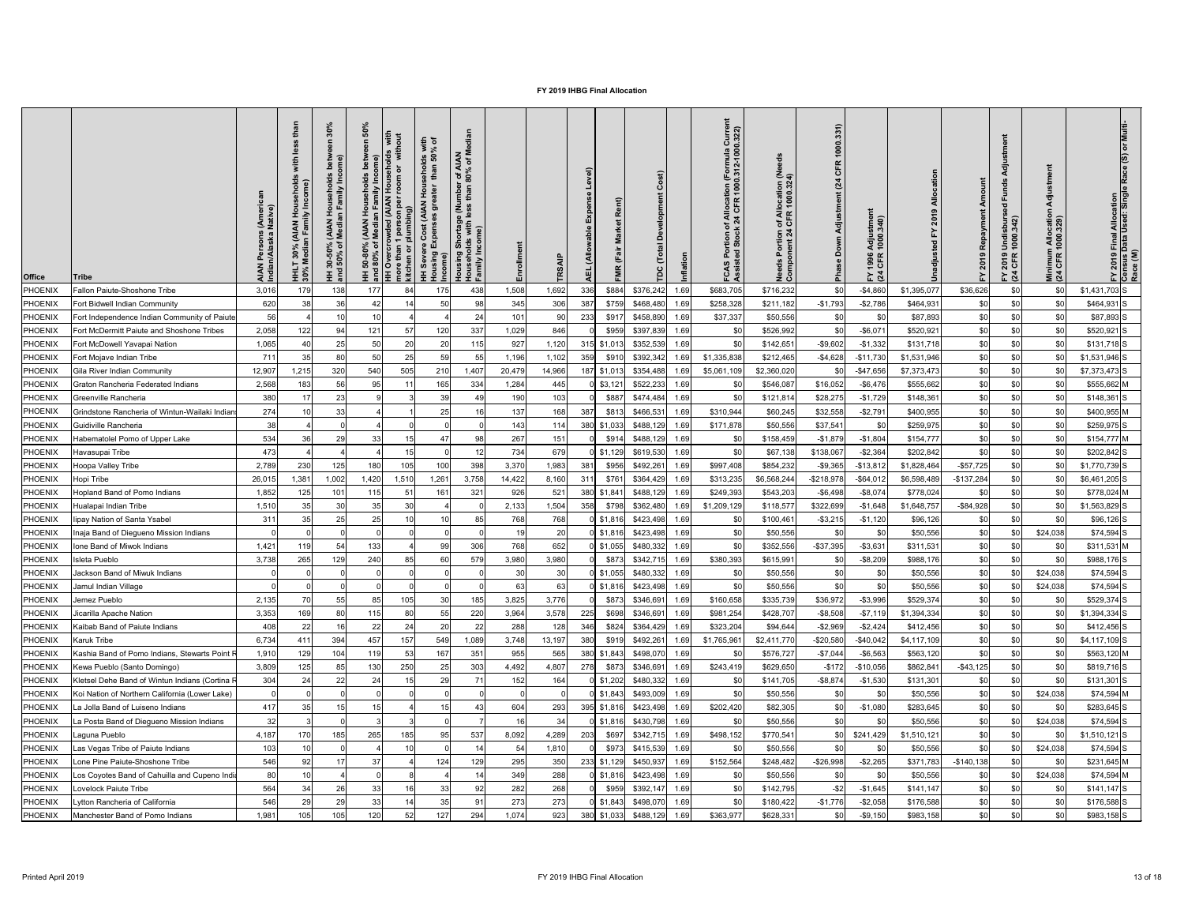# FY 2019 IHBG Final Allocation

| Office | Tribe | AIAN Persons (American Indian/Alaska Native) | HHLT 30% (AIAN Households with less than 30% Median Family Income) | HH 30-50% (AIAN Households between 30% and 50% of Median Family Income) | HH 50-80% (AIAN Households between 50% and 80% of Median Family Income) | HH Overcrowded (AIAN Households with more than 1 person per room or without kitchen or plumbing) | HH Severe Cost (AIAN Households with Housing Expenses greater than 50% of Income) | Housing Shortage (Number of AIAN Households with less than 80% of Median Family Income) | Enrollment | TRSAIP | AEL (Allowable Expense Level) | FMR (Fair Market Rent) | TDC (Total Development Cost) | Inflation | FCAS Portion of Allocation (Formula Current Assisted Stock 24 CFR 1000.312-1000.322) | Needs Portion of Allocation (Needs Component 24 CFR 1000.324) | Phase Down Adjustment (24 CFR 1000.331) | FY 1996 Adjustment (24 CFR 1000.340) | Unadjusted FY 2019 Allocation | FY 2019 Repayment Amount | FY 2019 Undisbursed Funds Adjustment (24 CFR 1000.342) | Minimum Allocation Adjustment (24 CFR 1000.329) | FY 2019 Final Allocation | Census Data Used: Single Race (S) or Multi-Race (M) |
|---|---|---|---|---|---|---|---|---|---|---|---|---|---|---|---|---|---|---|---|---|---|---|---|---|
| PHOENIX | Fallon Paiute-Shoshone Tribe | 3,016 | 179 | 138 | 177 | 84 | 175 | 438 | 1,508 | 1,692 | 336 | $884 | $376,242 | 1.69 | $683,705 | $716,232 | $0 | -$4,860 | $1,395,077 | $36,626 | $0 | $0 | $1,431,703 | S |
| PHOENIX | Fort Bidwell Indian Community | 620 | 38 | 36 | 42 | 14 | 50 | 98 | 345 | 306 | 387 | $759 | $468,480 | 1.69 | $258,328 | $211,182 | -$1,793 | -$2,786 | $464,931 | $0 | $0 | $0 | $464,931 | S |
| PHOENIX | Fort Independence Indian Community of Paiute | 56 | 4 | 10 | 10 | 4 | 4 | 24 | 101 | 90 | 233 | $917 | $458,890 | 1.69 | $37,337 | $50,556 | $0 | $0 | $87,893 | $0 | $0 | $0 | $87,893 | S |
| PHOENIX | Fort McDermitt Paiute and Shoshone Tribes | 2,058 | 122 | 94 | 121 | 57 | 120 | 337 | 1,029 | 846 | 0 | $959 | $397,839 | 1.69 | $0 | $526,992 | $0 | -$6,071 | $520,921 | $0 | $0 | $0 | $520,921 | S |
| PHOENIX | Fort McDowell Yavapai Nation | 1,065 | 40 | 25 | 50 | 20 | 20 | 115 | 927 | 1,120 | 315 | $1,013 | $352,539 | 1.69 | $0 | $142,651 | -$9,602 | -$1,332 | $131,718 | $0 | $0 | $0 | $131,718 | S |
| PHOENIX | Fort Mojave Indian Tribe | 711 | 35 | 80 | 50 | 25 | 59 | 55 | 1,196 | 1,102 | 359 | $910 | $392,342 | 1.69 | $1,335,838 | $212,465 | -$4,628 | -$11,730 | $1,531,946 | $0 | $0 | $0 | $1,531,946 | S |
| PHOENIX | Gila River Indian Community | 12,907 | 1,215 | 320 | 540 | 505 | 210 | 1,407 | 20,479 | 14,966 | 187 | $1,013 | $354,488 | 1.69 | $5,061,109 | $2,360,020 | $0 | -$47,656 | $7,373,473 | $0 | $0 | $0 | $7,373,473 | S |
| PHOENIX | Graton Rancheria Federated Indians | 2,568 | 183 | 56 | 95 | 11 | 165 | 334 | 1,284 | 445 | 0 | $3,121 | $522,233 | 1.69 | $0 | $546,087 | $16,052 | -$6,476 | $555,662 | $0 | $0 | $0 | $555,662 | M |
| PHOENIX | Greenville Rancheria | 380 | 17 | 23 | 9 | 3 | 39 | 49 | 190 | 103 | 0 | $887 | $474,484 | 1.69 | $0 | $121,814 | $28,275 | -$1,729 | $148,361 | $0 | $0 | $0 | $148,361 | S |
| PHOENIX | Grindstone Rancheria of Wintun-Wailaki Indians | 274 | 10 | 33 | 4 | 1 | 25 | 16 | 137 | 168 | 387 | $813 | $466,531 | 1.69 | $310,944 | $60,245 | $32,558 | -$2,791 | $400,955 | $0 | $0 | $0 | $400,955 | M |
| PHOENIX | Guidiville Rancheria | 38 | 4 | 0 | 4 | 0 | 0 | 0 | 143 | 114 | 380 | $1,033 | $488,129 | 1.69 | $171,878 | $50,556 | $37,541 | $0 | $259,975 | $0 | $0 | $0 | $259,975 | S |
| PHOENIX | Habematolel Pomo of Upper Lake | 534 | 36 | 29 | 33 | 15 | 47 | 98 | 267 | 151 | 0 | $914 | $488,129 | 1.69 | $0 | $158,459 | -$1,879 | -$1,804 | $154,777 | $0 | $0 | $0 | $154,777 | M |
| PHOENIX | Havasupai Tribe | 473 | 4 | 4 | 4 | 15 | 0 | 12 | 734 | 679 | 0 | $1,129 | $619,530 | 1.69 | $0 | $67,138 | $138,067 | -$2,364 | $202,842 | $0 | $0 | $0 | $202,842 | S |
| PHOENIX | Hoopa Valley Tribe | 2,789 | 230 | 125 | 180 | 105 | 100 | 398 | 3,370 | 1,983 | 381 | $956 | $492,261 | 1.69 | $997,408 | $854,232 | -$9,365 | -$13,812 | $1,828,464 | -$57,725 | $0 | $0 | $1,770,739 | S |
| PHOENIX | Hopi Tribe | 26,015 | 1,381 | 1,002 | 1,420 | 1,510 | 1,261 | 3,758 | 14,422 | 8,160 | 311 | $761 | $364,429 | 1.69 | $313,235 | $6,568,244 | -$218,978 | -$64,012 | $6,598,489 | -$137,284 | $0 | $0 | $6,461,205 | S |
| PHOENIX | Hopland Band of Pomo Indians | 1,852 | 125 | 101 | 115 | 51 | 161 | 321 | 926 | 521 | 380 | $1,841 | $488,129 | 1.69 | $249,393 | $543,203 | -$6,498 | -$8,074 | $778,024 | $0 | $0 | $0 | $778,024 | M |
| PHOENIX | Hualapai Indian Tribe | 1,510 | 35 | 30 | 35 | 30 | 4 | 0 | 2,133 | 1,504 | 358 | $798 | $362,480 | 1.69 | $1,209,129 | $118,577 | $322,699 | -$1,648 | $1,648,757 | -$84,928 | $0 | $0 | $1,563,829 | S |
| PHOENIX | Iipay Nation of Santa Ysabel | 311 | 35 | 25 | 25 | 10 | 10 | 85 | 768 | 768 | 0 | $1,816 | $423,498 | 1.69 | $0 | $100,461 | -$3,215 | -$1,120 | $96,126 | $0 | $0 | $0 | $96,126 | S |
| PHOENIX | Inaja Band of Diegueno Mission Indians | 0 | 0 | 0 | 0 | 0 | 0 | 0 | 19 | 20 | 0 | $1,816 | $423,498 | 1.69 | $0 | $50,556 | $0 | $0 | $50,556 | $0 | $0 | $24,038 | $74,594 | S |
| PHOENIX | Ione Band of Miwok Indians | 1,421 | 119 | 54 | 133 | 4 | 99 | 306 | 768 | 652 | 0 | $1,055 | $480,332 | 1.69 | $0 | $352,556 | -$37,395 | -$3,631 | $311,531 | $0 | $0 | $0 | $311,531 | M |
| PHOENIX | Isleta Pueblo | 3,738 | 265 | 129 | 240 | 85 | 60 | 579 | 3,980 | 3,980 | 0 | $873 | $342,715 | 1.69 | $380,393 | $615,991 | $0 | -$8,209 | $988,176 | $0 | $0 | $0 | $988,176 | S |
| PHOENIX | Jackson Band of Miwuk Indians | 0 | 0 | 0 | 0 | 0 | 0 | 0 | 30 | 30 | 0 | $1,055 | $480,332 | 1.69 | $0 | $50,556 | $0 | $0 | $50,556 | $0 | $0 | $24,038 | $74,594 | S |
| PHOENIX | Jamul Indian Village | 0 | 0 | 0 | 0 | 0 | 0 | 0 | 63 | 63 | 0 | $1,816 | $423,498 | 1.69 | $0 | $50,556 | $0 | $0 | $50,556 | $0 | $0 | $24,038 | $74,594 | S |
| PHOENIX | Jemez Pueblo | 2,135 | 70 | 55 | 85 | 105 | 30 | 185 | 3,825 | 3,776 | 0 | $873 | $346,691 | 1.69 | $160,658 | $335,739 | $36,972 | -$3,996 | $529,374 | $0 | $0 | $0 | $529,374 | S |
| PHOENIX | Jicarilla Apache Nation | 3,353 | 169 | 80 | 115 | 80 | 55 | 220 | 3,964 | 3,578 | 225 | $698 | $346,691 | 1.69 | $981,254 | $428,707 | -$8,508 | -$7,119 | $1,394,334 | $0 | $0 | $0 | $1,394,334 | S |
| PHOENIX | Kaibab Band of Paiute Indians | 408 | 22 | 16 | 22 | 24 | 20 | 22 | 288 | 128 | 346 | $824 | $364,429 | 1.69 | $323,204 | $94,644 | -$2,969 | -$2,424 | $412,456 | $0 | $0 | $0 | $412,456 | S |
| PHOENIX | Karuk Tribe | 6,734 | 411 | 394 | 457 | 157 | 549 | 1,089 | 3,748 | 13,197 | 380 | $919 | $492,261 | 1.69 | $1,765,961 | $2,411,770 | -$20,580 | -$40,042 | $4,117,109 | $0 | $0 | $0 | $4,117,109 | S |
| PHOENIX | Kashia Band of Pomo Indians, Stewarts Point R | 1,910 | 129 | 104 | 119 | 53 | 167 | 351 | 955 | 565 | 380 | $1,843 | $498,070 | 1.69 | $0 | $576,727 | -$7,044 | -$6,563 | $563,120 | $0 | $0 | $0 | $563,120 | M |
| PHOENIX | Kewa Pueblo (Santo Domingo) | 3,809 | 125 | 85 | 130 | 250 | 25 | 303 | 4,492 | 4,807 | 278 | $873 | $346,691 | 1.69 | $243,419 | $629,650 | -$172 | -$10,056 | $862,841 | -$43,125 | $0 | $0 | $819,716 | S |
| PHOENIX | Kletsel Dehe Band of Wintun Indians (Cortina R | 304 | 24 | 22 | 24 | 15 | 29 | 71 | 152 | 164 | 0 | $1,202 | $480,332 | 1.69 | $0 | $141,705 | -$8,874 | -$1,530 | $131,301 | $0 | $0 | $0 | $131,301 | S |
| PHOENIX | Koi Nation of Northern California (Lower Lake) | 0 | 0 | 0 | 0 | 0 | 0 | 0 | 0 | 0 | 0 | $1,843 | $493,009 | 1.69 | $0 | $50,556 | $0 | $0 | $50,556 | $0 | $0 | $24,038 | $74,594 | M |
| PHOENIX | La Jolla Band of Luiseno Indians | 417 | 35 | 15 | 15 | 4 | 15 | 43 | 604 | 293 | 395 | $1,816 | $423,498 | 1.69 | $202,420 | $82,305 | $0 | -$1,080 | $283,645 | $0 | $0 | $0 | $283,645 | S |
| PHOENIX | La Posta Band of Diegueno Mission Indians | 32 | 3 | 0 | 3 | 3 | 0 | 7 | 16 | 34 | 0 | $1,816 | $430,798 | 1.69 | $0 | $50,556 | $0 | $0 | $50,556 | $0 | $0 | $24,038 | $74,594 | S |
| PHOENIX | Laguna Pueblo | 4,187 | 170 | 185 | 265 | 185 | 95 | 537 | 8,092 | 4,289 | 203 | $697 | $342,715 | 1.69 | $498,152 | $770,541 | $0 | $241,429 | $1,510,121 | $0 | $0 | $0 | $1,510,121 | S |
| PHOENIX | Las Vegas Tribe of Paiute Indians | 103 | 10 | 0 | 4 | 10 | 0 | 14 | 54 | 1,810 | 0 | $973 | $415,539 | 1.69 | $0 | $50,556 | $0 | $0 | $50,556 | $0 | $0 | $24,038 | $74,594 | S |
| PHOENIX | Lone Pine Paiute-Shoshone Tribe | 546 | 92 | 17 | 37 | 4 | 124 | 129 | 295 | 350 | 233 | $1,129 | $450,937 | 1.69 | $152,564 | $248,482 | -$26,998 | -$2,265 | $371,783 | -$140,138 | $0 | $0 | $231,645 | M |
| PHOENIX | Los Coyotes Band of Cahuilla and Cupeno India | 80 | 10 | 4 | 0 | 8 | 4 | 14 | 349 | 288 | 0 | $1,816 | $423,498 | 1.69 | $0 | $50,556 | $0 | $0 | $50,556 | $0 | $0 | $24,038 | $74,594 | M |
| PHOENIX | Lovelock Paiute Tribe | 564 | 34 | 26 | 33 | 16 | 33 | 92 | 282 | 268 | 0 | $959 | $392,147 | 1.69 | $0 | $142,795 | -$2 | -$1,645 | $141,147 | $0 | $0 | $0 | $141,147 | S |
| PHOENIX | Lytton Rancheria of California | 546 | 29 | 29 | 33 | 14 | 35 | 91 | 273 | 273 | 0 | $1,843 | $498,070 | 1.69 | $0 | $180,422 | -$1,776 | -$2,058 | $176,588 | $0 | $0 | $0 | $176,588 | S |
| PHOENIX | Manchester Band of Pomo Indians | 1,981 | 105 | 105 | 120 | 52 | 127 | 294 | 1,074 | 923 | 380 | $1,033 | $488,129 | 1.69 | $363,977 | $628,331 | $0 | -$9,150 | $983,158 | $0 | $0 | $0 | $983,158 | S |

Printed April 2019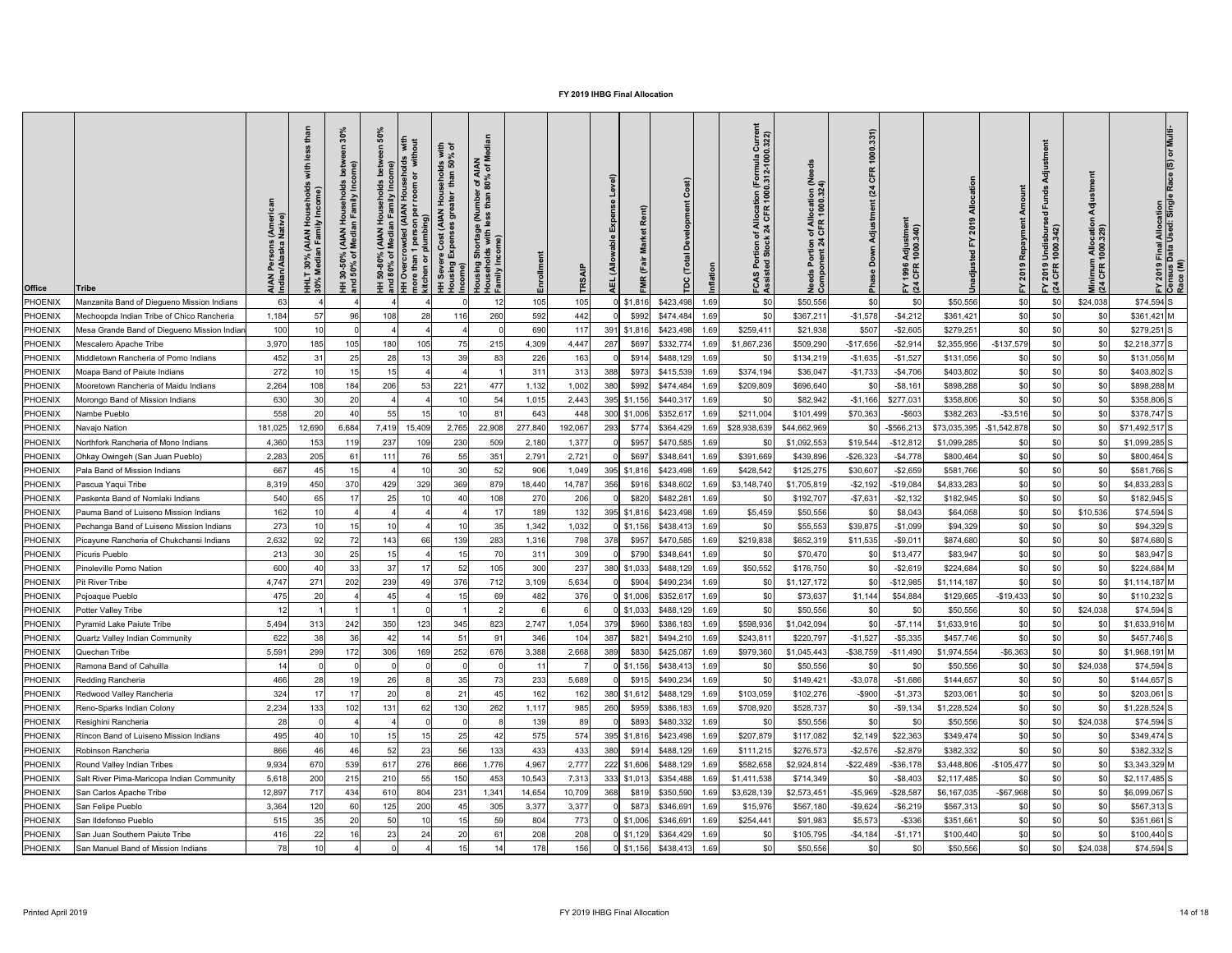# FY 2019 IHBG Final Allocation

| Office | Tribe | AIAN Persons (American Indian/Alaska Native) | HHLT 30% (AIAN Households with less than 30% Median Family Income) | HH 30-50% (AIAN Households between 30% and 50% of Median Family Income) | HH 50-80% (AIAN Households between 50% and 80% of Median Family Income) | HH Overcrowded (AIAN Households with more than 1 person per room or without kitchen or plumbing) | HH Severe Cost (AIAN Households with Housing Expenses greater than 50% of Income) | Housing Shortage (Number of AIAN Households with less than 80% of Median Family Income) | Enrollment | TRSAIP | AEL (Allowable Expense Level) | FMR (Fair Market Rent) | TDC (Total Development Cost) | Inflation | FCAS Portion of Allocation (Formula Current Assisted Stock 24 CFR 1000.312-1000.322) | Needs Portion of Allocation (Needs Component 24 CFR 1000.324) | Phase Down Adjustment (24 CFR 1000.331) | FY 1996 Adjustment (24 CFR 1000.340) | Unadjusted FY 2019 Allocation | FY 2019 Repayment Amount | FY 2019 Undisbursed Funds Adjustment (24 CFR 1000.342) | Minimum Allocation Adjustment (24 CFR 1000.329) | FY 2019 Final Allocation | Census Data Used: Single Race (S) or Multi-Race (M) |
|---|---|---|---|---|---|---|---|---|---|---|---|---|---|---|---|---|---|---|---|---|---|---|---|---|
| PHOENIX | Manzanita Band of Diegueno Mission Indians | 63 | 4 | 4 | 4 | 4 | 0 | 12 | 105 | 105 | 0 | $1,816 | $423,498 | 1.69 | $0 | $50,556 | $0 | $0 | $50,556 | $0 | $0 | $24,038 | $74,594 | S |
| PHOENIX | Mechoopda Indian Tribe of Chico Rancheria | 1,184 | 57 | 96 | 108 | 28 | 116 | 260 | 592 | 442 | 0 | $992 | $474,484 | 1.69 | $0 | $367,211 | -$1,578 | -$4,212 | $361,421 | $0 | $0 | $0 | $361,421 | M |
| PHOENIX | Mesa Grande Band of Diegueno Mission Indian | 100 | 10 | 0 | 4 | 4 | 4 | 0 | 690 | 117 | 391 | $1,816 | $423,498 | 1.69 | $259,411 | $21,938 | $507 | -$2,605 | $279,251 | $0 | $0 | $0 | $279,251 | S |
| PHOENIX | Mescalero Apache Tribe | 3,970 | 185 | 105 | 180 | 105 | 75 | 215 | 4,309 | 4,447 | 287 | $697 | $332,774 | 1.69 | $1,867,236 | $509,290 | -$17,656 | -$2,914 | $2,355,956 | -$137,579 | $0 | $0 | $2,218,377 | S |
| PHOENIX | Middletown Rancheria of Pomo Indians | 452 | 31 | 25 | 28 | 13 | 39 | 83 | 226 | 163 | 0 | $914 | $488,129 | 1.69 | $0 | $134,219 | -$1,635 | -$1,527 | $131,056 | $0 | $0 | $0 | $131,056 | M |
| PHOENIX | Moapa Band of Paiute Indians | 272 | 10 | 15 | 15 | 4 | 4 | 1 | 311 | 313 | 388 | $973 | $415,539 | 1.69 | $374,194 | $36,047 | -$1,733 | -$4,706 | $403,802 | $0 | $0 | $0 | $403,802 | S |
| PHOENIX | Mooretown Rancheria of Maidu Indians | 2,264 | 108 | 184 | 206 | 53 | 221 | 477 | 1,132 | 1,002 | 380 | $992 | $474,484 | 1.69 | $209,809 | $696,640 | $0 | -$8,161 | $898,288 | $0 | $0 | $0 | $898,288 | M |
| PHOENIX | Morongo Band of Mission Indians | 630 | 30 | 20 | 4 | 4 | 10 | 54 | 1,015 | 2,443 | 395 | $1,156 | $440,317 | 1.69 | $0 | $82,942 | -$1,166 | $277,031 | $358,806 | $0 | $0 | $0 | $358,806 | S |
| PHOENIX | Nambe Pueblo | 558 | 20 | 40 | 55 | 15 | 10 | 81 | 643 | 448 | 300 | $1,006 | $352,617 | 1.69 | $211,004 | $101,499 | $70,363 | -$603 | $382,263 | -$3,516 | $0 | $0 | $378,747 | S |
| PHOENIX | Navajo Nation | 181,025 | 12,690 | 6,684 | 7,419 | 15,409 | 2,765 | 22,908 | 277,840 | 192,067 | 293 | $774 | $364,429 | 1.69 | $28,938,639 | $44,662,969 | $0 | -$566,213 | $73,035,395 | -$1,542,878 | $0 | $0 | $71,492,517 | S |
| PHOENIX | Northfork Rancheria of Mono Indians | 4,360 | 153 | 119 | 237 | 109 | 230 | 509 | 2,180 | 1,377 | 0 | $957 | $470,585 | 1.69 | $0 | $1,092,553 | $19,544 | -$12,812 | $1,099,285 | $0 | $0 | $0 | $1,099,285 | S |
| PHOENIX | Ohkay Owingeh (San Juan Pueblo) | 2,283 | 205 | 61 | 111 | 76 | 55 | 351 | 2,791 | 2,721 | 0 | $697 | $348,641 | 1.69 | $391,669 | $439,896 | -$26,323 | -$4,778 | $800,464 | $0 | $0 | $0 | $800,464 | S |
| PHOENIX | Pala Band of Mission Indians | 667 | 45 | 15 | 4 | 10 | 30 | 52 | 906 | 1,049 | 395 | $1,816 | $423,498 | 1.69 | $428,542 | $125,275 | $30,607 | -$2,659 | $581,766 | $0 | $0 | $0 | $581,766 | S |
| PHOENIX | Pascua Yaqui Tribe | 8,319 | 450 | 370 | 429 | 329 | 369 | 879 | 18,440 | 14,787 | 356 | $916 | $348,602 | 1.69 | $3,148,740 | $1,705,819 | -$2,192 | -$19,084 | $4,833,283 | $0 | $0 | $0 | $4,833,283 | S |
| PHOENIX | Paskenta Band of Nomlaki Indians | 540 | 65 | 17 | 25 | 10 | 40 | 108 | 270 | 206 | 0 | $820 | $482,281 | 1.69 | $0 | $192,707 | -$7,631 | -$2,132 | $182,945 | $0 | $0 | $0 | $182,945 | S |
| PHOENIX | Pauma Band of Luiseno Mission Indians | 162 | 10 | 4 | 4 | 4 | 4 | 17 | 189 | 132 | 395 | $1,816 | $423,498 | 1.69 | $5,459 | $50,556 | $0 | $8,043 | $64,058 | $0 | $0 | $10,536 | $74,594 | S |
| PHOENIX | Pechanga Band of Luiseno Mission Indians | 273 | 10 | 15 | 10 | 4 | 10 | 35 | 1,342 | 1,032 | 0 | $1,156 | $438,413 | 1.69 | $0 | $55,553 | $39,875 | -$1,099 | $94,329 | $0 | $0 | $0 | $94,329 | S |
| PHOENIX | Picayune Rancheria of Chukchansi Indians | 2,632 | 92 | 72 | 143 | 66 | 139 | 283 | 1,316 | 798 | 378 | $957 | $470,585 | 1.69 | $219,838 | $652,319 | $11,535 | -$9,011 | $874,680 | $0 | $0 | $0 | $874,680 | S |
| PHOENIX | Picuris Pueblo | 213 | 30 | 25 | 15 | 4 | 15 | 70 | 311 | 309 | 0 | $790 | $348,641 | 1.69 | $0 | $70,470 | $0 | $13,477 | $83,947 | $0 | $0 | $0 | $83,947 | S |
| PHOENIX | Pinoleville Pomo Nation | 600 | 40 | 33 | 37 | 17 | 52 | 105 | 300 | 237 | 380 | $1,033 | $488,129 | 1.69 | $50,552 | $176,750 | $0 | -$2,619 | $224,684 | $0 | $0 | $0 | $224,684 | M |
| PHOENIX | Pit River Tribe | 4,747 | 271 | 202 | 239 | 49 | 376 | 712 | 3,109 | 5,634 | 0 | $904 | $490,234 | 1.69 | $0 | $1,127,172 | $0 | -$12,985 | $1,114,187 | $0 | $0 | $0 | $1,114,187 | M |
| PHOENIX | Pojoaque Pueblo | 475 | 20 | 4 | 45 | 4 | 15 | 69 | 482 | 376 | 0 | $1,006 | $352,617 | 1.69 | $0 | $73,637 | $1,144 | $54,884 | $129,665 | -$19,433 | $0 | $0 | $110,232 | S |
| PHOENIX | Potter Valley Tribe | 12 | 1 | 1 | 1 | 0 | 1 | 2 | 6 | 6 | 0 | $1,033 | $488,129 | 1.69 | $0 | $50,556 | $0 | $0 | $50,556 | $0 | $0 | $24,038 | $74,594 | S |
| PHOENIX | Pyramid Lake Paiute Tribe | 5,494 | 313 | 242 | 350 | 123 | 345 | 823 | 2,747 | 1,054 | 379 | $960 | $386,183 | 1.69 | $598,936 | $1,042,094 | $0 | -$7,114 | $1,633,916 | $0 | $0 | $0 | $1,633,916 | M |
| PHOENIX | Quartz Valley Indian Community | 622 | 38 | 36 | 42 | 14 | 51 | 91 | 346 | 104 | 387 | $821 | $494,210 | 1.69 | $243,811 | $220,797 | -$1,527 | -$5,335 | $457,746 | $0 | $0 | $0 | $457,746 | S |
| PHOENIX | Quechan Tribe | 5,591 | 299 | 172 | 306 | 169 | 252 | 676 | 3,388 | 2,668 | 389 | $830 | $425,087 | 1.69 | $979,360 | $1,045,443 | -$38,759 | -$11,490 | $1,974,554 | -$6,363 | $0 | $0 | $1,968,191 | M |
| PHOENIX | Ramona Band of Cahuilla | 14 | 0 | 0 | 0 | 0 | 0 | 0 | 11 | 7 | 0 | $1,156 | $438,413 | 1.69 | $0 | $50,556 | $0 | $0 | $50,556 | $0 | $0 | $24,038 | $74,594 | S |
| PHOENIX | Redding Rancheria | 466 | 28 | 19 | 26 | 8 | 35 | 73 | 233 | 5,689 | 0 | $915 | $490,234 | 1.69 | $0 | $149,421 | -$3,078 | -$1,686 | $144,657 | $0 | $0 | $0 | $144,657 | S |
| PHOENIX | Redwood Valley Rancheria | 324 | 17 | 17 | 20 | 8 | 21 | 45 | 162 | 162 | 380 | $1,612 | $488,129 | 1.69 | $103,059 | $102,276 | -$900 | -$1,373 | $203,061 | $0 | $0 | $0 | $203,061 | S |
| PHOENIX | Reno-Sparks Indian Colony | 2,234 | 133 | 102 | 131 | 62 | 130 | 262 | 1,117 | 985 | 260 | $959 | $386,183 | 1.69 | $708,920 | $528,737 | $0 | -$9,134 | $1,228,524 | $0 | $0 | $0 | $1,228,524 | S |
| PHOENIX | Resighini Rancheria | 28 | 0 | 4 | 4 | 0 | 0 | 8 | 139 | 89 | 0 | $893 | $480,332 | 1.69 | $0 | $50,556 | $0 | $0 | $50,556 | $0 | $0 | $24,038 | $74,594 | S |
| PHOENIX | Rincon Band of Luiseno Mission Indians | 495 | 40 | 10 | 15 | 15 | 25 | 42 | 575 | 574 | 395 | $1,816 | $423,498 | 1.69 | $207,879 | $117,082 | $2,149 | $22,363 | $349,474 | $0 | $0 | $0 | $349,474 | S |
| PHOENIX | Robinson Rancheria | 866 | 46 | 46 | 52 | 23 | 56 | 133 | 433 | 433 | 380 | $914 | $488,129 | 1.69 | $111,215 | $276,573 | -$2,576 | -$2,879 | $382,332 | $0 | $0 | $0 | $382,332 | S |
| PHOENIX | Round Valley Indian Tribes | 9,934 | 670 | 539 | 617 | 276 | 866 | 1,776 | 4,967 | 2,777 | 222 | $1,606 | $488,129 | 1.69 | $582,658 | $2,924,814 | -$22,489 | -$36,178 | $3,448,806 | -$105,477 | $0 | $0 | $3,343,329 | M |
| PHOENIX | Salt River Pima-Maricopa Indian Community | 5,618 | 200 | 215 | 210 | 55 | 150 | 453 | 10,543 | 7,313 | 333 | $1,013 | $354,488 | 1.69 | $1,411,538 | $714,349 | $0 | -$8,403 | $2,117,485 | $0 | $0 | $0 | $2,117,485 | S |
| PHOENIX | San Carlos Apache Tribe | 12,897 | 717 | 434 | 610 | 804 | 231 | 1,341 | 14,654 | 10,709 | 368 | $819 | $350,590 | 1.69 | $3,628,139 | $2,573,451 | -$5,969 | -$28,587 | $6,167,035 | -$67,968 | $0 | $0 | $6,099,067 | S |
| PHOENIX | San Felipe Pueblo | 3,364 | 120 | 60 | 125 | 200 | 45 | 305 | 3,377 | 3,377 | 0 | $873 | $346,691 | 1.69 | $15,976 | $567,180 | -$9,624 | -$6,219 | $567,313 | $0 | $0 | $0 | $567,313 | S |
| PHOENIX | San Ildefonso Pueblo | 515 | 35 | 20 | 50 | 10 | 15 | 59 | 804 | 773 | 0 | $1,006 | $346,691 | 1.69 | $254,441 | $91,983 | $5,573 | -$336 | $351,661 | $0 | $0 | $0 | $351,661 | S |
| PHOENIX | San Juan Southern Paiute Tribe | 416 | 22 | 16 | 23 | 24 | 20 | 61 | 208 | 208 | 0 | $1,129 | $364,429 | 1.69 | $0 | $105,795 | -$4,184 | -$1,171 | $100,440 | $0 | $0 | $0 | $100,440 | S |
| PHOENIX | San Manuel Band of Mission Indians | 78 | 10 | 4 | 0 | 4 | 15 | 14 | 178 | 156 | 0 | $1,156 | $438,413 | 1.69 | $0 | $50,556 | $0 | $0 | $50,556 | $0 | $0 | $24,038 | $74,594 | S |

Printed April 2019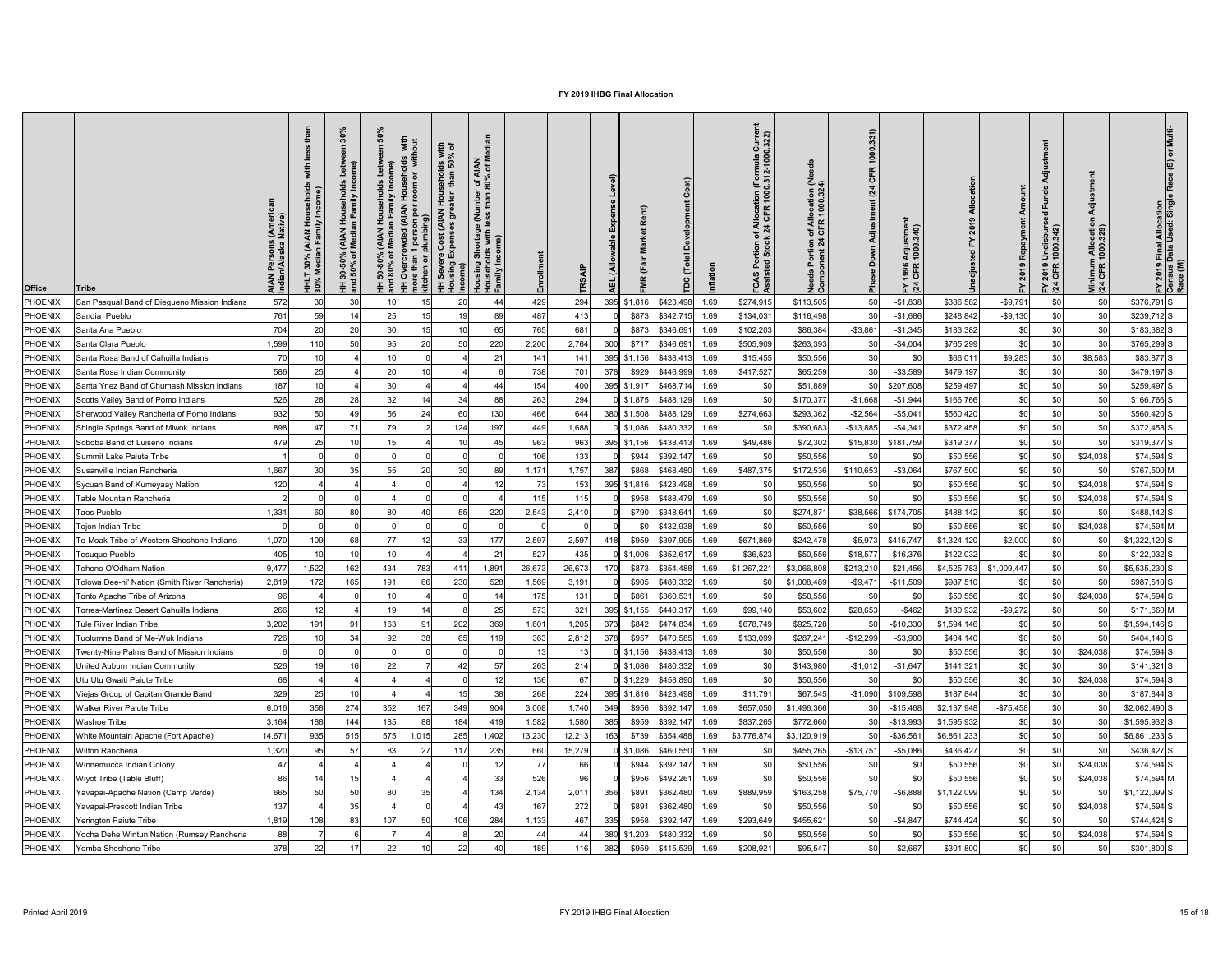# FY 2019 IHBG Final Allocation

| Office | Tribe | AIAN Persons (American Indian/Alaska Native) | HHLT 30% (AIAN Households with less than 30% Median Family Income) | HH 30-50% (AIAN Households between 30% and 50% of Median Family Income) | HH 50-80% (AIAN Households between 50% and 80% of Median Family Income) | HH Overcrowded (AIAN Households with more than 1 person per room or without kitchen or plumbing) | HH Severe Cost (AIAN Households with Housing Expenses greater than 50% of Income) | Housing Shortage (Number of AIAN Households with less than 80% of Median Family Income) | Enrollment | TRSAIP | AEL (Allowable Expense Level) | FMR (Fair Market Rent) | TDC (Total Development Cost) | Inflation | FCAS Portion of Allocation (Formula Current Assisted Stock 24 CFR 1000.312-1000.322) | Needs Portion of Allocation (Needs Component 24 CFR 1000.324) | Phase Down Adjustment (24 CFR 1000.331) | FY 1996 Adjustment (24 CFR 1000.340) | Unadjusted FY 2019 Allocation | FY 2019 Repayment Amount | FY 2019 Undisbursed Funds Adjustment (24 CFR 1000.342) | Minimum Allocation Adjustment (24 CFR 1000.329) | FY 2019 Final Allocation | Census Data Used: Single Race (S) or Multi-Race (M) |
|---|---|---|---|---|---|---|---|---|---|---|---|---|---|---|---|---|---|---|---|---|---|---|---|---|
| PHOENIX | San Pasqual Band of Diegueno Mission Indians | 572 | 30 | 30 | 10 | 15 | 20 | 44 | 429 | 294 | 395 | $1,816 | $423,498 | 1.69 | $274,915 | $113,505 | $0 | -$1,838 | $386,582 | -$9,791 | $0 | $0 | $376,791 | S |
| PHOENIX | Sandia Pueblo | 761 | 59 | 14 | 25 | 15 | 19 | 89 | 487 | 413 | 0 | $873 | $342,715 | 1.69 | $134,031 | $116,498 | $0 | -$1,686 | $248,842 | -$9,130 | $0 | $0 | $239,712 | S |
| PHOENIX | Santa Ana Pueblo | 704 | 20 | 20 | 30 | 15 | 10 | 65 | 765 | 681 | 0 | $873 | $346,691 | 1.69 | $102,203 | $86,384 | -$3,861 | -$1,345 | $183,382 | $0 | $0 | $0 | $183,382 | S |
| PHOENIX | Santa Clara Pueblo | 1,599 | 110 | 50 | 95 | 20 | 50 | 220 | 2,200 | 2,764 | 300 | $717 | $346,691 | 1.69 | $505,909 | $263,393 | $0 | -$4,004 | $765,299 | $0 | $0 | $0 | $765,299 | S |
| PHOENIX | Santa Rosa Band of Cahuilla Indians | 70 | 10 | 4 | 10 | 0 | 4 | 21 | 141 | 141 | 395 | $1,156 | $438,413 | 1.69 | $15,455 | $50,556 | $0 | $0 | $66,011 | $9,283 | $0 | $8,583 | $83,877 | S |
| PHOENIX | Santa Rosa Indian Community | 586 | 25 | 4 | 20 | 10 | 4 | 6 | 738 | 701 | 378 | $929 | $446,999 | 1.69 | $417,527 | $65,259 | $0 | -$3,589 | $479,197 | $0 | $0 | $0 | $479,197 | S |
| PHOENIX | Santa Ynez Band of Chumash Mission Indians | 187 | 10 | 4 | 30 | 4 | 4 | 44 | 154 | 400 | 395 | $1,917 | $468,714 | 1.69 | $0 | $51,889 | $0 | $207,608 | $259,497 | $0 | $0 | $0 | $259,497 | S |
| PHOENIX | Scotts Valley Band of Pomo Indians | 526 | 28 | 28 | 32 | 14 | 34 | 88 | 263 | 294 | 0 | $1,875 | $488,129 | 1.69 | $0 | $170,377 | -$1,668 | -$1,944 | $166,766 | $0 | $0 | $0 | $166,766 | S |
| PHOENIX | Sherwood Valley Rancheria of Pomo Indians | 932 | 50 | 49 | 56 | 24 | 60 | 130 | 466 | 644 | 380 | $1,508 | $488,129 | 1.69 | $274,663 | $293,362 | -$2,564 | -$5,041 | $560,420 | $0 | $0 | $0 | $560,420 | S |
| PHOENIX | Shingle Springs Band of Miwok Indians | 898 | 47 | 71 | 79 | 2 | 124 | 197 | 449 | 1,688 | 0 | $1,086 | $480,332 | 1.69 | $0 | $390,683 | -$13,885 | -$4,341 | $372,458 | $0 | $0 | $0 | $372,458 | S |
| PHOENIX | Soboba Band of Luiseno Indians | 479 | 25 | 10 | 15 | 4 | 10 | 45 | 963 | 963 | 395 | $1,156 | $438,413 | 1.69 | $49,486 | $72,302 | $15,830 | $181,759 | $319,377 | $0 | $0 | $0 | $319,377 | S |
| PHOENIX | Summit Lake Paiute Tribe | 1 | 0 | 0 | 0 | 0 | 0 | 0 | 106 | 133 | 0 | $944 | $392,147 | 1.69 | $0 | $50,556 | $0 | $0 | $50,556 | $0 | $0 | $24,038 | $74,594 | S |
| PHOENIX | Susanville Indian Rancheria | 1,667 | 30 | 35 | 55 | 20 | 30 | 89 | 1,171 | 1,757 | 387 | $868 | $468,480 | 1.69 | $487,375 | $172,536 | $110,653 | -$3,064 | $767,500 | $0 | $0 | $0 | $767,500 | M |
| PHOENIX | Sycuan Band of Kumeyaay Nation | 120 | 4 | 4 | 4 | 0 | 4 | 12 | 73 | 153 | 395 | $1,816 | $423,498 | 1.69 | $0 | $50,556 | $0 | $0 | $50,556 | $0 | $0 | $24,038 | $74,594 | S |
| PHOENIX | Table Mountain Rancheria | 2 | 0 | 0 | 4 | 0 | 0 | 4 | 115 | 115 | 0 | $958 | $488,479 | 1.69 | $0 | $50,556 | $0 | $0 | $50,556 | $0 | $0 | $24,038 | $74,594 | S |
| PHOENIX | Taos Pueblo | 1,331 | 60 | 80 | 80 | 40 | 55 | 220 | 2,543 | 2,410 | 0 | $790 | $348,641 | 1.69 | $0 | $274,871 | $38,566 | $174,705 | $488,142 | $0 | $0 | $0 | $488,142 | S |
| PHOENIX | Tejon Indian Tribe | 0 | 0 | 0 | 0 | 0 | 0 | 0 | 0 | 0 | 0 | $0 | $432,938 | 1.69 | $0 | $50,556 | $0 | $0 | $50,556 | $0 | $0 | $24,038 | $74,594 | M |
| PHOENIX | Te-Moak Tribe of Western Shoshone Indians | 1,070 | 109 | 68 | 77 | 12 | 33 | 177 | 2,597 | 2,597 | 418 | $959 | $397,995 | 1.69 | $671,869 | $242,478 | -$5,973 | $415,747 | $1,324,120 | -$2,000 | $0 | $0 | $1,322,120 | S |
| PHOENIX | Tesuque Pueblo | 405 | 10 | 10 | 10 | 4 | 4 | 21 | 527 | 435 | 0 | $1,006 | $352,617 | 1.69 | $36,523 | $50,556 | $18,577 | $16,376 | $122,032 | $0 | $0 | $0 | $122,032 | S |
| PHOENIX | Tohono O'Odham Nation | 9,477 | 1,522 | 162 | 434 | 783 | 411 | 1,891 | 26,673 | 26,673 | 170 | $873 | $354,488 | 1.69 | $1,267,221 | $3,066,808 | $213,210 | -$21,456 | $4,525,783 | $1,009,447 | $0 | $0 | $5,535,230 | S |
| PHOENIX | Tolowa Dee-ni' Nation (Smith River Rancheria) | 2,819 | 172 | 165 | 191 | 66 | 230 | 528 | 1,569 | 3,191 | 0 | $905 | $480,332 | 1.69 | $0 | $1,008,489 | -$9,471 | -$11,509 | $987,510 | $0 | $0 | $0 | $987,510 | S |
| PHOENIX | Tonto Apache Tribe of Arizona | 96 | 4 | 0 | 10 | 4 | 0 | 14 | 175 | 131 | 0 | $861 | $360,531 | 1.69 | $0 | $50,556 | $0 | $0 | $50,556 | $0 | $0 | $24,038 | $74,594 | S |
| PHOENIX | Torres-Martinez Desert Cahuilla Indians | 266 | 12 | 4 | 19 | 14 | 8 | 25 | 573 | 321 | 395 | $1,155 | $440,317 | 1.69 | $99,140 | $53,602 | $28,653 | -$462 | $180,932 | -$9,272 | $0 | $0 | $171,660 | M |
| PHOENIX | Tule River Indian Tribe | 3,202 | 191 | 91 | 163 | 91 | 202 | 369 | 1,601 | 1,205 | 373 | $842 | $474,834 | 1.69 | $678,749 | $925,728 | $0 | -$10,330 | $1,594,146 | $0 | $0 | $0 | $1,594,146 | S |
| PHOENIX | Tuolumne Band of Me-Wuk Indians | 726 | 10 | 34 | 92 | 38 | 65 | 119 | 363 | 2,812 | 378 | $957 | $470,585 | 1.69 | $133,099 | $287,241 | -$12,299 | -$3,900 | $404,140 | $0 | $0 | $0 | $404,140 | S |
| PHOENIX | Twenty-Nine Palms Band of Mission Indians | 6 | 0 | 0 | 0 | 0 | 0 | 0 | 13 | 13 | 0 | $1,156 | $438,413 | 1.69 | $0 | $50,556 | $0 | $0 | $50,556 | $0 | $0 | $24,038 | $74,594 | S |
| PHOENIX | United Auburn Indian Community | 526 | 19 | 16 | 22 | 7 | 42 | 57 | 263 | 214 | 0 | $1,086 | $480,332 | 1.69 | $0 | $143,980 | -$1,012 | -$1,647 | $141,321 | $0 | $0 | $0 | $141,321 | S |
| PHOENIX | Utu Utu Gwaiti Paiute Tribe | 68 | 4 | 4 | 4 | 4 | 0 | 12 | 136 | 67 | 0 | $1,229 | $458,890 | 1.69 | $0 | $50,556 | $0 | $0 | $50,556 | $0 | $0 | $24,038 | $74,594 | S |
| PHOENIX | Viejas Group of Capitan Grande Band | 329 | 25 | 10 | 4 | 4 | 15 | 38 | 268 | 224 | 395 | $1,816 | $423,498 | 1.69 | $11,791 | $67,545 | -$1,090 | $109,598 | $187,844 | $0 | $0 | $0 | $187,844 | S |
| PHOENIX | Walker River Paiute Tribe | 6,016 | 358 | 274 | 352 | 167 | 349 | 904 | 3,008 | 1,740 | 349 | $956 | $392,147 | 1.69 | $657,050 | $1,496,366 | $0 | -$15,468 | $2,137,948 | -$75,458 | $0 | $0 | $2,062,490 | S |
| PHOENIX | Washoe Tribe | 3,164 | 188 | 144 | 185 | 88 | 184 | 419 | 1,582 | 1,580 | 385 | $959 | $392,147 | 1.69 | $837,265 | $772,660 | $0 | -$13,993 | $1,595,932 | $0 | $0 | $0 | $1,595,932 | S |
| PHOENIX | White Mountain Apache (Fort Apache) | 14,671 | 935 | 515 | 575 | 1,015 | 285 | 1,402 | 13,230 | 12,213 | 163 | $739 | $354,488 | 1.69 | $3,776,874 | $3,120,919 | $0 | -$36,561 | $6,861,233 | $0 | $0 | $0 | $6,861,233 | S |
| PHOENIX | Wilton Rancheria | 1,320 | 95 | 57 | 83 | 27 | 117 | 235 | 660 | 15,279 | 0 | $1,086 | $460,550 | 1.69 | $0 | $455,265 | -$13,751 | -$5,086 | $436,427 | $0 | $0 | $0 | $436,427 | S |
| PHOENIX | Winnemucca Indian Colony | 47 | 4 | 4 | 4 | 4 | 0 | 12 | 77 | 66 | 0 | $944 | $392,147 | 1.69 | $0 | $50,556 | $0 | $0 | $50,556 | $0 | $0 | $24,038 | $74,594 | S |
| PHOENIX | Wiyot Tribe (Table Bluff) | 86 | 14 | 15 | 4 | 4 | 4 | 33 | 526 | 96 | 0 | $956 | $492,261 | 1.69 | $0 | $50,556 | $0 | $0 | $50,556 | $0 | $0 | $24,038 | $74,594 | M |
| PHOENIX | Yavapai-Apache Nation (Camp Verde) | 665 | 50 | 50 | 80 | 35 | 4 | 134 | 2,134 | 2,011 | 356 | $891 | $362,480 | 1.69 | $889,959 | $163,258 | $75,770 | -$6,888 | $1,122,099 | $0 | $0 | $0 | $1,122,099 | S |
| PHOENIX | Yavapai-Prescott Indian Tribe | 137 | 4 | 35 | 4 | 0 | 4 | 43 | 167 | 272 | 0 | $891 | $362,480 | 1.69 | $0 | $50,556 | $0 | $0 | $50,556 | $0 | $0 | $24,038 | $74,594 | S |
| PHOENIX | Yerington Paiute Tribe | 1,819 | 108 | 83 | 107 | 50 | 106 | 284 | 1,133 | 467 | 335 | $958 | $392,147 | 1.69 | $293,649 | $455,621 | $0 | -$4,847 | $744,424 | $0 | $0 | $0 | $744,424 | S |
| PHOENIX | Yocha Dehe Wintun Nation (Rumsey Rancheria | 88 | 7 | 6 | 7 | 4 | 8 | 20 | 44 | 44 | 380 | $1,203 | $480,332 | 1.69 | $0 | $50,556 | $0 | $0 | $50,556 | $0 | $0 | $24,038 | $74,594 | S |
| PHOENIX | Yomba Shoshone Tribe | 378 | 22 | 17 | 22 | 10 | 22 | 40 | 189 | 116 | 382 | $959 | $415,539 | 1.69 | $208,921 | $95,547 | $0 | -$2,667 | $301,800 | $0 | $0 | $0 | $301,800 | S |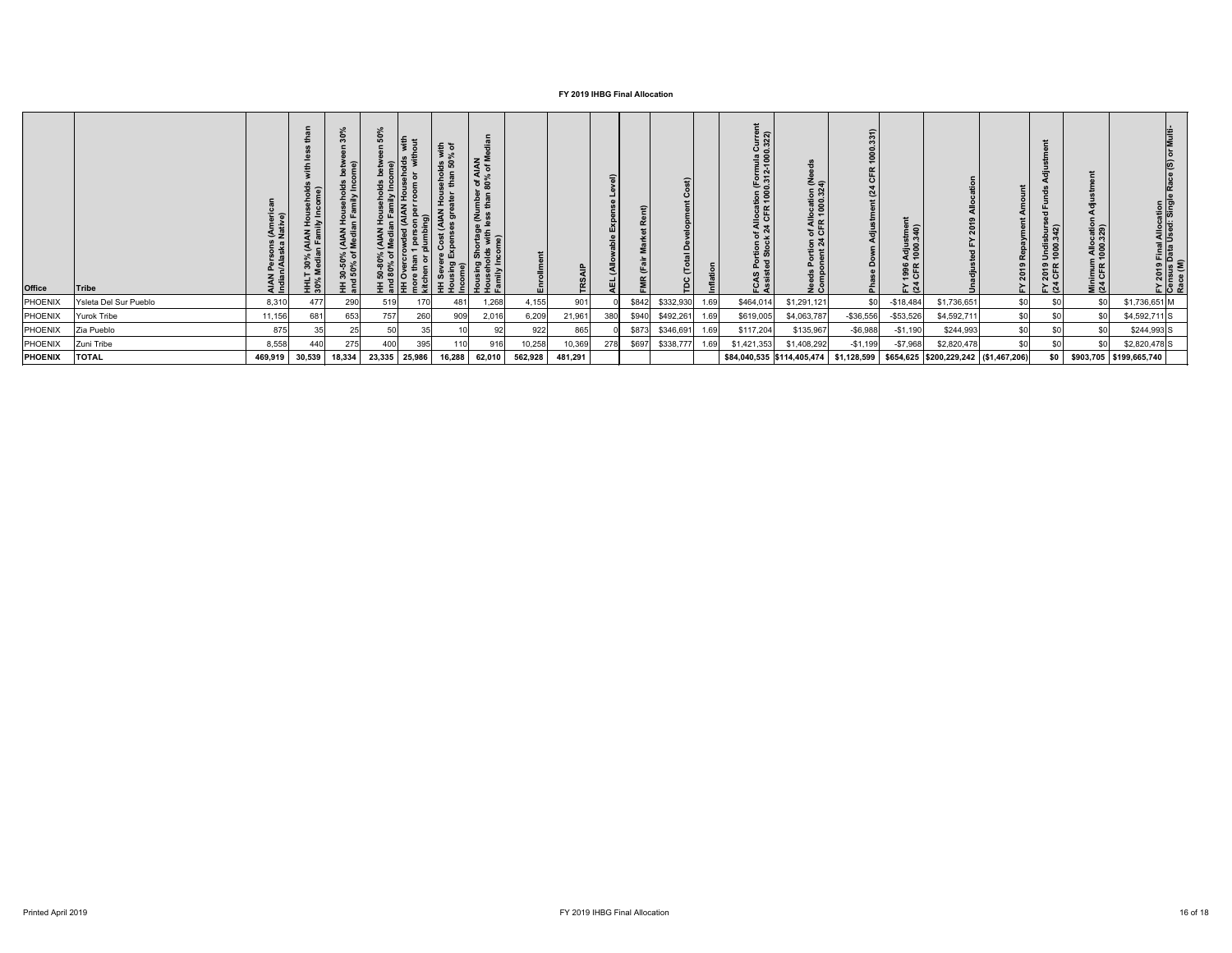# FY 2019 IHBG Final Allocation

| Office | Tribe | AIAN Persons (American Indian/Alaska Native) | HHLT 30% (AIAN Households with less than 30% Median Family Income) | HH 30-50% (AIAN Households between 30% and 50% of Median Family Income) | HH 50-80% (AIAN Households between 50% and 80% of Median Family Income) | HH Overcrowded (AIAN Households with more than 1 person per room or without kitchen or plumbing) | HH Severe Cost (AIAN Households with Housing Expenses greater than 50% of Income) | Housing Shortage (Number of AIAN Households with less than 80% of Median Family Income) | Enrollment | TRSAIP | AEL (Allowable Expense Level) | FMR (Fair Market Rent) | TDC (Total Development Cost) | Inflation | FCAS Portion of Allocation (Formula Current Assisted Stock 24 CFR 1000.312-1000.322) | Needs Portion of Allocation (Needs Component 24 CFR 1000.324) | Phase Down Adjustment (24 CFR 1000.331) | FY 1996 Adjustment (24 CFR 1000.340) | Unadjusted FY 2019 Allocation | FY 2019 Repayment Amount | FY 2019 Undisbursed Funds Adjustment (24 CFR 1000.342) | Minimum Allocation Adjustment (24 CFR 1000.329) | FY 2019 Final Allocation | Census Data Used: Single Race (S) or Multi-Race (M) |
|---|---|---|---|---|---|---|---|---|---|---|---|---|---|---|---|---|---|---|---|---|---|---|---|---|
| PHOENIX | Ysleta Del Sur Pueblo | 8,310 | 477 | 290 | 519 | 170 | 481 | 1,268 | 4,155 | 901 | 0 | $842 | $332,930 | 1.69 | $464,014 | $1,291,121 | $0 | -$18,484 | $1,736,651 | $0 | $0 | $0 | $1,736,651 | M |
| PHOENIX | Yurok Tribe | 11,156 | 681 | 653 | 757 | 260 | 909 | 2,016 | 6,209 | 21,961 | 380 | $940 | $492,261 | 1.69 | $619,005 | $4,063,787 | -$36,556 | -$53,526 | $4,592,711 | $0 | $0 | $0 | $4,592,711 | S |
| PHOENIX | Zia Pueblo | 875 | 35 | 25 | 50 | 35 | 10 | 92 | 922 | 865 | 0 | $873 | $346,691 | 1.69 | $117,204 | $135,967 | -$6,988 | -$1,190 | $244,993 | $0 | $0 | $0 | $244,993 | S |
| PHOENIX | Zuni Tribe | 8,558 | 440 | 275 | 400 | 395 | 110 | 916 | 10,258 | 10,369 | 278 | $697 | $338,777 | 1.69 | $1,421,353 | $1,408,292 | -$1,199 | -$7,968 | $2,820,478 | $0 | $0 | $0 | $2,820,478 | S |
| **PHOENIX** | **TOTAL** | **469,919** | **30,539** | **18,334** | **23,335** | **25,986** | **16,288** | **62,010** | **562,928** | **481,291** | | | | | **$84,040,535** | **$114,405,474** | **$1,128,599** | **$654,625** | **$200,229,242** | **($1,467,206)** | **$0** | **$903,705** | **$199,665,740** | |

Printed April 2019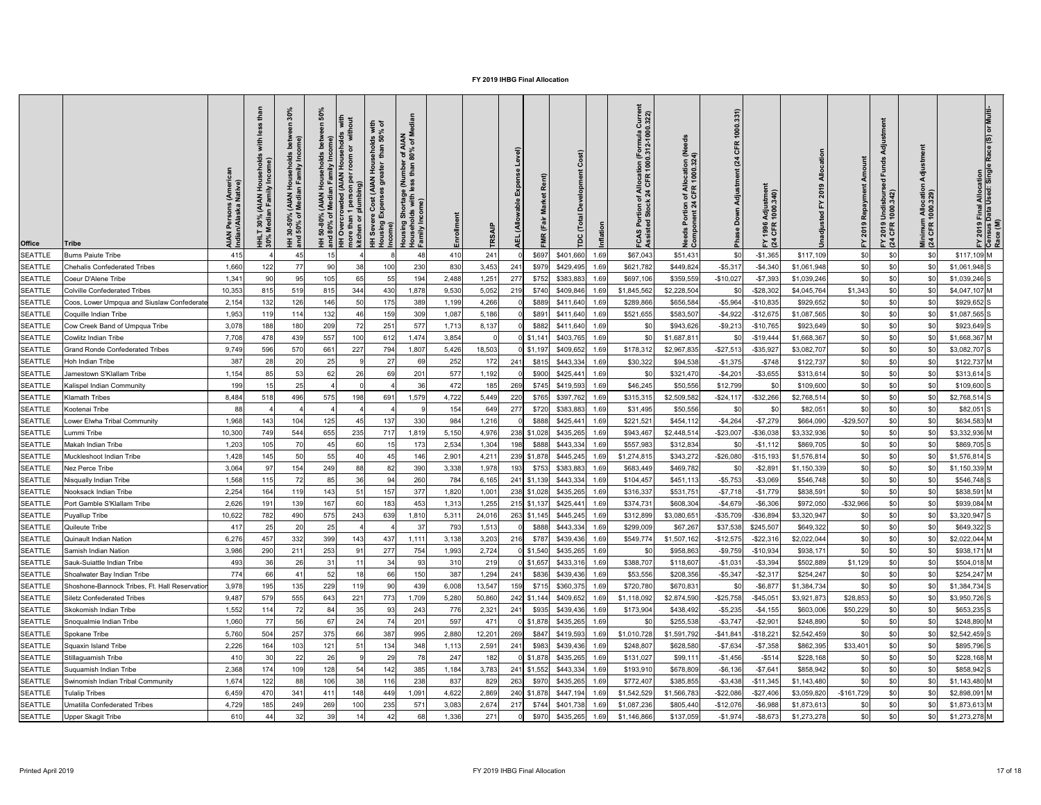# FY 2019 IHBG Final Allocation

| Office | Tribe | AIAN Persons (American Indian/Alaska Native) | HHLT 30% (AIAN Households with less than 30% Median Family Income) | HH 30-50% (AIAN Households between 30% and 50% of Median Family Income) | HH 50-80% (AIAN Households between 50% and 80% of Median Family Income) | HH Overcrowded (AIAN Households with more than 1 person per room or without kitchen or plumbing) | HH Severe Cost (AIAN Households with Housing Expenses greater than 50% of Income) | Housing Shortage (Number of AIAN Households with less than 80% of Median Family Income) | Enrollment | TRSAIP | AEL (Allowable Expense Level) | FMR (Fair Market Rent) | TDC (Total Development Cost) | Inflation | FCAS Portion of Allocation (Formula Current Assisted Stock 24 CFR 1000.312-1000.322) | Needs Portion of Allocation (Needs Component 24 CFR 1000.324) | Phase Down Adjustment (24 CFR 1000.331) | FY 1996 Adjustment (24 CFR 1000.340) | Unadjusted FY 2019 Allocation | FY 2019 Repayment Amount | FY 2019 Undisbursed Funds Adjustment (24 CFR 1000.342) | Minimum Allocation Adjustment (24 CFR 1000.329) | FY 2019 Final Allocation | Census Data Used: Single Race (S) or Multi-Race (M) |
|---|---|---|---|---|---|---|---|---|---|---|---|---|---|---|---|---|---|---|---|---|---|---|---|---|
| SEATTLE | Burns Paiute Tribe | 415 | 4 | 45 | 15 | 4 | 8 | 48 | 410 | 241 | 0 | $697 | $401,660 | 1.69 | $67,043 | $51,431 | $0 | -$1,365 | $117,109 | $0 | $0 | $0 | $117,109 | M |
| SEATTLE | Chehalis Confederated Tribes | 1,660 | 122 | 77 | 90 | 38 | 100 | 230 | 830 | 3,453 | 241 | $979 | $429,495 | 1.69 | $621,782 | $449,824 | -$5,317 | -$4,340 | $1,061,948 | $0 | $0 | $0 | $1,061,948 | S |
| SEATTLE | Coeur D'Alene Tribe | 1,341 | 90 | 95 | 105 | 65 | 55 | 194 | 2,488 | 1,251 | 277 | $752 | $383,883 | 1.69 | $697,106 | $359,559 | -$10,027 | -$7,393 | $1,039,246 | $0 | $0 | $0 | $1,039,246 | S |
| SEATTLE | Colville Confederated Tribes | 10,353 | 815 | 519 | 815 | 344 | 430 | 1,878 | 9,530 | 5,052 | 219 | $740 | $409,846 | 1.69 | $1,845,562 | $2,228,504 | $0 | -$28,302 | $4,045,764 | $1,343 | $0 | $0 | $4,047,107 | M |
| SEATTLE | Coos, Lower Umpqua and Siuslaw Confederate | 2,154 | 132 | 126 | 146 | 50 | 175 | 389 | 1,199 | 4,266 | 0 | $889 | $411,640 | 1.69 | $289,866 | $656,584 | -$5,964 | -$10,835 | $929,652 | $0 | $0 | $0 | $929,652 | S |
| SEATTLE | Coquille Indian Tribe | 1,953 | 119 | 114 | 132 | 46 | 159 | 309 | 1,087 | 5,186 | 0 | $891 | $411,640 | 1.69 | $521,655 | $583,507 | -$4,922 | -$12,675 | $1,087,565 | $0 | $0 | $0 | $1,087,565 | S |
| SEATTLE | Cow Creek Band of Umpqua Tribe | 3,078 | 188 | 180 | 209 | 72 | 251 | 577 | 1,713 | 8,137 | 0 | $882 | $411,640 | 1.69 | $0 | $943,626 | -$9,213 | -$10,765 | $923,649 | $0 | $0 | $0 | $923,649 | S |
| SEATTLE | Cowlitz Indian Tribe | 7,708 | 478 | 439 | 557 | 100 | 612 | 1,474 | 3,854 | 0 | 0 | $1,141 | $403,765 | 1.69 | $0 | $1,687,811 | $0 | -$19,444 | $1,668,367 | $0 | $0 | $0 | $1,668,367 | M |
| SEATTLE | Grand Ronde Confederated Tribes | 9,749 | 596 | 570 | 661 | 227 | 794 | 1,807 | 5,426 | 18,503 | 0 | $1,197 | $409,652 | 1.69 | $178,312 | $2,967,835 | -$27,513 | -$35,927 | $3,082,707 | $0 | $0 | $0 | $3,082,707 | S |
| SEATTLE | Hoh Indian Tribe | 387 | 28 | 20 | 25 | 9 | 27 | 69 | 252 | 172 | 241 | $815 | $443,334 | 1.69 | $30,322 | $94,538 | -$1,375 | -$748 | $122,737 | $0 | $0 | $0 | $122,737 | M |
| SEATTLE | Jamestown S'Klallam Tribe | 1,154 | 85 | 53 | 62 | 26 | 69 | 201 | 577 | 1,192 | 0 | $900 | $425,441 | 1.69 | $0 | $321,470 | -$4,201 | -$3,655 | $313,614 | $0 | $0 | $0 | $313,614 | S |
| SEATTLE | Kalispel Indian Community | 199 | 15 | 25 | 4 | 0 | 4 | 36 | 472 | 185 | 269 | $745 | $419,593 | 1.69 | $46,245 | $50,556 | $12,799 | $0 | $109,600 | $0 | $0 | $0 | $109,600 | S |
| SEATTLE | Klamath Tribes | 8,484 | 518 | 496 | 575 | 198 | 691 | 1,579 | 4,722 | 5,449 | 220 | $765 | $397,762 | 1.69 | $315,315 | $2,509,582 | -$24,117 | -$32,266 | $2,768,514 | $0 | $0 | $0 | $2,768,514 | S |
| SEATTLE | Kootenai Tribe | 88 | 4 | 4 | 4 | 4 | 4 | 9 | 154 | 649 | 277 | $720 | $383,883 | 1.69 | $31,495 | $50,556 | $0 | $0 | $82,051 | $0 | $0 | $0 | $82,051 | S |
| SEATTLE | Lower Elwha Tribal Community | 1,968 | 143 | 104 | 125 | 45 | 137 | 330 | 984 | 1,216 | 0 | $888 | $425,441 | 1.69 | $221,521 | $454,112 | -$4,264 | -$7,279 | $664,090 | -$29,507 | $0 | $0 | $634,583 | M |
| SEATTLE | Lummi Tribe | 10,300 | 749 | 544 | 655 | 235 | 717 | 1,819 | 5,150 | 4,976 | 238 | $1,028 | $435,265 | 1.69 | $943,467 | $2,448,514 | -$23,007 | -$36,038 | $3,332,936 | $0 | $0 | $0 | $3,332,936 | M |
| SEATTLE | Makah Indian Tribe | 1,203 | 105 | 70 | 45 | 60 | 15 | 173 | 2,534 | 1,304 | 198 | $888 | $443,334 | 1.69 | $557,983 | $312,834 | $0 | -$1,112 | $869,705 | $0 | $0 | $0 | $869,705 | S |
| SEATTLE | Muckleshoot Indian Tribe | 1,428 | 145 | 50 | 55 | 40 | 45 | 146 | 2,901 | 4,211 | 239 | $1,878 | $445,245 | 1.69 | $1,274,815 | $343,272 | -$26,080 | -$15,193 | $1,576,814 | $0 | $0 | $0 | $1,576,814 | S |
| SEATTLE | Nez Perce Tribe | 3,064 | 97 | 154 | 249 | 88 | 82 | 390 | 3,338 | 1,978 | 193 | $753 | $383,883 | 1.69 | $683,449 | $469,782 | $0 | -$2,891 | $1,150,339 | $0 | $0 | $0 | $1,150,339 | M |
| SEATTLE | Nisqually Indian Tribe | 1,568 | 115 | 72 | 85 | 36 | 94 | 260 | 784 | 6,165 | 241 | $1,139 | $443,334 | 1.69 | $104,457 | $451,113 | -$5,753 | -$3,069 | $546,748 | $0 | $0 | $0 | $546,748 | S |
| SEATTLE | Nooksack Indian Tribe | 2,254 | 164 | 119 | 143 | 51 | 157 | 377 | 1,820 | 1,001 | 238 | $1,028 | $435,265 | 1.69 | $316,337 | $531,751 | -$7,718 | -$1,779 | $838,591 | $0 | $0 | $0 | $838,591 | M |
| SEATTLE | Port Gamble S'Klallam Tribe | 2,626 | 191 | 139 | 167 | 60 | 183 | 453 | 1,313 | 1,255 | 215 | $1,137 | $425,441 | 1.69 | $374,731 | $608,304 | -$4,679 | -$6,306 | $972,050 | -$32,966 | $0 | $0 | $939,084 | M |
| SEATTLE | Puyallup Tribe | 10,622 | 782 | 490 | 575 | 243 | 639 | 1,810 | 5,311 | 24,016 | 263 | $1,145 | $445,245 | 1.69 | $312,899 | $3,080,651 | -$35,709 | -$36,894 | $3,320,947 | $0 | $0 | $0 | $3,320,947 | S |
| SEATTLE | Quileute Tribe | 417 | 25 | 20 | 25 | 4 | 4 | 37 | 793 | 1,513 | 0 | $888 | $443,334 | 1.69 | $299,009 | $67,267 | $37,538 | $245,507 | $649,322 | $0 | $0 | $0 | $649,322 | S |
| SEATTLE | Quinault Indian Nation | 6,276 | 457 | 332 | 399 | 143 | 437 | 1,111 | 3,138 | 3,203 | 216 | $787 | $439,436 | 1.69 | $549,774 | $1,507,162 | -$12,575 | -$22,316 | $2,022,044 | $0 | $0 | $0 | $2,022,044 | M |
| SEATTLE | Samish Indian Nation | 3,986 | 290 | 211 | 253 | 91 | 277 | 754 | 1,993 | 2,724 | 0 | $1,540 | $435,265 | 1.69 | $0 | $958,863 | -$9,759 | -$10,934 | $938,171 | $0 | $0 | $0 | $938,171 | M |
| SEATTLE | Sauk-Suiattle Indian Tribe | 493 | 36 | 26 | 31 | 11 | 34 | 93 | 310 | 219 | 0 | $1,657 | $433,316 | 1.69 | $388,707 | $118,607 | -$1,031 | -$3,394 | $502,889 | $1,129 | $0 | $0 | $504,018 | M |
| SEATTLE | Shoalwater Bay Indian Tribe | 774 | 66 | 41 | 52 | 18 | 66 | 150 | 387 | 1,294 | 241 | $836 | $439,436 | 1.69 | $53,556 | $208,356 | -$5,347 | -$2,317 | $254,247 | $0 | $0 | $0 | $254,247 | M |
| SEATTLE | Shoshone-Bannock Tribes, Ft. Hall Reservation | 3,978 | 195 | 135 | 229 | 119 | 90 | 439 | 6,008 | 13,547 | 159 | $715 | $360,375 | 1.69 | $720,780 | $670,831 | $0 | -$6,877 | $1,384,734 | $0 | $0 | $0 | $1,384,734 | S |
| SEATTLE | Siletz Confederated Tribes | 9,487 | 579 | 555 | 643 | 221 | 773 | 1,709 | 5,280 | 50,860 | 242 | $1,144 | $409,652 | 1.69 | $1,118,092 | $2,874,590 | -$25,758 | -$45,051 | $3,921,873 | $28,853 | $0 | $0 | $3,950,726 | S |
| SEATTLE | Skokomish Indian Tribe | 1,552 | 114 | 72 | 84 | 35 | 93 | 243 | 776 | 2,321 | 241 | $935 | $439,436 | 1.69 | $173,904 | $438,492 | -$5,235 | -$4,155 | $603,006 | $50,229 | $0 | $0 | $653,235 | S |
| SEATTLE | Snoqualmie Indian Tribe | 1,060 | 77 | 56 | 67 | 24 | 74 | 201 | 597 | 471 | 0 | $1,878 | $435,265 | 1.69 | $0 | $255,538 | -$3,747 | -$2,901 | $248,890 | $0 | $0 | $0 | $248,890 | M |
| SEATTLE | Spokane Tribe | 5,760 | 504 | 257 | 375 | 66 | 387 | 995 | 2,880 | 12,201 | 269 | $847 | $419,593 | 1.69 | $1,010,728 | $1,591,792 | -$41,841 | -$18,221 | $2,542,459 | $0 | $0 | $0 | $2,542,459 | S |
| SEATTLE | Squaxin Island Tribe | 2,226 | 164 | 103 | 121 | 51 | 134 | 348 | 1,113 | 2,591 | 241 | $983 | $439,436 | 1.69 | $248,807 | $628,580 | -$7,634 | -$7,358 | $862,395 | $33,401 | $0 | $0 | $895,796 | S |
| SEATTLE | Stillaguamish Tribe | 410 | 30 | 22 | 26 | 9 | 29 | 78 | 247 | 182 | 0 | $1,878 | $435,265 | 1.69 | $131,027 | $99,111 | -$1,456 | -$514 | $228,168 | $0 | $0 | $0 | $228,168 | M |
| SEATTLE | Suquamish Indian Tribe | 2,368 | 174 | 109 | 128 | 54 | 142 | 385 | 1,184 | 3,783 | 241 | $1,552 | $443,334 | 1.69 | $193,910 | $678,809 | -$6,136 | -$7,641 | $858,942 | $0 | $0 | $0 | $858,942 | S |
| SEATTLE | Swinomish Indian Tribal Community | 1,674 | 122 | 88 | 106 | 38 | 116 | 238 | 837 | 829 | 263 | $970 | $435,265 | 1.69 | $772,407 | $385,855 | -$3,438 | -$11,345 | $1,143,480 | $0 | $0 | $0 | $1,143,480 | M |
| SEATTLE | Tulalip Tribes | 6,459 | 470 | 341 | 411 | 148 | 449 | 1,091 | 4,622 | 2,869 | 240 | $1,878 | $447,194 | 1.69 | $1,542,529 | $1,566,783 | -$22,086 | -$27,406 | $3,059,820 | -$161,729 | $0 | $0 | $2,898,091 | M |
| SEATTLE | Umatilla Confederated Tribes | 4,729 | 185 | 249 | 269 | 100 | 235 | 571 | 3,083 | 2,674 | 217 | $744 | $401,738 | 1.69 | $1,087,236 | $805,440 | -$12,076 | -$6,988 | $1,873,613 | $0 | $0 | $0 | $1,873,613 | M |
| SEATTLE | Upper Skagit Tribe | 610 | 44 | 32 | 39 | 14 | 42 | 68 | 1,336 | 271 | 0 | $970 | $435,265 | 1.69 | $1,146,866 | $137,059 | -$1,974 | -$8,673 | $1,273,278 | $0 | $0 | $0 | $1,273,278 | M |

Printed April 2019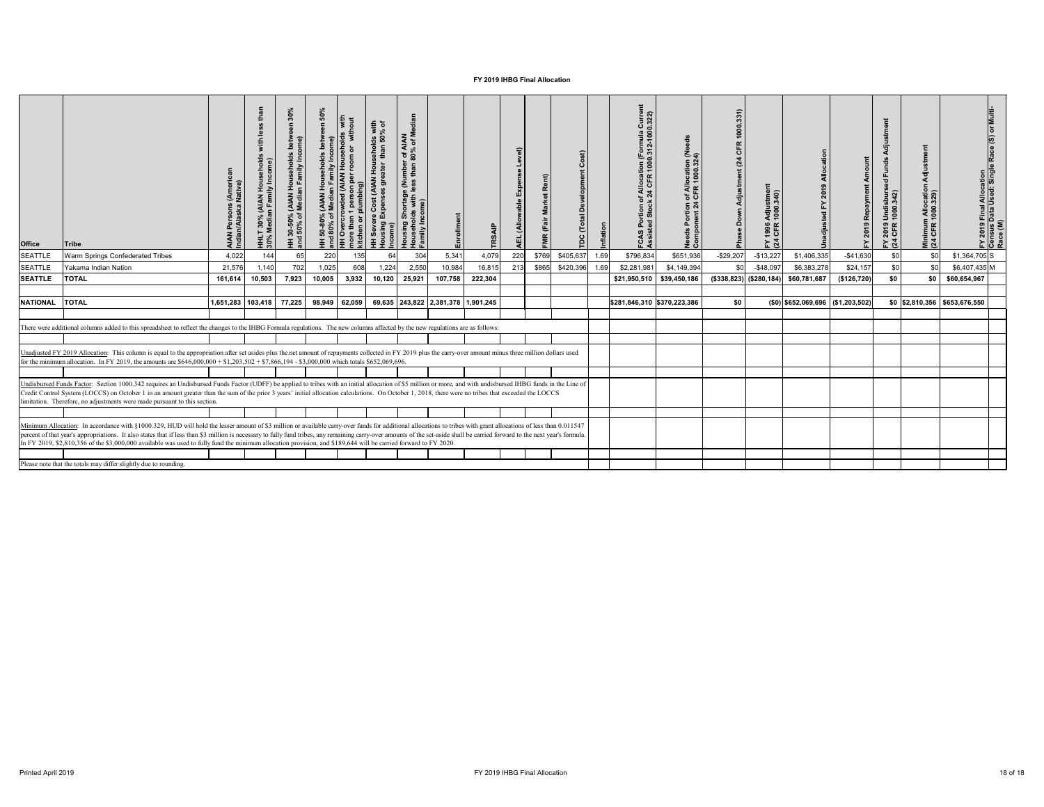# FY 2019 IHBG Final Allocation

| Office | Tribe | AIAN Persons (American Indian/Alaska Native) | HHLT 30% (AIAN Households with less than 30% Median Family Income) | HH 30-50% (AIAN Households between 30% and 50% of Median Family Income) | HH 50-80% (AIAN Households between 50% and 80% of Median Family Income) | HH Overcrowded (AIAN Households with more than 1 person per room or without kitchen or plumbing) | HH Severe Cost (AIAN Households with Housing Expenses greater than 50% of Income) | Housing Shortage (Number of AIAN Households with less than 80% of Median Family Income) | Enrollment | TRSAIP | AEL (Allowable Expense Level) | FMR (Fair Market Rent) | TDC (Total Development Cost) | Inflation | FCAS Portion of Allocation (Formula Current Assisted Stock 24 CFR 1000.312-1000.322) | Needs Portion of Allocation (Needs Component 24 CFR 1000.324) | Phase Down Adjustment (24 CFR 1000.331) | FY 1996 Adjustment (24 CFR 1000.340) | Unadjusted FY 2019 Allocation | FY 2019 Repayment Amount | FY 2019 Undisbursed Funds Adjustment (24 CFR 1000.342) | Minimum Allocation Adjustment (24 CFR 1000.329) | FY 2019 Final Allocation | Census Data Used: Single Race (S) or Multi-Race (M) |
|---|---|---|---|---|---|---|---|---|---|---|---|---|---|---|---|---|---|---|---|---|---|---|---|---|
| SEATTLE | Warm Springs Confederated Tribes | 4,022 | 144 | 65 | 220 | 135 | 64 | 304 | 5,341 | 4,079 | 220 | $769 | $405,637 | 1.69 | $796,834 | $651,936 | -$29,207 | -$13,227 | $1,406,335 | -$41,630 | $0 | $0 | $1,364,705 | S |
| SEATTLE | Yakama Indian Nation | 21,576 | 1,140 | 702 | 1,025 | 608 | 1,224 | 2,550 | 10,984 | 16,815 | 213 | $865 | $420,396 | 1.69 | $2,281,981 | $4,149,394 | $0 | -$48,097 | $6,383,278 | $24,157 | $0 | $0 | $6,407,435 | M |
| **SEATTLE** | **TOTAL** | **161,614** | **10,503** | **7,923** | **10,005** | **3,932** | **10,120** | **25,921** | **107,758** | **222,304** | | | | | **$21,950,510** | **$39,450,186** | **($338,823)** | **($280,184)** | **$60,781,687** | **($126,720)** | **$0** | **$0** | **$60,654,967** | |
| **NATIONAL** | **TOTAL** | **1,651,283** | **103,418** | **77,225** | **98,949** | **62,059** | **69,635** | **243,822** | **2,381,378** | **1,901,245** | | | | | **$281,846,310** | **$370,223,386** | **$0** | **($0)** | **$652,069,696** | **($1,203,502)** | **$0** | **$2,810,356** | **$653,676,550** | |

There were additional columns added to this spreadsheet to reflect the changes to the IHBG Formula regulations. The new columns affected by the new regulations are as follows:

Unadjusted FY 2019 Allocation: This column is equal to the appropriation after set asides plus the net amount of repayments collected in FY 2019 plus the carry-over amount minus three million dollars used for the minimum allocation. In FY 2019, the amounts are $646,000,000 + $1,203,502 + $7,866,194 - $3,000,000 which totals $652,069,696.

Undisbursed Funds Factor: Section 1000.342 requires an Undisbursed Funds Factor (UDFF) be applied to tribes with an initial allocation of $5 million or more, and with undisbursed IHBG funds in the Line of Credit Control System (LOCCS) on October 1 in an amount greater than the sum of the prior 3 years' initial allocation calculations. On October 1, 2018, there were no tribes that exceeded the LOCCS limitation. Therefore, no adjustments were made pursuant to this section.

Minimum Allocation: In accordance with §1000.329, HUD will hold the lesser amount of $3 million or available carry-over funds for additional allocations to tribes with grant allocations of less than 0.011547 percent of that year's appropriations. It also states that if less than $3 million is necessary to fully fund tribes, any remaining carry-over amounts of the set-aside shall be carried forward to the next year's formula. In FY 2019, $2,810,356 of the $3,000,000 available was used to fully fund the minimum allocation provision, and $189,644 will be carried forward to FY 2020.

Please note that the totals may differ slightly due to rounding.